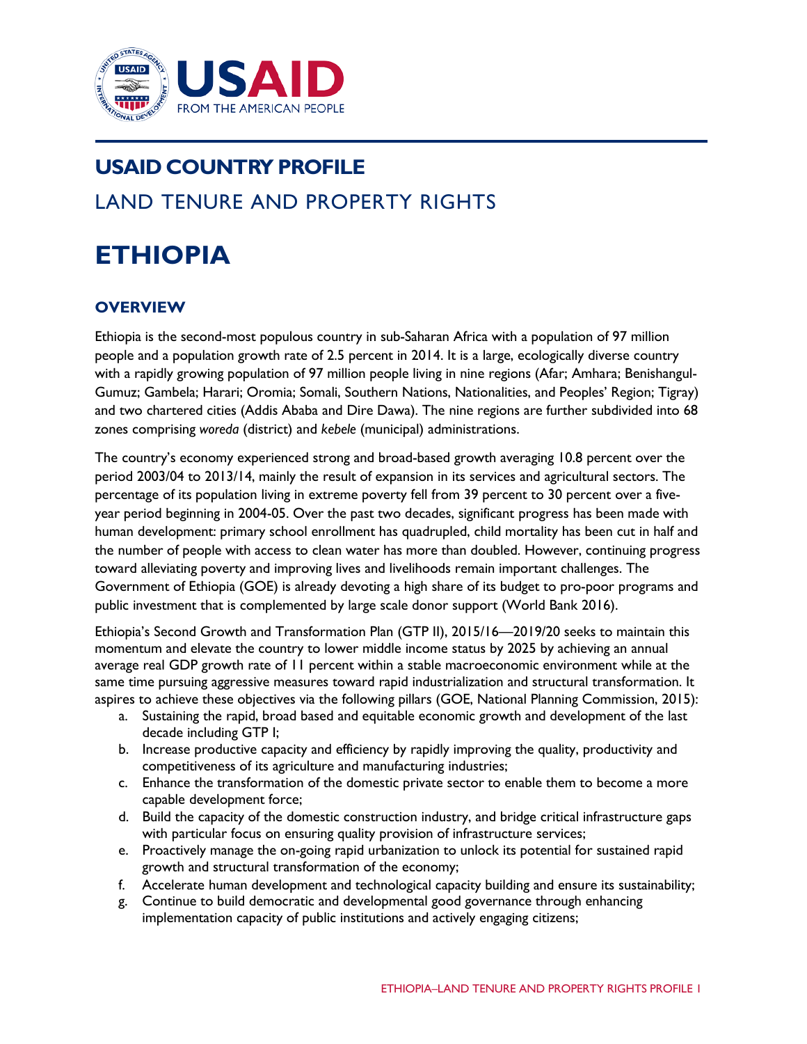# USAID COUNTRY PROFILE

## LAND TENURE AND PROPERTY RIGHTS

# ETHIOPIA

## OVERVIEW

Ethiopia is the second-most populous country in sub-Saharan Africa with a population of 97 million people and a population growth rate of 2.5 percent in 2014. It is a large, ecologically diverse country with a rapidly growing population of 97 million people living in nine regions (Afar; Amhara; Benishangul-Gumuz; Gambela; Harari; Oromia; Somali, Southern Nations, Nationalities, and Peoples' Region; Tigray) and two chartered cities (Addis Ababa and Dire Dawa). The nine regions are further subdivided into 68 zones comprising *woreda* (district) and *kebele* (municipal) administrations.

The country's economy experienced strong and broad-based growth averaging 10.8 percent over the period 2003/04 to 2013/14, mainly the result of expansion in its services and agricultural sectors. The percentage of its population living in extreme poverty fell from 39 percent to 30 percent over a five-year period beginning in 2004-05. Over the past two decades, significant progress has been made with human development: primary school enrollment has quadrupled, child mortality has been cut in half and the number of people with access to clean water has more than doubled. However, continuing progress toward alleviating poverty and improving lives and livelihoods remain important challenges. The Government of Ethiopia (GOE) is already devoting a high share of its budget to pro-poor programs and public investment that is complemented by large scale donor support (World Bank 2016).

Ethiopia's Second Growth and Transformation Plan (GTP II), 2015/16—2019/20 seeks to maintain this momentum and elevate the country to lower middle income status by 2025 by achieving an annual average real GDP growth rate of 11 percent within a stable macroeconomic environment while at the same time pursuing aggressive measures toward rapid industrialization and structural transformation. It aspires to achieve these objectives via the following pillars (GOE, National Planning Commission, 2015):

a. Sustaining the rapid, broad based and equitable economic growth and development of the last decade including GTP I;
b. Increase productive capacity and efficiency by rapidly improving the quality, productivity and competitiveness of its agriculture and manufacturing industries;
c. Enhance the transformation of the domestic private sector to enable them to become a more capable development force;
d. Build the capacity of the domestic construction industry, and bridge critical infrastructure gaps with particular focus on ensuring quality provision of infrastructure services;
e. Proactively manage the on-going rapid urbanization to unlock its potential for sustained rapid growth and structural transformation of the economy;
f. Accelerate human development and technological capacity building and ensure its sustainability;
g. Continue to build democratic and developmental good governance through enhancing implementation capacity of public institutions and actively engaging citizens;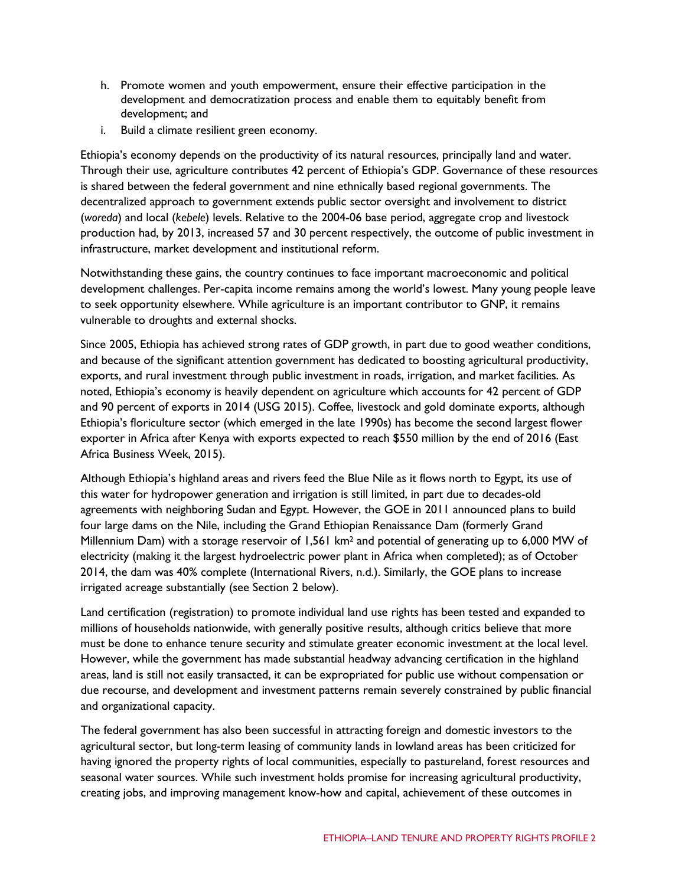h. Promote women and youth empowerment, ensure their effective participation in the development and democratization process and enable them to equitably benefit from development; and
i. Build a climate resilient green economy.

Ethiopia's economy depends on the productivity of its natural resources, principally land and water. Through their use, agriculture contributes 42 percent of Ethiopia's GDP. Governance of these resources is shared between the federal government and nine ethnically based regional governments. The decentralized approach to government extends public sector oversight and involvement to district (*woreda*) and local (*kebele*) levels. Relative to the 2004-06 base period, aggregate crop and livestock production had, by 2013, increased 57 and 30 percent respectively, the outcome of public investment in infrastructure, market development and institutional reform.

Notwithstanding these gains, the country continues to face important macroeconomic and political development challenges. Per-capita income remains among the world's lowest. Many young people leave to seek opportunity elsewhere. While agriculture is an important contributor to GNP, it remains vulnerable to droughts and external shocks.

Since 2005, Ethiopia has achieved strong rates of GDP growth, in part due to good weather conditions, and because of the significant attention government has dedicated to boosting agricultural productivity, exports, and rural investment through public investment in roads, irrigation, and market facilities. As noted, Ethiopia's economy is heavily dependent on agriculture which accounts for 42 percent of GDP and 90 percent of exports in 2014 (USG 2015). Coffee, livestock and gold dominate exports, although Ethiopia's floriculture sector (which emerged in the late 1990s) has become the second largest flower exporter in Africa after Kenya with exports expected to reach $550 million by the end of 2016 (East Africa Business Week, 2015).

Although Ethiopia's highland areas and rivers feed the Blue Nile as it flows north to Egypt, its use of this water for hydropower generation and irrigation is still limited, in part due to decades-old agreements with neighboring Sudan and Egypt. However, the GOE in 2011 announced plans to build four large dams on the Nile, including the Grand Ethiopian Renaissance Dam (formerly Grand Millennium Dam) with a storage reservoir of 1,561 $km^2$ and potential of generating up to 6,000 MW of electricity (making it the largest hydroelectric power plant in Africa when completed); as of October 2014, the dam was 40% complete (International Rivers, n.d.). Similarly, the GOE plans to increase irrigated acreage substantially (see Section 2 below).

Land certification (registration) to promote individual land use rights has been tested and expanded to millions of households nationwide, with generally positive results, although critics believe that more must be done to enhance tenure security and stimulate greater economic investment at the local level. However, while the government has made substantial headway advancing certification in the highland areas, land is still not easily transacted, it can be expropriated for public use without compensation or due recourse, and development and investment patterns remain severely constrained by public financial and organizational capacity.

The federal government has also been successful in attracting foreign and domestic investors to the agricultural sector, but long-term leasing of community lands in lowland areas has been criticized for having ignored the property rights of local communities, especially to pastureland, forest resources and seasonal water sources. While such investment holds promise for increasing agricultural productivity, creating jobs, and improving management know-how and capital, achievement of these outcomes in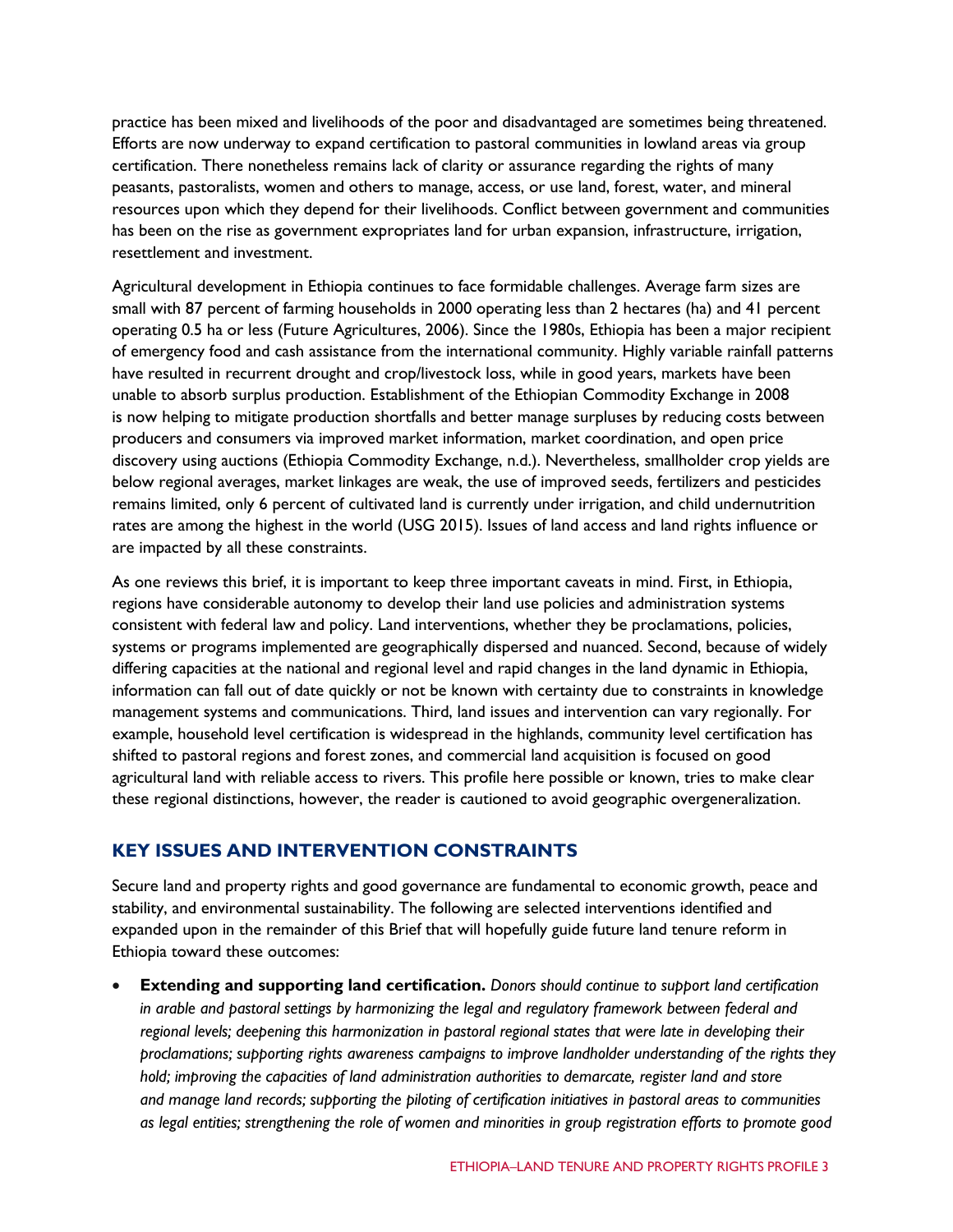practice has been mixed and livelihoods of the poor and disadvantaged are sometimes being threatened. Efforts are now underway to expand certification to pastoral communities in lowland areas via group certification. There nonetheless remains lack of clarity or assurance regarding the rights of many peasants, pastoralists, women and others to manage, access, or use land, forest, water, and mineral resources upon which they depend for their livelihoods. Conflict between government and communities has been on the rise as government expropriates land for urban expansion, infrastructure, irrigation, resettlement and investment.

Agricultural development in Ethiopia continues to face formidable challenges. Average farm sizes are small with 87 percent of farming households in 2000 operating less than 2 hectares (ha) and 41 percent operating 0.5 ha or less (Future Agricultures, 2006). Since the 1980s, Ethiopia has been a major recipient of emergency food and cash assistance from the international community. Highly variable rainfall patterns have resulted in recurrent drought and crop/livestock loss, while in good years, markets have been unable to absorb surplus production. Establishment of the Ethiopian Commodity Exchange in 2008 is now helping to mitigate production shortfalls and better manage surpluses by reducing costs between producers and consumers via improved market information, market coordination, and open price discovery using auctions (Ethiopia Commodity Exchange, n.d.). Nevertheless, smallholder crop yields are below regional averages, market linkages are weak, the use of improved seeds, fertilizers and pesticides remains limited, only 6 percent of cultivated land is currently under irrigation, and child undernutrition rates are among the highest in the world (USG 2015). Issues of land access and land rights influence or are impacted by all these constraints.

As one reviews this brief, it is important to keep three important caveats in mind. First, in Ethiopia, regions have considerable autonomy to develop their land use policies and administration systems consistent with federal law and policy. Land interventions, whether they be proclamations, policies, systems or programs implemented are geographically dispersed and nuanced. Second, because of widely differing capacities at the national and regional level and rapid changes in the land dynamic in Ethiopia, information can fall out of date quickly or not be known with certainty due to constraints in knowledge management systems and communications. Third, land issues and intervention can vary regionally. For example, household level certification is widespread in the highlands, community level certification has shifted to pastoral regions and forest zones, and commercial land acquisition is focused on good agricultural land with reliable access to rivers. This profile here possible or known, tries to make clear these regional distinctions, however, the reader is cautioned to avoid geographic overgeneralization.

## KEY ISSUES AND INTERVENTION CONSTRAINTS

Secure land and property rights and good governance are fundamental to economic growth, peace and stability, and environmental sustainability. The following are selected interventions identified and expanded upon in the remainder of this Brief that will hopefully guide future land tenure reform in Ethiopia toward these outcomes:

- **Extending and supporting land certification.** *Donors should continue to support land certification in arable and pastoral settings by harmonizing the legal and regulatory framework between federal and regional levels; deepening this harmonization in pastoral regional states that were late in developing their proclamations; supporting rights awareness campaigns to improve landholder understanding of the rights they hold; improving the capacities of land administration authorities to demarcate, register land and store and manage land records; supporting the piloting of certification initiatives in pastoral areas to communities as legal entities; strengthening the role of women and minorities in group registration efforts to promote good*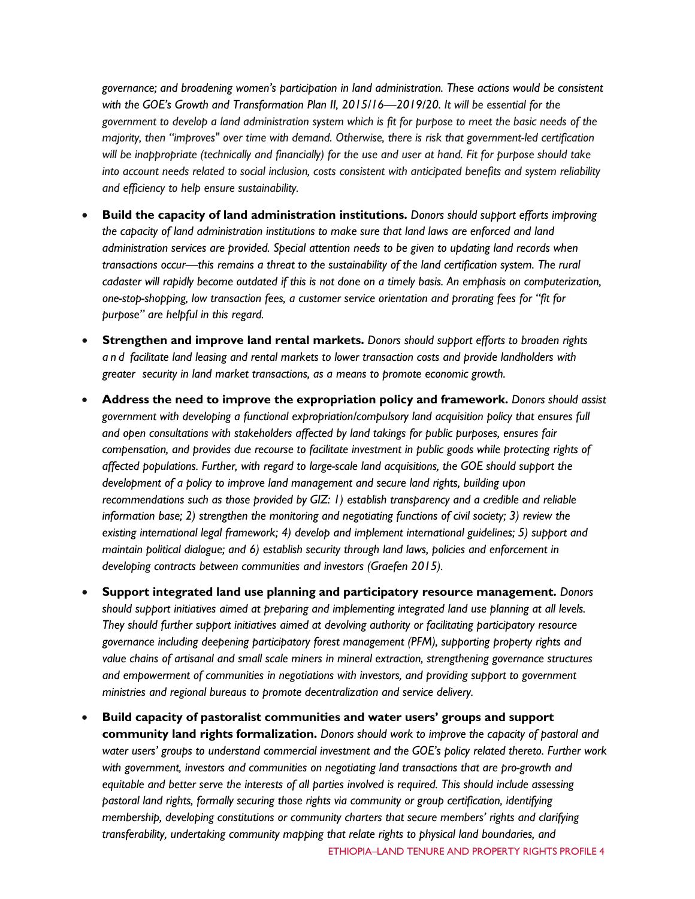*governance; and broadening women's participation in land administration. These actions would be consistent with the GOE's Growth and Transformation Plan II, 2015/16—2019/20. It will be essential for the government to develop a land administration system which is fit for purpose to meet the basic needs of the majority, then "improves" over time with demand. Otherwise, there is risk that government-led certification will be inappropriate (technically and financially) for the use and user at hand. Fit for purpose should take into account needs related to social inclusion, costs consistent with anticipated benefits and system reliability and efficiency to help ensure sustainability.*

- **Build the capacity of land administration institutions.** *Donors should support efforts improving the capacity of land administration institutions to make sure that land laws are enforced and land administration services are provided. Special attention needs to be given to updating land records when transactions occur—this remains a threat to the sustainability of the land certification system. The rural cadaster will rapidly become outdated if this is not done on a timely basis. An emphasis on computerization, one-stop-shopping, low transaction fees, a customer service orientation and prorating fees for "fit for purpose" are helpful in this regard.*
- **Strengthen and improve land rental markets.** *Donors should support efforts to broaden rights and facilitate land leasing and rental markets to lower transaction costs and provide landholders with greater security in land market transactions, as a means to promote economic growth.*
- **Address the need to improve the expropriation policy and framework.** *Donors should assist government with developing a functional expropriation/compulsory land acquisition policy that ensures full and open consultations with stakeholders affected by land takings for public purposes, ensures fair compensation, and provides due recourse to facilitate investment in public goods while protecting rights of affected populations. Further, with regard to large-scale land acquisitions, the GOE should support the development of a policy to improve land management and secure land rights, building upon recommendations such as those provided by GIZ: 1) establish transparency and a credible and reliable information base; 2) strengthen the monitoring and negotiating functions of civil society; 3) review the existing international legal framework; 4) develop and implement international guidelines; 5) support and maintain political dialogue; and 6) establish security through land laws, policies and enforcement in developing contracts between communities and investors (Graefen 2015).*
- **Support integrated land use planning and participatory resource management.** *Donors should support initiatives aimed at preparing and implementing integrated land use planning at all levels. They should further support initiatives aimed at devolving authority or facilitating participatory resource governance including deepening participatory forest management (PFM), supporting property rights and value chains of artisanal and small scale miners in mineral extraction, strengthening governance structures and empowerment of communities in negotiations with investors, and providing support to government ministries and regional bureaus to promote decentralization and service delivery.*
- **Build capacity of pastoralist communities and water users' groups and support community land rights formalization.** *Donors should work to improve the capacity of pastoral and water users' groups to understand commercial investment and the GOE's policy related thereto. Further work with government, investors and communities on negotiating land transactions that are pro-growth and equitable and better serve the interests of all parties involved is required. This should include assessing pastoral land rights, formally securing those rights via community or group certification, identifying membership, developing constitutions or community charters that secure members' rights and clarifying transferability, undertaking community mapping that relate rights to physical land boundaries, and*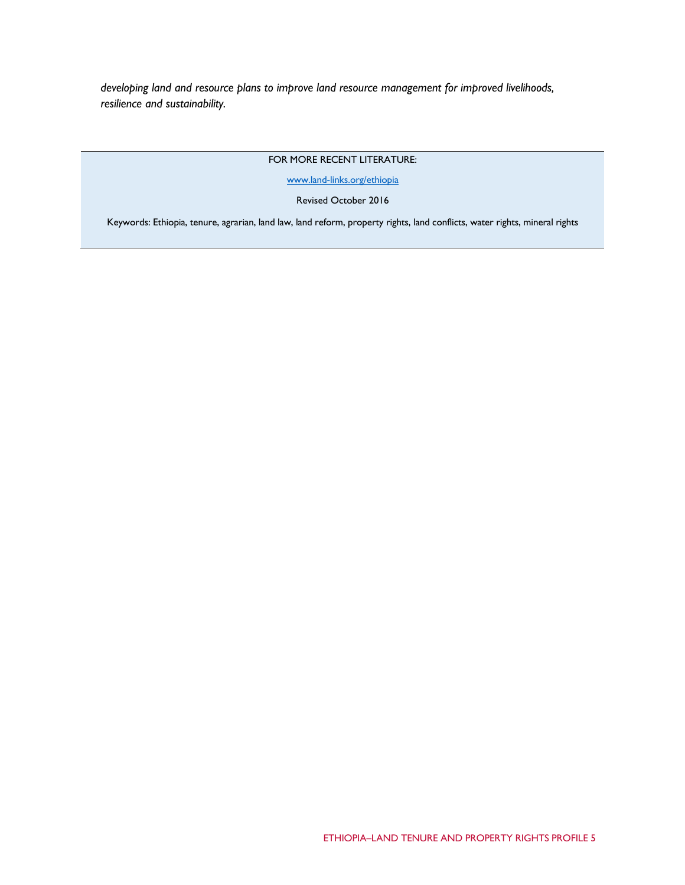*developing land and resource plans to improve land resource management for improved livelihoods, resilience and sustainability.*

---

FOR MORE RECENT LITERATURE:

[www.land-links.org/ethiopia](http://www.land-links.org/ethiopia)

Revised October 2016

Keywords: Ethiopia, tenure, agrarian, land law, land reform, property rights, land conflicts, water rights, mineral rights

---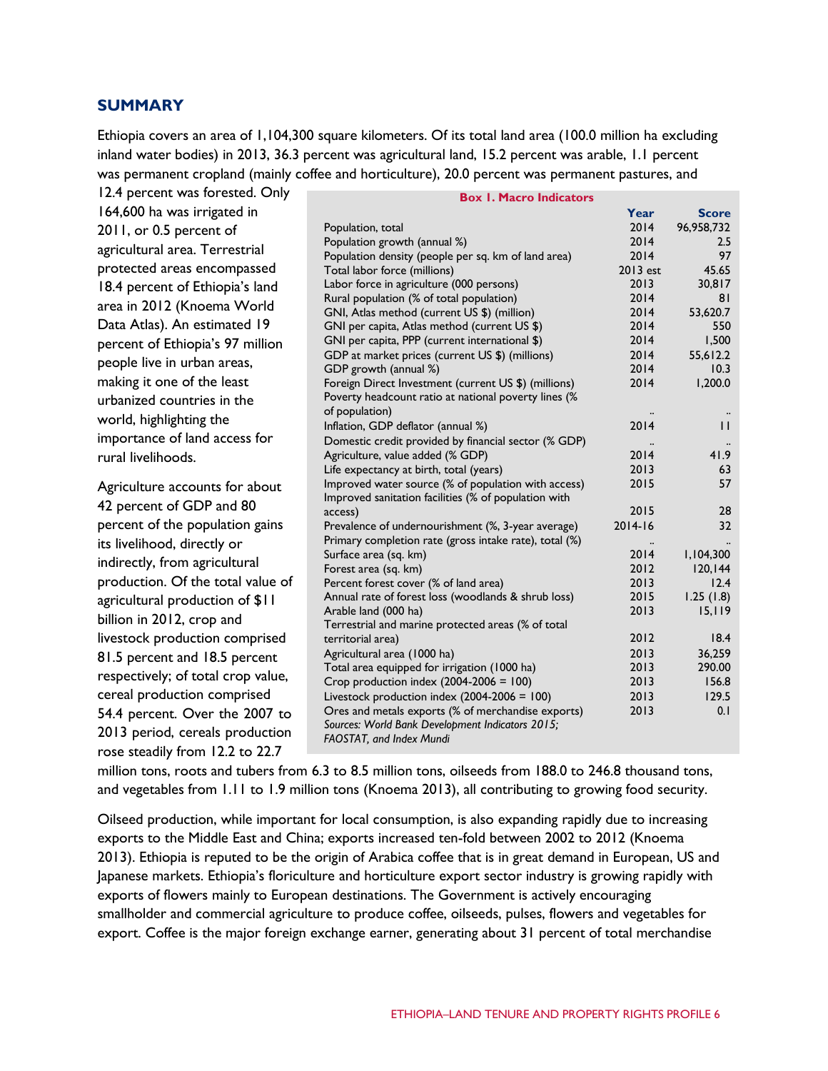## SUMMARY

Ethiopia covers an area of 1,104,300 square kilometers. Of its total land area (100.0 million ha excluding inland water bodies) in 2013, 36.3 percent was agricultural land, 15.2 percent was arable, 1.1 percent was permanent cropland (mainly coffee and horticulture), 20.0 percent was permanent pastures, and 12.4 percent was forested. Only 164,600 ha was irrigated in 2011, or 0.5 percent of agricultural area. Terrestrial protected areas encompassed 18.4 percent of Ethiopia's land area in 2012 (Knoema World Data Atlas). An estimated 19 percent of Ethiopia's 97 million people live in urban areas, making it one of the least urbanized countries in the world, highlighting the importance of land access for rural livelihoods.

**Box 1. Macro Indicators**

| | Year | Score |
|---|---|---|
| Population, total | 2014 | 96,958,732 |
| Population growth (annual %) | 2014 | 2.5 |
| Population density (people per sq. km of land area) | 2014 | 97 |
| Total labor force (millions) | 2013 est | 45.65 |
| Labor force in agriculture (000 persons) | 2013 | 30,817 |
| Rural population (% of total population) | 2014 | 81 |
| GNI, Atlas method (current US $) (million) | 2014 | 53,620.7 |
| GNI per capita, Atlas method (current US $) | 2014 | 550 |
| GNI per capita, PPP (current international $) | 2014 | 1,500 |
| GDP at market prices (current US $) (millions) | 2014 | 55,612.2 |
| GDP growth (annual %) | 2014 | 10.3 |
| Foreign Direct Investment (current US $) (millions) | 2014 | 1,200.0 |
| Poverty headcount ratio at national poverty lines (% of population) | .. | .. |
| Inflation, GDP deflator (annual %) | 2014 | 11 |
| Domestic credit provided by financial sector (% GDP) | .. | .. |
| Agriculture, value added (% GDP) | 2014 | 41.9 |
| Life expectancy at birth, total (years) | 2013 | 63 |
| Improved water source (% of population with access) | 2015 | 57 |
| Improved sanitation facilities (% of population with access) | 2015 | 28 |
| Prevalence of undernourishment (%, 3-year average) | 2014-16 | 32 |
| Primary completion rate (gross intake rate), total (%) | .. | .. |
| Surface area (sq. km) | 2014 | 1,104,300 |
| Forest area (sq. km) | 2012 | 120,144 |
| Percent forest cover (% of land area) | 2013 | 12.4 |
| Annual rate of forest loss (woodlands & shrub loss) | 2015 | 1.25 (1.8) |
| Arable land (000 ha) | 2013 | 15,119 |
| Terrestrial and marine protected areas (% of total territorial area) | 2012 | 18.4 |
| Agricultural area (1000 ha) | 2013 | 36,259 |
| Total area equipped for irrigation (1000 ha) | 2013 | 290.00 |
| Crop production index (2004-2006 = 100) | 2013 | 156.8 |
| Livestock production index (2004-2006 = 100) | 2013 | 129.5 |
| Ores and metals exports (% of merchandise exports) | 2013 | 0.1 |

*Sources: World Bank Development Indicators 2015; FAOSTAT, and Index Mundi*

Agriculture accounts for about 42 percent of GDP and 80 percent of the population gains its livelihood, directly or indirectly, from agricultural production. Of the total value of agricultural production of $11 billion in 2012, crop and livestock production comprised 81.5 percent and 18.5 percent respectively; of total crop value, cereal production comprised 54.4 percent. Over the 2007 to 2013 period, cereals production rose steadily from 12.2 to 22.7 million tons, roots and tubers from 6.3 to 8.5 million tons, oilseeds from 188.0 to 246.8 thousand tons, and vegetables from 1.11 to 1.9 million tons (Knoema 2013), all contributing to growing food security.

Oilseed production, while important for local consumption, is also expanding rapidly due to increasing exports to the Middle East and China; exports increased ten-fold between 2002 to 2012 (Knoema 2013). Ethiopia is reputed to be the origin of Arabica coffee that is in great demand in European, US and Japanese markets. Ethiopia's floriculture and horticulture export sector industry is growing rapidly with exports of flowers mainly to European destinations. The Government is actively encouraging smallholder and commercial agriculture to produce coffee, oilseeds, pulses, flowers and vegetables for export. Coffee is the major foreign exchange earner, generating about 31 percent of total merchandise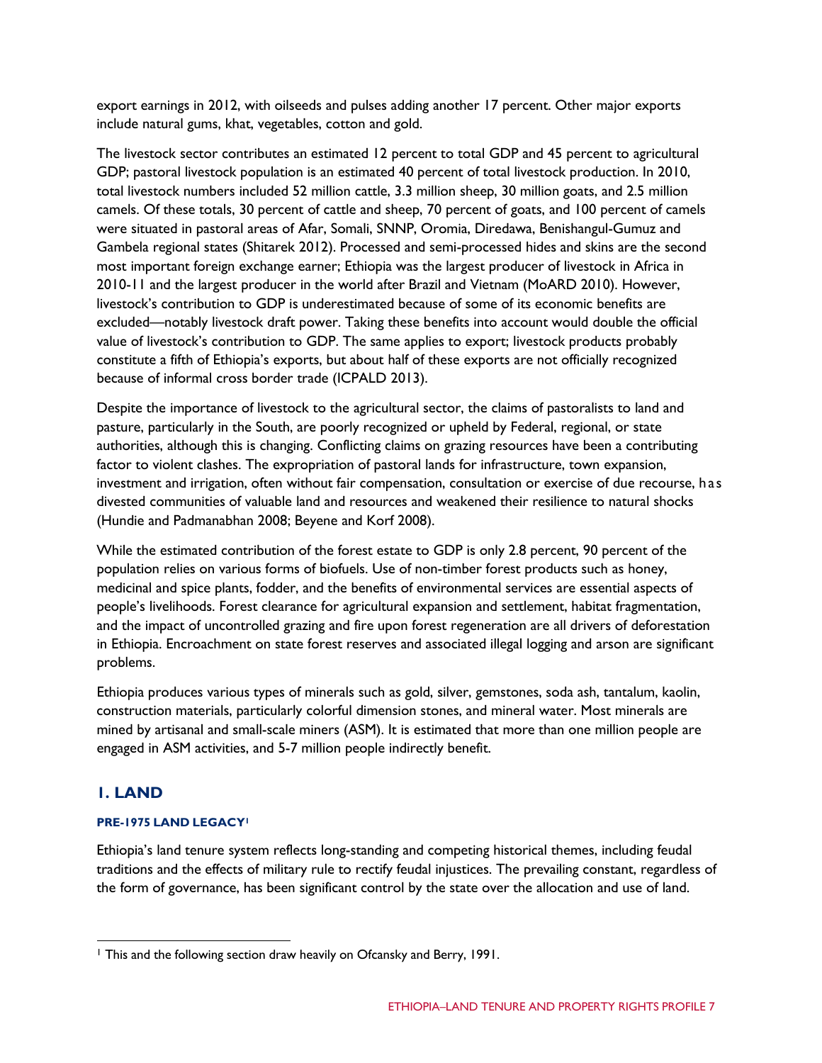export earnings in 2012, with oilseeds and pulses adding another 17 percent. Other major exports include natural gums, khat, vegetables, cotton and gold.

The livestock sector contributes an estimated 12 percent to total GDP and 45 percent to agricultural GDP; pastoral livestock population is an estimated 40 percent of total livestock production. In 2010, total livestock numbers included 52 million cattle, 3.3 million sheep, 30 million goats, and 2.5 million camels. Of these totals, 30 percent of cattle and sheep, 70 percent of goats, and 100 percent of camels were situated in pastoral areas of Afar, Somali, SNNP, Oromia, Diredawa, Benishangul-Gumuz and Gambela regional states (Shitarek 2012). Processed and semi-processed hides and skins are the second most important foreign exchange earner; Ethiopia was the largest producer of livestock in Africa in 2010-11 and the largest producer in the world after Brazil and Vietnam (MoARD 2010). However, livestock's contribution to GDP is underestimated because of some of its economic benefits are excluded—notably livestock draft power. Taking these benefits into account would double the official value of livestock's contribution to GDP. The same applies to export; livestock products probably constitute a fifth of Ethiopia's exports, but about half of these exports are not officially recognized because of informal cross border trade (ICPALD 2013).

Despite the importance of livestock to the agricultural sector, the claims of pastoralists to land and pasture, particularly in the South, are poorly recognized or upheld by Federal, regional, or state authorities, although this is changing. Conflicting claims on grazing resources have been a contributing factor to violent clashes. The expropriation of pastoral lands for infrastructure, town expansion, investment and irrigation, often without fair compensation, consultation or exercise of due recourse, has divested communities of valuable land and resources and weakened their resilience to natural shocks (Hundie and Padmanabhan 2008; Beyene and Korf 2008).

While the estimated contribution of the forest estate to GDP is only 2.8 percent, 90 percent of the population relies on various forms of biofuels. Use of non-timber forest products such as honey, medicinal and spice plants, fodder, and the benefits of environmental services are essential aspects of people's livelihoods. Forest clearance for agricultural expansion and settlement, habitat fragmentation, and the impact of uncontrolled grazing and fire upon forest regeneration are all drivers of deforestation in Ethiopia. Encroachment on state forest reserves and associated illegal logging and arson are significant problems.

Ethiopia produces various types of minerals such as gold, silver, gemstones, soda ash, tantalum, kaolin, construction materials, particularly colorful dimension stones, and mineral water. Most minerals are mined by artisanal and small-scale miners (ASM). It is estimated that more than one million people are engaged in ASM activities, and 5-7 million people indirectly benefit.

## 1. LAND

#### PRE-1975 LAND LEGACY[1]

Ethiopia's land tenure system reflects long-standing and competing historical themes, including feudal traditions and the effects of military rule to rectify feudal injustices. The prevailing constant, regardless of the form of governance, has been significant control by the state over the allocation and use of land.

[1] This and the following section draw heavily on Ofcansky and Berry, 1991.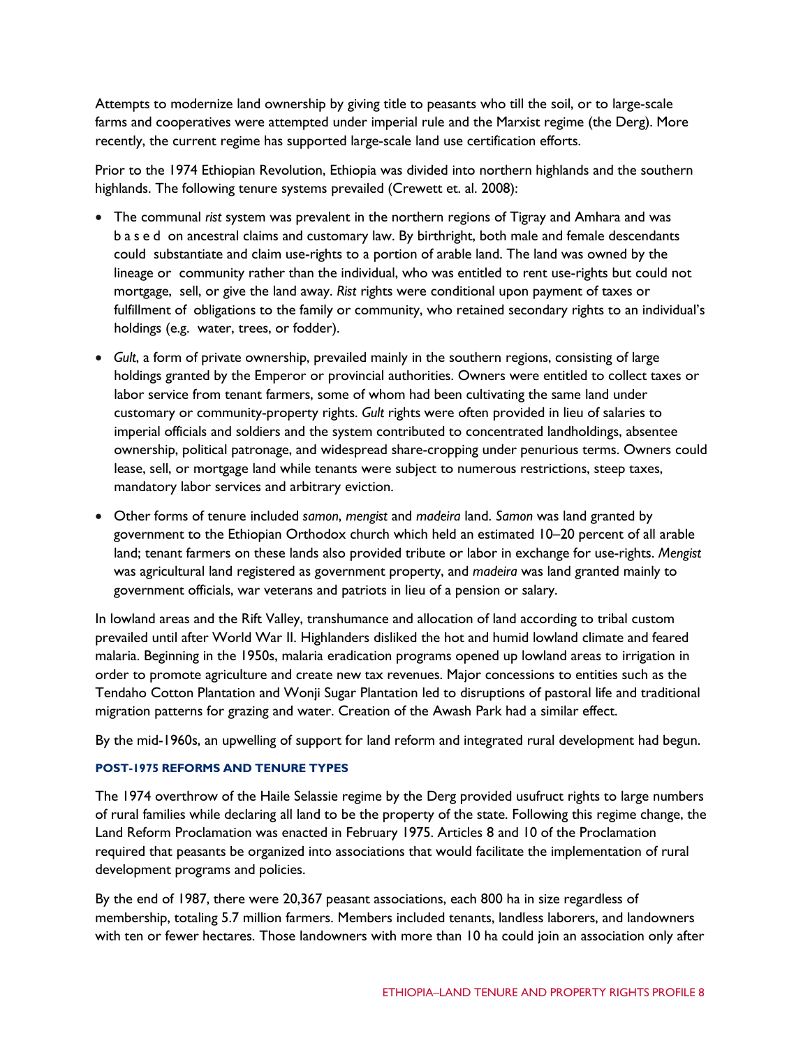Attempts to modernize land ownership by giving title to peasants who till the soil, or to large-scale farms and cooperatives were attempted under imperial rule and the Marxist regime (the Derg). More recently, the current regime has supported large-scale land use certification efforts.

Prior to the 1974 Ethiopian Revolution, Ethiopia was divided into northern highlands and the southern highlands. The following tenure systems prevailed (Crewett et. al. 2008):

- The communal *rist* system was prevalent in the northern regions of Tigray and Amhara and was based on ancestral claims and customary law. By birthright, both male and female descendants could substantiate and claim use-rights to a portion of arable land. The land was owned by the lineage or community rather than the individual, who was entitled to rent use-rights but could not mortgage, sell, or give the land away. *Rist* rights were conditional upon payment of taxes or fulfillment of obligations to the family or community, who retained secondary rights to an individual's holdings (e.g. water, trees, or fodder).
- *Gult*, a form of private ownership, prevailed mainly in the southern regions, consisting of large holdings granted by the Emperor or provincial authorities. Owners were entitled to collect taxes or labor service from tenant farmers, some of whom had been cultivating the same land under customary or community-property rights. *Gult* rights were often provided in lieu of salaries to imperial officials and soldiers and the system contributed to concentrated landholdings, absentee ownership, political patronage, and widespread share-cropping under penurious terms. Owners could lease, sell, or mortgage land while tenants were subject to numerous restrictions, steep taxes, mandatory labor services and arbitrary eviction.
- Other forms of tenure included *samon*, *mengist* and *madeira* land. *Samon* was land granted by government to the Ethiopian Orthodox church which held an estimated 10–20 percent of all arable land; tenant farmers on these lands also provided tribute or labor in exchange for use-rights. *Mengist* was agricultural land registered as government property, and *madeira* was land granted mainly to government officials, war veterans and patriots in lieu of a pension or salary.

In lowland areas and the Rift Valley, transhumance and allocation of land according to tribal custom prevailed until after World War II. Highlanders disliked the hot and humid lowland climate and feared malaria. Beginning in the 1950s, malaria eradication programs opened up lowland areas to irrigation in order to promote agriculture and create new tax revenues. Major concessions to entities such as the Tendaho Cotton Plantation and Wonji Sugar Plantation led to disruptions of pastoral life and traditional migration patterns for grazing and water. Creation of the Awash Park had a similar effect.

By the mid-1960s, an upwelling of support for land reform and integrated rural development had begun.

### POST-1975 REFORMS AND TENURE TYPES

The 1974 overthrow of the Haile Selassie regime by the Derg provided usufruct rights to large numbers of rural families while declaring all land to be the property of the state. Following this regime change, the Land Reform Proclamation was enacted in February 1975. Articles 8 and 10 of the Proclamation required that peasants be organized into associations that would facilitate the implementation of rural development programs and policies.

By the end of 1987, there were 20,367 peasant associations, each 800 ha in size regardless of membership, totaling 5.7 million farmers. Members included tenants, landless laborers, and landowners with ten or fewer hectares. Those landowners with more than 10 ha could join an association only after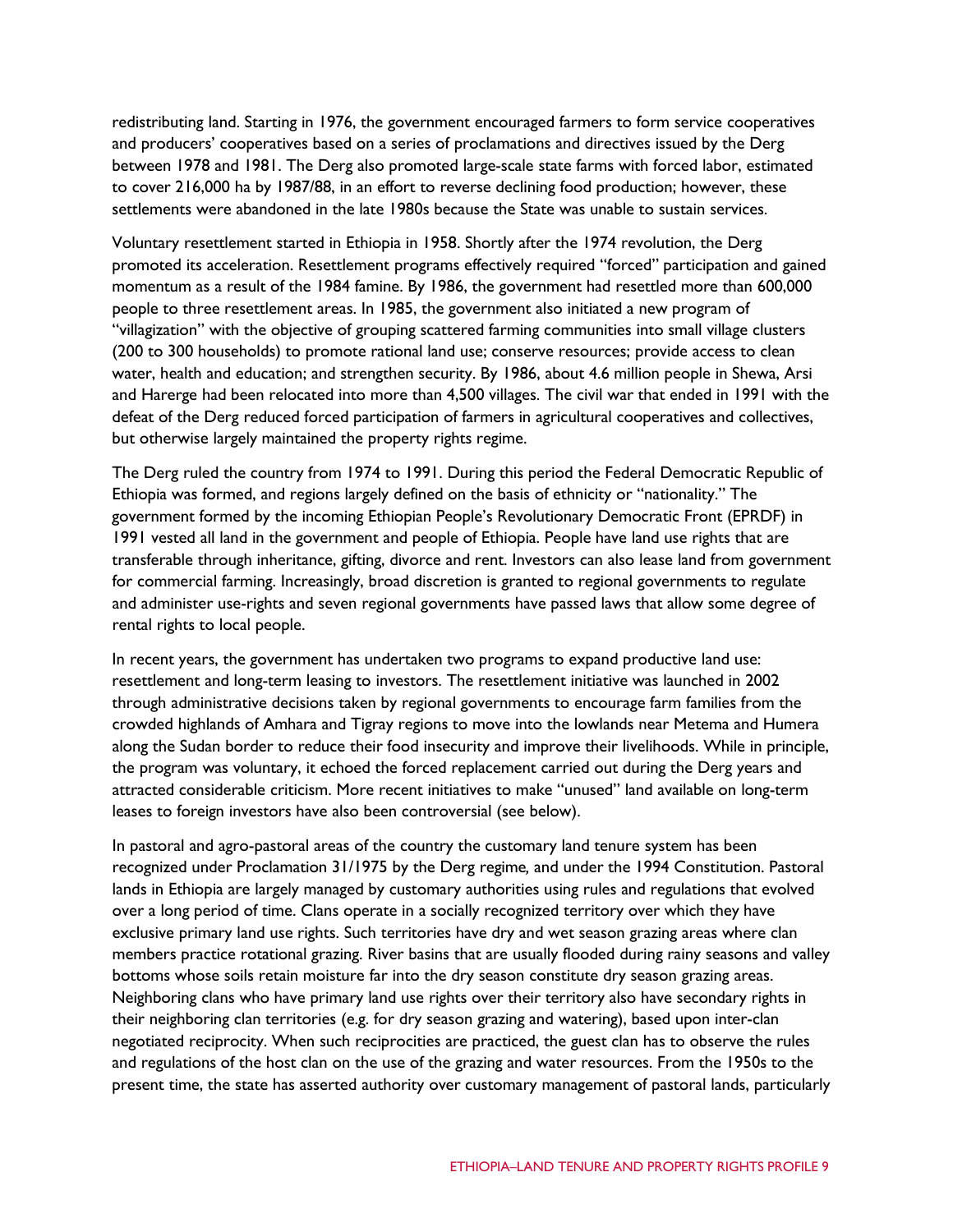redistributing land. Starting in 1976, the government encouraged farmers to form service cooperatives and producers' cooperatives based on a series of proclamations and directives issued by the Derg between 1978 and 1981. The Derg also promoted large-scale state farms with forced labor, estimated to cover 216,000 ha by 1987/88, in an effort to reverse declining food production; however, these settlements were abandoned in the late 1980s because the State was unable to sustain services.

Voluntary resettlement started in Ethiopia in 1958. Shortly after the 1974 revolution, the Derg promoted its acceleration. Resettlement programs effectively required "forced" participation and gained momentum as a result of the 1984 famine. By 1986, the government had resettled more than 600,000 people to three resettlement areas. In 1985, the government also initiated a new program of "villagization" with the objective of grouping scattered farming communities into small village clusters (200 to 300 households) to promote rational land use; conserve resources; provide access to clean water, health and education; and strengthen security. By 1986, about 4.6 million people in Shewa, Arsi and Harerge had been relocated into more than 4,500 villages. The civil war that ended in 1991 with the defeat of the Derg reduced forced participation of farmers in agricultural cooperatives and collectives, but otherwise largely maintained the property rights regime.

The Derg ruled the country from 1974 to 1991. During this period the Federal Democratic Republic of Ethiopia was formed, and regions largely defined on the basis of ethnicity or "nationality." The government formed by the incoming Ethiopian People's Revolutionary Democratic Front (EPRDF) in 1991 vested all land in the government and people of Ethiopia. People have land use rights that are transferable through inheritance, gifting, divorce and rent. Investors can also lease land from government for commercial farming. Increasingly, broad discretion is granted to regional governments to regulate and administer use-rights and seven regional governments have passed laws that allow some degree of rental rights to local people.

In recent years, the government has undertaken two programs to expand productive land use: resettlement and long-term leasing to investors. The resettlement initiative was launched in 2002 through administrative decisions taken by regional governments to encourage farm families from the crowded highlands of Amhara and Tigray regions to move into the lowlands near Metema and Humera along the Sudan border to reduce their food insecurity and improve their livelihoods. While in principle, the program was voluntary, it echoed the forced replacement carried out during the Derg years and attracted considerable criticism. More recent initiatives to make "unused" land available on long-term leases to foreign investors have also been controversial (see below).

In pastoral and agro-pastoral areas of the country the customary land tenure system has been recognized under Proclamation 31/1975 by the Derg regime, and under the 1994 Constitution. Pastoral lands in Ethiopia are largely managed by customary authorities using rules and regulations that evolved over a long period of time. Clans operate in a socially recognized territory over which they have exclusive primary land use rights. Such territories have dry and wet season grazing areas where clan members practice rotational grazing. River basins that are usually flooded during rainy seasons and valley bottoms whose soils retain moisture far into the dry season constitute dry season grazing areas. Neighboring clans who have primary land use rights over their territory also have secondary rights in their neighboring clan territories (e.g. for dry season grazing and watering), based upon inter-clan negotiated reciprocity. When such reciprocities are practiced, the guest clan has to observe the rules and regulations of the host clan on the use of the grazing and water resources. From the 1950s to the present time, the state has asserted authority over customary management of pastoral lands, particularly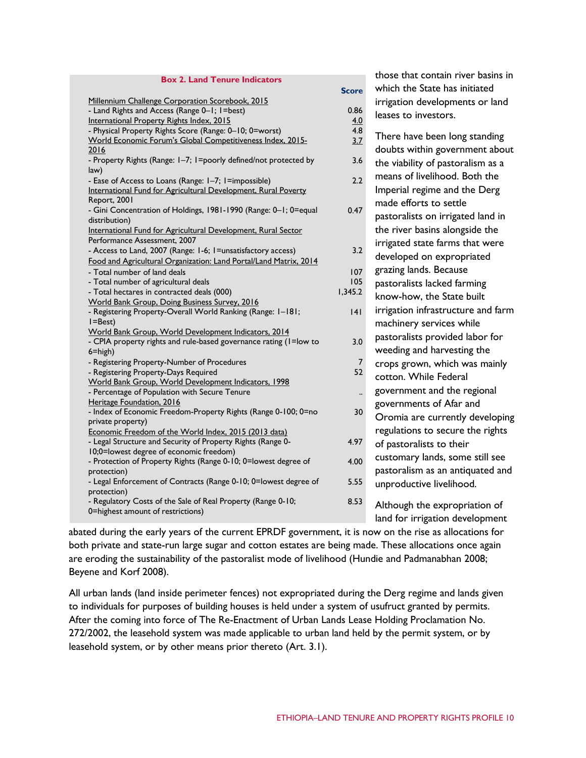**Box 2. Land Tenure Indicators**

| | Score |
|---|---|
| Millennium Challenge Corporation Scorebook, 2015 | |
| - Land Rights and Access (Range 0–1; 1=best) | 0.86 |
| International Property Rights Index, 2015 | 4.0 |
| - Physical Property Rights Score (Range: 0–10; 0=worst) | 4.8 |
| World Economic Forum's Global Competitiveness Index, 2015-2016 | 3.7 |
| - Property Rights (Range: 1–7; 1=poorly defined/not protected by law) | 3.6 |
| - Ease of Access to Loans (Range: 1–7; 1=impossible) | 2.2 |
| International Fund for Agricultural Development, Rural Poverty Report, 2001 | |
| - Gini Concentration of Holdings, 1981-1990 (Range: 0–1; 0=equal distribution) | 0.47 |
| International Fund for Agricultural Development, Rural Sector Performance Assessment, 2007 | |
| - Access to Land, 2007 (Range: 1-6; 1=unsatisfactory access) | 3.2 |
| Food and Agricultural Organization: Land Portal/Land Matrix, 2014 | |
| - Total number of land deals | 107 |
| - Total number of agricultural deals | 105 |
| - Total hectares in contracted deals (000) | 1,345.2 |
| World Bank Group, Doing Business Survey, 2016 | |
| - Registering Property-Overall World Ranking (Range: 1–181; 1=Best) | 141 |
| World Bank Group, World Development Indicators, 2014 | |
| - CPIA property rights and rule-based governance rating (1=low to 6=high) | 3.0 |
| - Registering Property-Number of Procedures | 7 |
| - Registering Property-Days Required | 52 |
| World Bank Group, World Development Indicators, 1998 | |
| - Percentage of Population with Secure Tenure | .. |
| Heritage Foundation, 2016 | |
| - Index of Economic Freedom-Property Rights (Range 0-100; 0=no private property) | 30 |
| Economic Freedom of the World Index, 2015 (2013 data) | |
| - Legal Structure and Security of Property Rights (Range 0-10;0=lowest degree of economic freedom) | 4.97 |
| - Protection of Property Rights (Range 0-10; 0=lowest degree of protection) | 4.00 |
| - Legal Enforcement of Contracts (Range 0-10; 0=lowest degree of protection) | 5.55 |
| - Regulatory Costs of the Sale of Real Property (Range 0-10; 0=highest amount of restrictions) | 8.53 |

those that contain river basins in which the State has initiated irrigation developments or land leases to investors.

There have been long standing doubts within government about the viability of pastoralism as a means of livelihood. Both the Imperial regime and the Derg made efforts to settle pastoralists on irrigated land in the river basins alongside the irrigated state farms that were developed on expropriated grazing lands. Because pastoralists lacked farming know-how, the State built irrigation infrastructure and farm machinery services while pastoralists provided labor for weeding and harvesting the crops grown, which was mainly cotton. While Federal government and the regional governments of Afar and Oromia are currently developing regulations to secure the rights of pastoralists to their customary lands, some still see pastoralism as an antiquated and unproductive livelihood.

Although the expropriation of land for irrigation development abated during the early years of the current EPRDF government, it is now on the rise as allocations for both private and state-run large sugar and cotton estates are being made. These allocations once again are eroding the sustainability of the pastoralist mode of livelihood (Hundie and Padmanabhan 2008; Beyene and Korf 2008).

All urban lands (land inside perimeter fences) not expropriated during the Derg regime and lands given to individuals for purposes of building houses is held under a system of usufruct granted by permits. After the coming into force of The Re-Enactment of Urban Lands Lease Holding Proclamation No. 272/2002, the leasehold system was made applicable to urban land held by the permit system, or by leasehold system, or by other means prior thereto (Art. 3.1).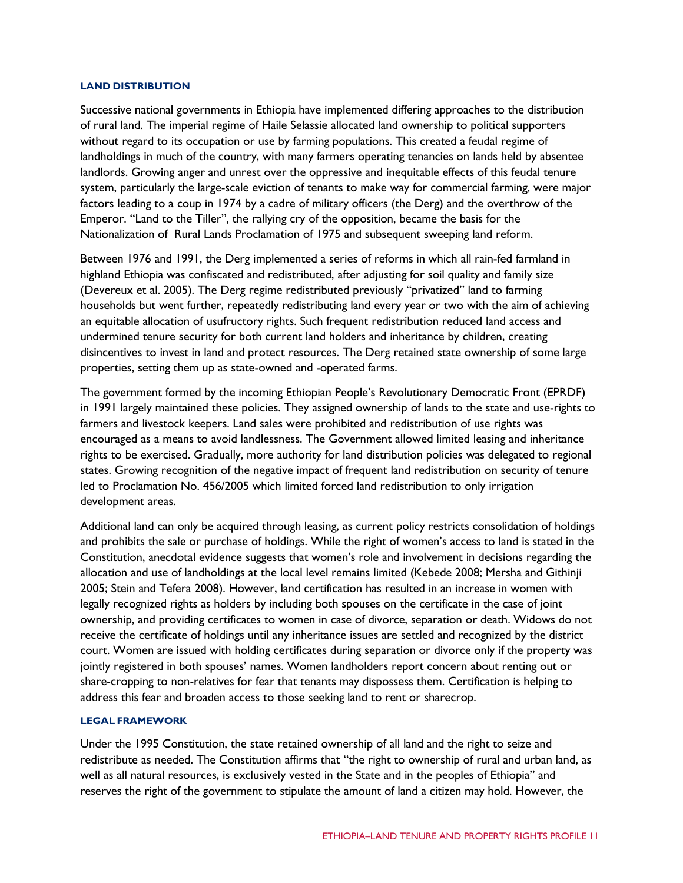### LAND DISTRIBUTION

Successive national governments in Ethiopia have implemented differing approaches to the distribution of rural land. The imperial regime of Haile Selassie allocated land ownership to political supporters without regard to its occupation or use by farming populations. This created a feudal regime of landholdings in much of the country, with many farmers operating tenancies on lands held by absentee landlords. Growing anger and unrest over the oppressive and inequitable effects of this feudal tenure system, particularly the large-scale eviction of tenants to make way for commercial farming, were major factors leading to a coup in 1974 by a cadre of military officers (the Derg) and the overthrow of the Emperor. "Land to the Tiller", the rallying cry of the opposition, became the basis for the Nationalization of Rural Lands Proclamation of 1975 and subsequent sweeping land reform.

Between 1976 and 1991, the Derg implemented a series of reforms in which all rain-fed farmland in highland Ethiopia was confiscated and redistributed, after adjusting for soil quality and family size (Devereux et al. 2005). The Derg regime redistributed previously "privatized" land to farming households but went further, repeatedly redistributing land every year or two with the aim of achieving an equitable allocation of usufructory rights. Such frequent redistribution reduced land access and undermined tenure security for both current land holders and inheritance by children, creating disincentives to invest in land and protect resources. The Derg retained state ownership of some large properties, setting them up as state-owned and -operated farms.

The government formed by the incoming Ethiopian People's Revolutionary Democratic Front (EPRDF) in 1991 largely maintained these policies. They assigned ownership of lands to the state and use-rights to farmers and livestock keepers. Land sales were prohibited and redistribution of use rights was encouraged as a means to avoid landlessness. The Government allowed limited leasing and inheritance rights to be exercised. Gradually, more authority for land distribution policies was delegated to regional states. Growing recognition of the negative impact of frequent land redistribution on security of tenure led to Proclamation No. 456/2005 which limited forced land redistribution to only irrigation development areas.

Additional land can only be acquired through leasing, as current policy restricts consolidation of holdings and prohibits the sale or purchase of holdings. While the right of women's access to land is stated in the Constitution, anecdotal evidence suggests that women's role and involvement in decisions regarding the allocation and use of landholdings at the local level remains limited (Kebede 2008; Mersha and Githinji 2005; Stein and Tefera 2008). However, land certification has resulted in an increase in women with legally recognized rights as holders by including both spouses on the certificate in the case of joint ownership, and providing certificates to women in case of divorce, separation or death. Widows do not receive the certificate of holdings until any inheritance issues are settled and recognized by the district court. Women are issued with holding certificates during separation or divorce only if the property was jointly registered in both spouses' names. Women landholders report concern about renting out or share-cropping to non-relatives for fear that tenants may dispossess them. Certification is helping to address this fear and broaden access to those seeking land to rent or sharecrop.

### LEGAL FRAMEWORK

Under the 1995 Constitution, the state retained ownership of all land and the right to seize and redistribute as needed. The Constitution affirms that "the right to ownership of rural and urban land, as well as all natural resources, is exclusively vested in the State and in the peoples of Ethiopia" and reserves the right of the government to stipulate the amount of land a citizen may hold. However, the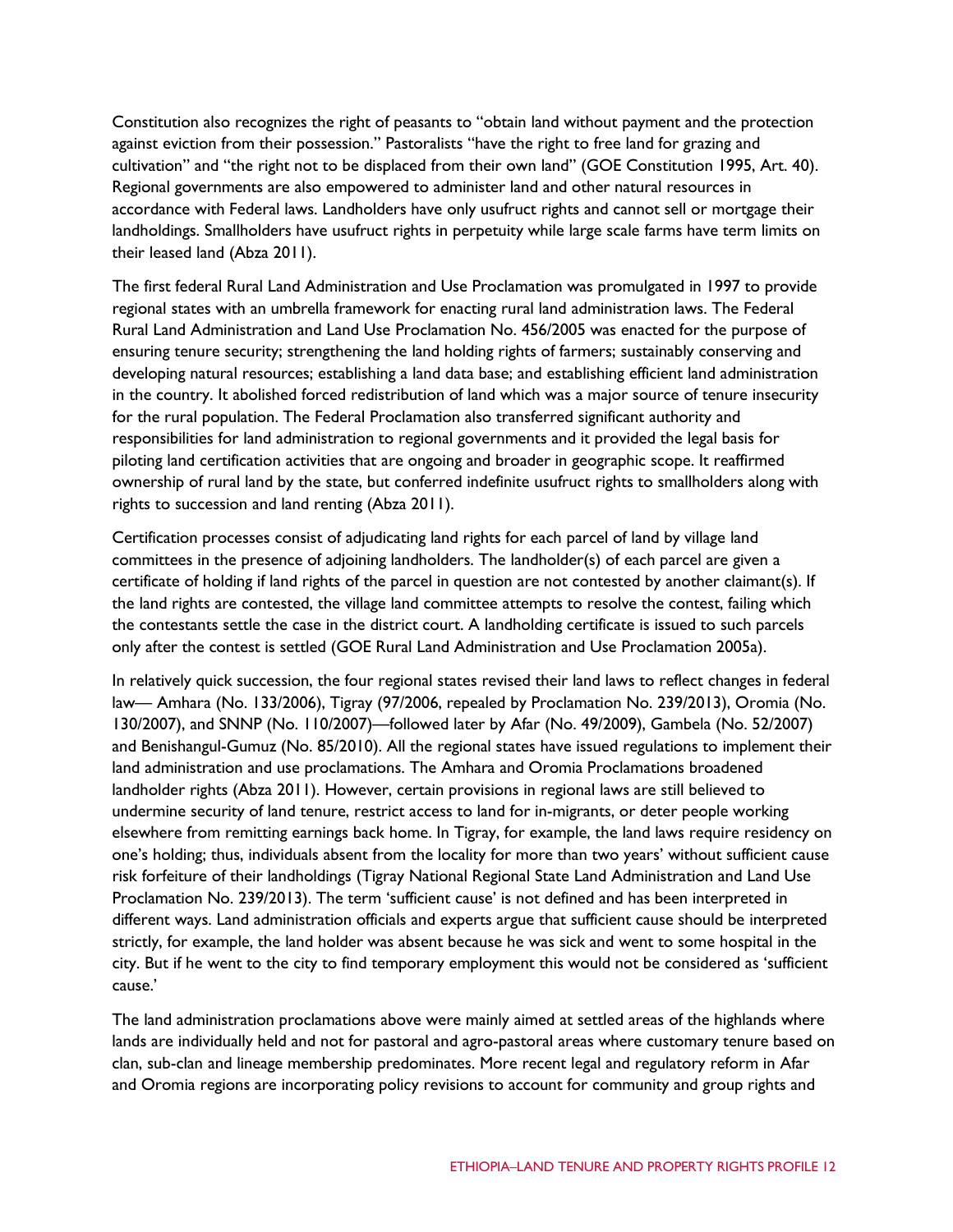Constitution also recognizes the right of peasants to "obtain land without payment and the protection against eviction from their possession." Pastoralists "have the right to free land for grazing and cultivation" and "the right not to be displaced from their own land" (GOE Constitution 1995, Art. 40). Regional governments are also empowered to administer land and other natural resources in accordance with Federal laws. Landholders have only usufruct rights and cannot sell or mortgage their landholdings. Smallholders have usufruct rights in perpetuity while large scale farms have term limits on their leased land (Abza 2011).

The first federal Rural Land Administration and Use Proclamation was promulgated in 1997 to provide regional states with an umbrella framework for enacting rural land administration laws. The Federal Rural Land Administration and Land Use Proclamation No. 456/2005 was enacted for the purpose of ensuring tenure security; strengthening the land holding rights of farmers; sustainably conserving and developing natural resources; establishing a land data base; and establishing efficient land administration in the country. It abolished forced redistribution of land which was a major source of tenure insecurity for the rural population. The Federal Proclamation also transferred significant authority and responsibilities for land administration to regional governments and it provided the legal basis for piloting land certification activities that are ongoing and broader in geographic scope. It reaffirmed ownership of rural land by the state, but conferred indefinite usufruct rights to smallholders along with rights to succession and land renting (Abza 2011).

Certification processes consist of adjudicating land rights for each parcel of land by village land committees in the presence of adjoining landholders. The landholder(s) of each parcel are given a certificate of holding if land rights of the parcel in question are not contested by another claimant(s). If the land rights are contested, the village land committee attempts to resolve the contest, failing which the contestants settle the case in the district court. A landholding certificate is issued to such parcels only after the contest is settled (GOE Rural Land Administration and Use Proclamation 2005a).

In relatively quick succession, the four regional states revised their land laws to reflect changes in federal law— Amhara (No. 133/2006), Tigray (97/2006, repealed by Proclamation No. 239/2013), Oromia (No. 130/2007), and SNNP (No. 110/2007)—followed later by Afar (No. 49/2009), Gambela (No. 52/2007) and Benishangul-Gumuz (No. 85/2010). All the regional states have issued regulations to implement their land administration and use proclamations. The Amhara and Oromia Proclamations broadened landholder rights (Abza 2011). However, certain provisions in regional laws are still believed to undermine security of land tenure, restrict access to land for in-migrants, or deter people working elsewhere from remitting earnings back home. In Tigray, for example, the land laws require residency on one's holding; thus, individuals absent from the locality for more than two years' without sufficient cause risk forfeiture of their landholdings (Tigray National Regional State Land Administration and Land Use Proclamation No. 239/2013). The term 'sufficient cause' is not defined and has been interpreted in different ways. Land administration officials and experts argue that sufficient cause should be interpreted strictly, for example, the land holder was absent because he was sick and went to some hospital in the city. But if he went to the city to find temporary employment this would not be considered as 'sufficient cause.'

The land administration proclamations above were mainly aimed at settled areas of the highlands where lands are individually held and not for pastoral and agro-pastoral areas where customary tenure based on clan, sub-clan and lineage membership predominates. More recent legal and regulatory reform in Afar and Oromia regions are incorporating policy revisions to account for community and group rights and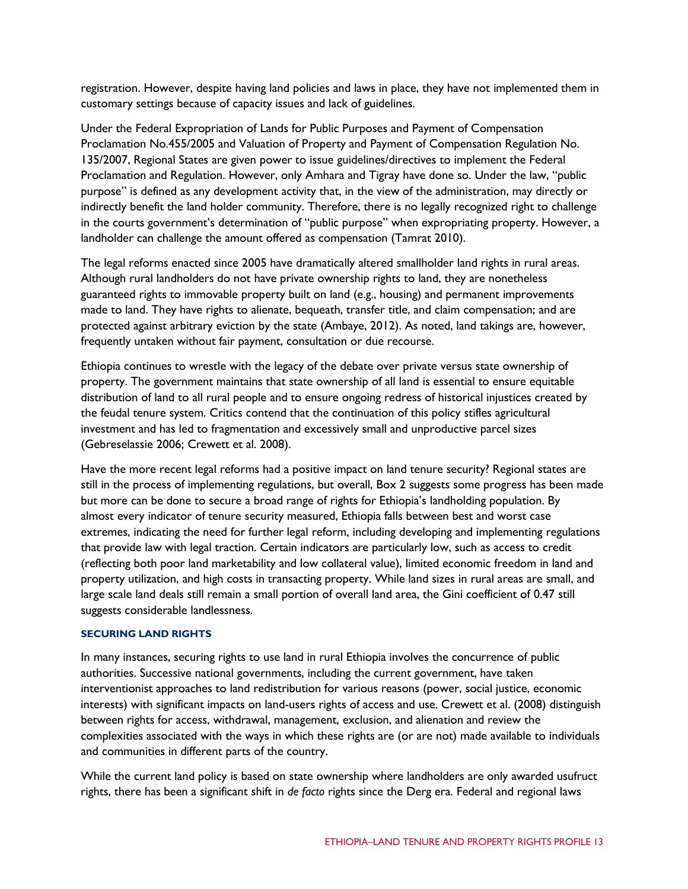registration. However, despite having land policies and laws in place, they have not implemented them in customary settings because of capacity issues and lack of guidelines.

Under the Federal Expropriation of Lands for Public Purposes and Payment of Compensation Proclamation No.455/2005 and Valuation of Property and Payment of Compensation Regulation No. 135/2007, Regional States are given power to issue guidelines/directives to implement the Federal Proclamation and Regulation. However, only Amhara and Tigray have done so. Under the law, "public purpose" is defined as any development activity that, in the view of the administration, may directly or indirectly benefit the land holder community. Therefore, there is no legally recognized right to challenge in the courts government's determination of "public purpose" when expropriating property. However, a landholder can challenge the amount offered as compensation (Tamrat 2010).

The legal reforms enacted since 2005 have dramatically altered smallholder land rights in rural areas. Although rural landholders do not have private ownership rights to land, they are nonetheless guaranteed rights to immovable property built on land (e.g., housing) and permanent improvements made to land. They have rights to alienate, bequeath, transfer title, and claim compensation; and are protected against arbitrary eviction by the state (Ambaye, 2012). As noted, land takings are, however, frequently untaken without fair payment, consultation or due recourse.

Ethiopia continues to wrestle with the legacy of the debate over private versus state ownership of property. The government maintains that state ownership of all land is essential to ensure equitable distribution of land to all rural people and to ensure ongoing redress of historical injustices created by the feudal tenure system. Critics contend that the continuation of this policy stifles agricultural investment and has led to fragmentation and excessively small and unproductive parcel sizes (Gebreselassie 2006; Crewett et al. 2008).

Have the more recent legal reforms had a positive impact on land tenure security? Regional states are still in the process of implementing regulations, but overall, Box 2 suggests some progress has been made but more can be done to secure a broad range of rights for Ethiopia's landholding population. By almost every indicator of tenure security measured, Ethiopia falls between best and worst case extremes, indicating the need for further legal reform, including developing and implementing regulations that provide law with legal traction. Certain indicators are particularly low, such as access to credit (reflecting both poor land marketability and low collateral value), limited economic freedom in land and property utilization, and high costs in transacting property. While land sizes in rural areas are small, and large scale land deals still remain a small portion of overall land area, the Gini coefficient of 0.47 still suggests considerable landlessness.

### SECURING LAND RIGHTS

In many instances, securing rights to use land in rural Ethiopia involves the concurrence of public authorities. Successive national governments, including the current government, have taken interventionist approaches to land redistribution for various reasons (power, social justice, economic interests) with significant impacts on land-users rights of access and use. Crewett et al. (2008) distinguish between rights for access, withdrawal, management, exclusion, and alienation and review the complexities associated with the ways in which these rights are (or are not) made available to individuals and communities in different parts of the country.

While the current land policy is based on state ownership where landholders are only awarded usufruct rights, there has been a significant shift in *de facto* rights since the Derg era. Federal and regional laws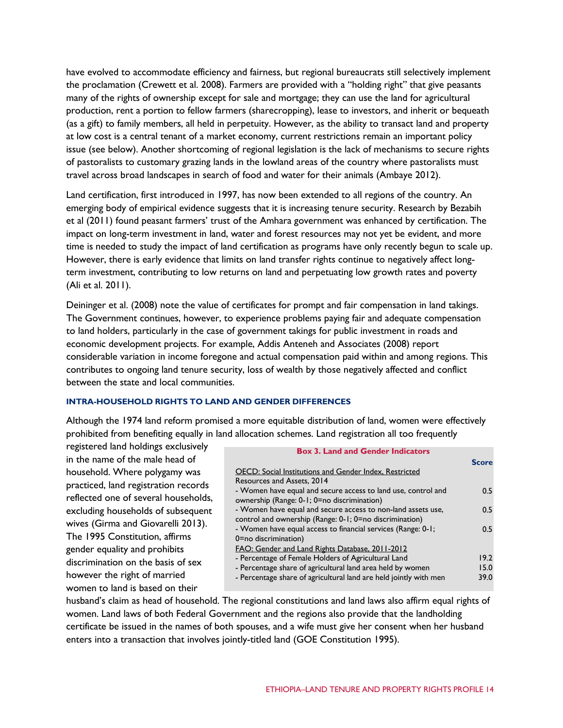have evolved to accommodate efficiency and fairness, but regional bureaucrats still selectively implement the proclamation (Crewett et al. 2008). Farmers are provided with a "holding right" that give peasants many of the rights of ownership except for sale and mortgage; they can use the land for agricultural production, rent a portion to fellow farmers (sharecropping), lease to investors, and inherit or bequeath (as a gift) to family members, all held in perpetuity. However, as the ability to transact land and property at low cost is a central tenant of a market economy, current restrictions remain an important policy issue (see below). Another shortcoming of regional legislation is the lack of mechanisms to secure rights of pastoralists to customary grazing lands in the lowland areas of the country where pastoralists must travel across broad landscapes in search of food and water for their animals (Ambaye 2012).

Land certification, first introduced in 1997, has now been extended to all regions of the country. An emerging body of empirical evidence suggests that it is increasing tenure security. Research by Bezabih et al (2011) found peasant farmers' trust of the Amhara government was enhanced by certification. The impact on long-term investment in land, water and forest resources may not yet be evident, and more time is needed to study the impact of land certification as programs have only recently begun to scale up. However, there is early evidence that limits on land transfer rights continue to negatively affect long-term investment, contributing to low returns on land and perpetuating low growth rates and poverty (Ali et al. 2011).

Deininger et al. (2008) note the value of certificates for prompt and fair compensation in land takings. The Government continues, however, to experience problems paying fair and adequate compensation to land holders, particularly in the case of government takings for public investment in roads and economic development projects. For example, Addis Anteneh and Associates (2008) report considerable variation in income foregone and actual compensation paid within and among regions. This contributes to ongoing land tenure security, loss of wealth by those negatively affected and conflict between the state and local communities.

### INTRA-HOUSEHOLD RIGHTS TO LAND AND GENDER DIFFERENCES

Although the 1974 land reform promised a more equitable distribution of land, women were effectively prohibited from benefiting equally in land allocation schemes. Land registration all too frequently registered land holdings exclusively in the name of the male head of household. Where polygamy was practiced, land registration records reflected one of several households, excluding households of subsequent wives (Girma and Giovarelli 2013). The 1995 Constitution, affirms gender equality and prohibits discrimination on the basis of sex however the right of married women to land is based on their husband's claim as head of household. The regional constitutions and land laws also affirm equal rights of women. Land laws of both Federal Government and the regions also provide that the landholding certificate be issued in the names of both spouses, and a wife must give her consent when her husband enters into a transaction that involves jointly-titled land (GOE Constitution 1995).

**Box 3. Land and Gender Indicators**

| | Score |
|---|---|
| OECD: Social Institutions and Gender Index, Restricted Resources and Assets, 2014 | |
| - Women have equal and secure access to land use, control and ownership (Range: 0-1; 0=no discrimination) | 0.5 |
| - Women have equal and secure access to non-land assets use, control and ownership (Range: 0-1; 0=no discrimination) | 0.5 |
| - Women have equal access to financial services (Range: 0-1; 0=no discrimination) | 0.5 |
| FAO: Gender and Land Rights Database, 2011-2012 | |
| - Percentage of Female Holders of Agricultural Land | 19.2 |
| - Percentage share of agricultural land area held by women | 15.0 |
| - Percentage share of agricultural land are held jointly with men | 39.0 |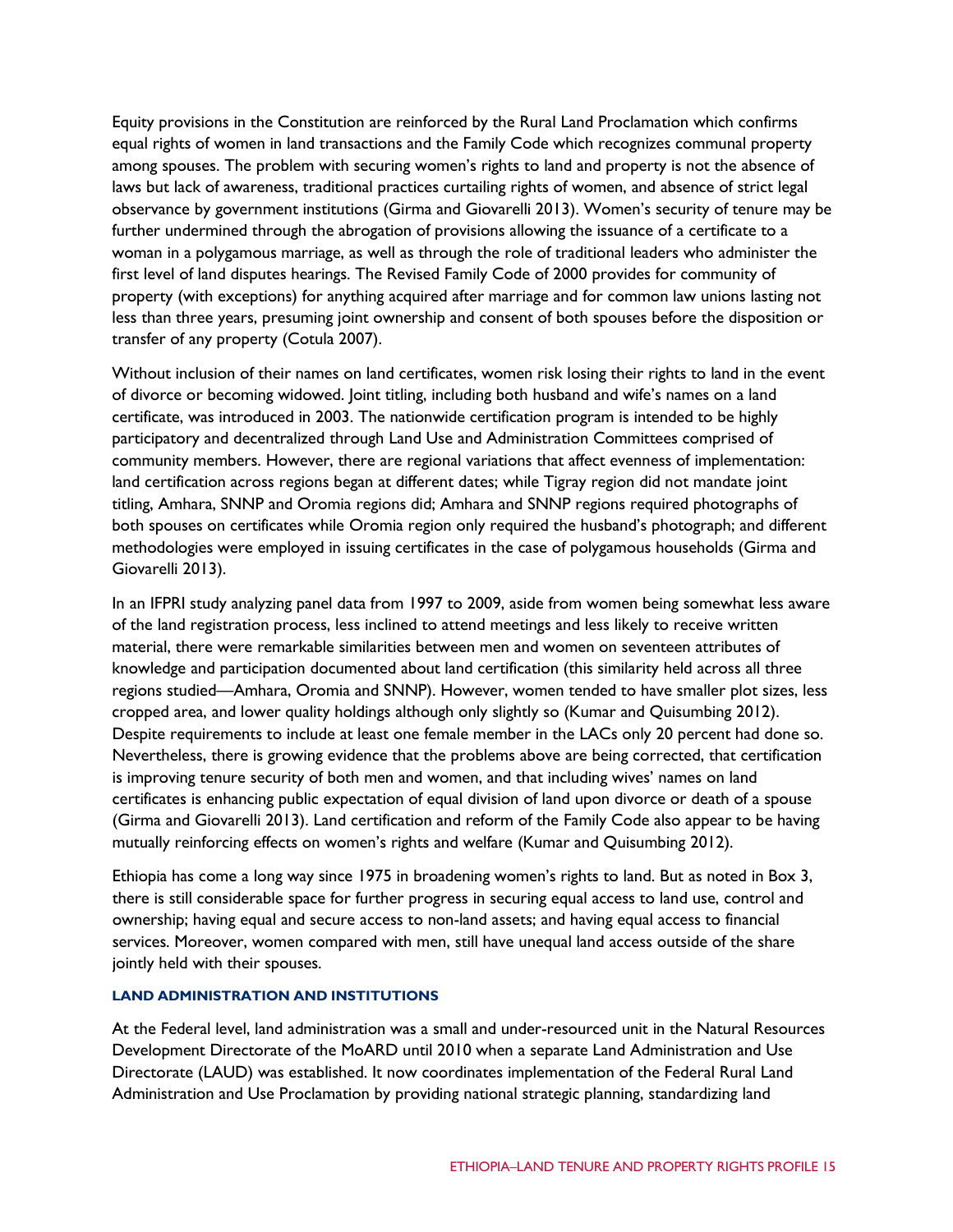Equity provisions in the Constitution are reinforced by the Rural Land Proclamation which confirms equal rights of women in land transactions and the Family Code which recognizes communal property among spouses. The problem with securing women's rights to land and property is not the absence of laws but lack of awareness, traditional practices curtailing rights of women, and absence of strict legal observance by government institutions (Girma and Giovarelli 2013). Women's security of tenure may be further undermined through the abrogation of provisions allowing the issuance of a certificate to a woman in a polygamous marriage, as well as through the role of traditional leaders who administer the first level of land disputes hearings. The Revised Family Code of 2000 provides for community of property (with exceptions) for anything acquired after marriage and for common law unions lasting not less than three years, presuming joint ownership and consent of both spouses before the disposition or transfer of any property (Cotula 2007).

Without inclusion of their names on land certificates, women risk losing their rights to land in the event of divorce or becoming widowed. Joint titling, including both husband and wife's names on a land certificate, was introduced in 2003. The nationwide certification program is intended to be highly participatory and decentralized through Land Use and Administration Committees comprised of community members. However, there are regional variations that affect evenness of implementation: land certification across regions began at different dates; while Tigray region did not mandate joint titling, Amhara, SNNP and Oromia regions did; Amhara and SNNP regions required photographs of both spouses on certificates while Oromia region only required the husband's photograph; and different methodologies were employed in issuing certificates in the case of polygamous households (Girma and Giovarelli 2013).

In an IFPRI study analyzing panel data from 1997 to 2009, aside from women being somewhat less aware of the land registration process, less inclined to attend meetings and less likely to receive written material, there were remarkable similarities between men and women on seventeen attributes of knowledge and participation documented about land certification (this similarity held across all three regions studied—Amhara, Oromia and SNNP). However, women tended to have smaller plot sizes, less cropped area, and lower quality holdings although only slightly so (Kumar and Quisumbing 2012). Despite requirements to include at least one female member in the LACs only 20 percent had done so. Nevertheless, there is growing evidence that the problems above are being corrected, that certification is improving tenure security of both men and women, and that including wives' names on land certificates is enhancing public expectation of equal division of land upon divorce or death of a spouse (Girma and Giovarelli 2013). Land certification and reform of the Family Code also appear to be having mutually reinforcing effects on women's rights and welfare (Kumar and Quisumbing 2012).

Ethiopia has come a long way since 1975 in broadening women's rights to land. But as noted in Box 3, there is still considerable space for further progress in securing equal access to land use, control and ownership; having equal and secure access to non-land assets; and having equal access to financial services. Moreover, women compared with men, still have unequal land access outside of the share jointly held with their spouses.

### LAND ADMINISTRATION AND INSTITUTIONS

At the Federal level, land administration was a small and under-resourced unit in the Natural Resources Development Directorate of the MoARD until 2010 when a separate Land Administration and Use Directorate (LAUD) was established. It now coordinates implementation of the Federal Rural Land Administration and Use Proclamation by providing national strategic planning, standardizing land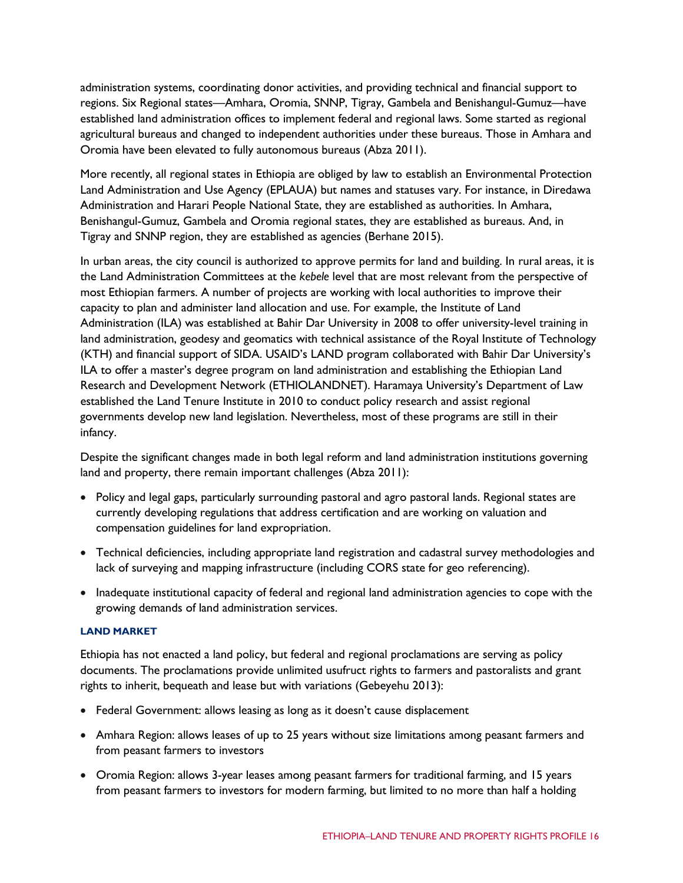administration systems, coordinating donor activities, and providing technical and financial support to regions. Six Regional states—Amhara, Oromia, SNNP, Tigray, Gambela and Benishangul-Gumuz—have established land administration offices to implement federal and regional laws. Some started as regional agricultural bureaus and changed to independent authorities under these bureaus. Those in Amhara and Oromia have been elevated to fully autonomous bureaus (Abza 2011).

More recently, all regional states in Ethiopia are obliged by law to establish an Environmental Protection Land Administration and Use Agency (EPLAUA) but names and statuses vary. For instance, in Diredawa Administration and Harari People National State, they are established as authorities. In Amhara, Benishangul-Gumuz, Gambela and Oromia regional states, they are established as bureaus. And, in Tigray and SNNP region, they are established as agencies (Berhane 2015).

In urban areas, the city council is authorized to approve permits for land and building. In rural areas, it is the Land Administration Committees at the *kebele* level that are most relevant from the perspective of most Ethiopian farmers. A number of projects are working with local authorities to improve their capacity to plan and administer land allocation and use. For example, the Institute of Land Administration (ILA) was established at Bahir Dar University in 2008 to offer university-level training in land administration, geodesy and geomatics with technical assistance of the Royal Institute of Technology (KTH) and financial support of SIDA. USAID's LAND program collaborated with Bahir Dar University's ILA to offer a master's degree program on land administration and establishing the Ethiopian Land Research and Development Network (ETHIOLANDNET). Haramaya University's Department of Law established the Land Tenure Institute in 2010 to conduct policy research and assist regional governments develop new land legislation. Nevertheless, most of these programs are still in their infancy.

Despite the significant changes made in both legal reform and land administration institutions governing land and property, there remain important challenges (Abza 2011):

- Policy and legal gaps, particularly surrounding pastoral and agro pastoral lands. Regional states are currently developing regulations that address certification and are working on valuation and compensation guidelines for land expropriation.
- Technical deficiencies, including appropriate land registration and cadastral survey methodologies and lack of surveying and mapping infrastructure (including CORS state for geo referencing).
- Inadequate institutional capacity of federal and regional land administration agencies to cope with the growing demands of land administration services.

#### LAND MARKET

Ethiopia has not enacted a land policy, but federal and regional proclamations are serving as policy documents. The proclamations provide unlimited usufruct rights to farmers and pastoralists and grant rights to inherit, bequeath and lease but with variations (Gebeyehu 2013):

- Federal Government: allows leasing as long as it doesn't cause displacement
- Amhara Region: allows leases of up to 25 years without size limitations among peasant farmers and from peasant farmers to investors
- Oromia Region: allows 3-year leases among peasant farmers for traditional farming, and 15 years from peasant farmers to investors for modern farming, but limited to no more than half a holding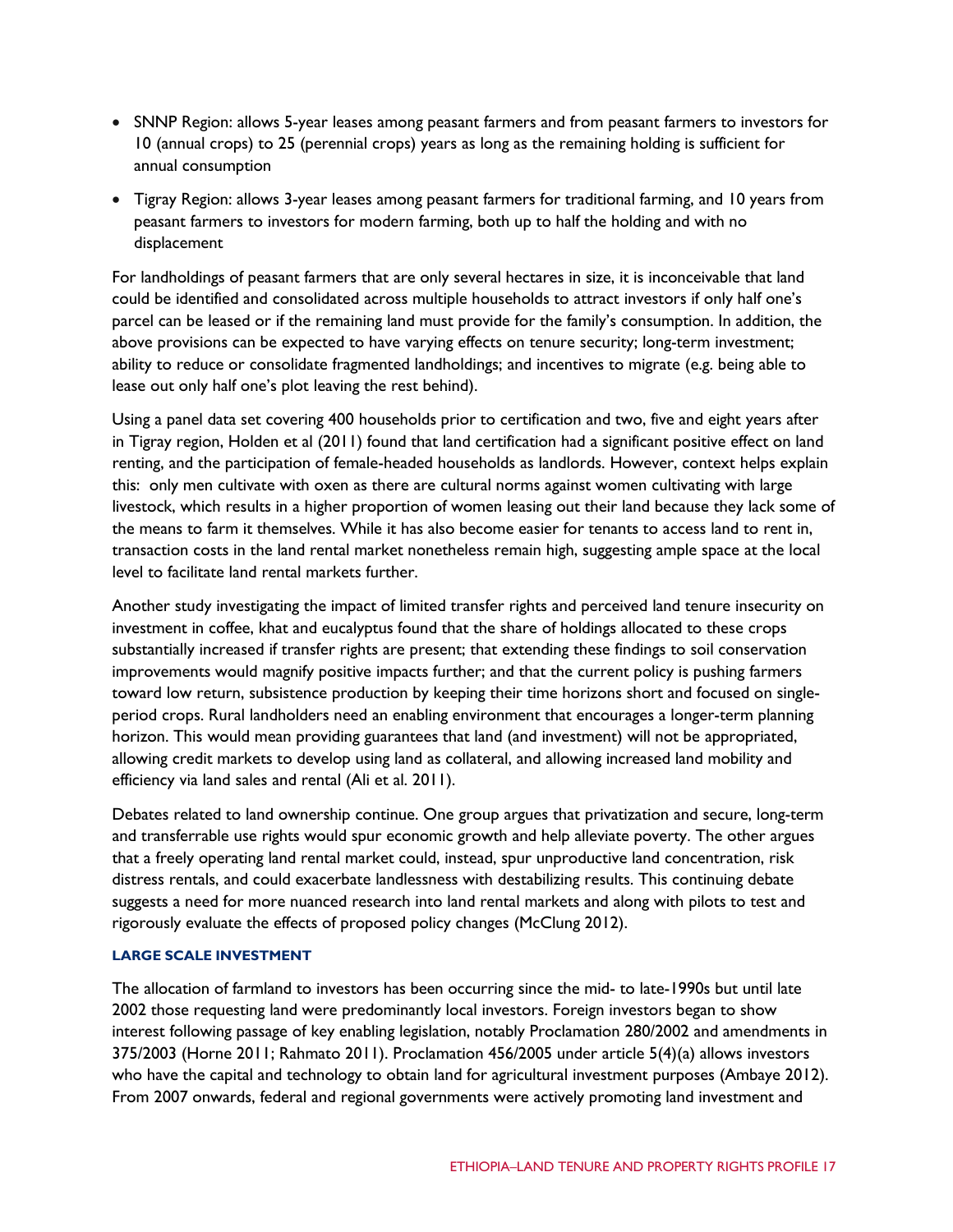- SNNP Region: allows 5-year leases among peasant farmers and from peasant farmers to investors for 10 (annual crops) to 25 (perennial crops) years as long as the remaining holding is sufficient for annual consumption
- Tigray Region: allows 3-year leases among peasant farmers for traditional farming, and 10 years from peasant farmers to investors for modern farming, both up to half the holding and with no displacement

For landholdings of peasant farmers that are only several hectares in size, it is inconceivable that land could be identified and consolidated across multiple households to attract investors if only half one's parcel can be leased or if the remaining land must provide for the family's consumption. In addition, the above provisions can be expected to have varying effects on tenure security; long-term investment; ability to reduce or consolidate fragmented landholdings; and incentives to migrate (e.g. being able to lease out only half one's plot leaving the rest behind).

Using a panel data set covering 400 households prior to certification and two, five and eight years after in Tigray region, Holden et al (2011) found that land certification had a significant positive effect on land renting, and the participation of female-headed households as landlords. However, context helps explain this: only men cultivate with oxen as there are cultural norms against women cultivating with large livestock, which results in a higher proportion of women leasing out their land because they lack some of the means to farm it themselves. While it has also become easier for tenants to access land to rent in, transaction costs in the land rental market nonetheless remain high, suggesting ample space at the local level to facilitate land rental markets further.

Another study investigating the impact of limited transfer rights and perceived land tenure insecurity on investment in coffee, khat and eucalyptus found that the share of holdings allocated to these crops substantially increased if transfer rights are present; that extending these findings to soil conservation improvements would magnify positive impacts further; and that the current policy is pushing farmers toward low return, subsistence production by keeping their time horizons short and focused on single-period crops. Rural landholders need an enabling environment that encourages a longer-term planning horizon. This would mean providing guarantees that land (and investment) will not be appropriated, allowing credit markets to develop using land as collateral, and allowing increased land mobility and efficiency via land sales and rental (Ali et al. 2011).

Debates related to land ownership continue. One group argues that privatization and secure, long-term and transferrable use rights would spur economic growth and help alleviate poverty. The other argues that a freely operating land rental market could, instead, spur unproductive land concentration, risk distress rentals, and could exacerbate landlessness with destabilizing results. This continuing debate suggests a need for more nuanced research into land rental markets and along with pilots to test and rigorously evaluate the effects of proposed policy changes (McClung 2012).

### LARGE SCALE INVESTMENT

The allocation of farmland to investors has been occurring since the mid- to late-1990s but until late 2002 those requesting land were predominantly local investors. Foreign investors began to show interest following passage of key enabling legislation, notably Proclamation 280/2002 and amendments in 375/2003 (Horne 2011; Rahmato 2011). Proclamation 456/2005 under article 5(4)(a) allows investors who have the capital and technology to obtain land for agricultural investment purposes (Ambaye 2012). From 2007 onwards, federal and regional governments were actively promoting land investment and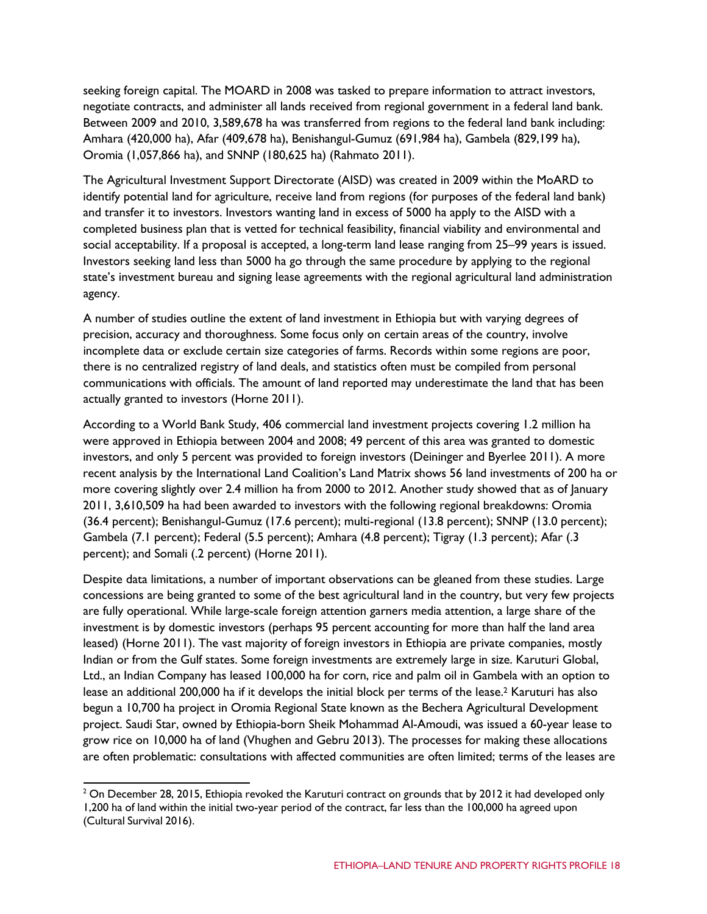seeking foreign capital. The MOARD in 2008 was tasked to prepare information to attract investors, negotiate contracts, and administer all lands received from regional government in a federal land bank. Between 2009 and 2010, 3,589,678 ha was transferred from regions to the federal land bank including: Amhara (420,000 ha), Afar (409,678 ha), Benishangul-Gumuz (691,984 ha), Gambela (829,199 ha), Oromia (1,057,866 ha), and SNNP (180,625 ha) (Rahmato 2011).

The Agricultural Investment Support Directorate (AISD) was created in 2009 within the MoARD to identify potential land for agriculture, receive land from regions (for purposes of the federal land bank) and transfer it to investors. Investors wanting land in excess of 5000 ha apply to the AISD with a completed business plan that is vetted for technical feasibility, financial viability and environmental and social acceptability. If a proposal is accepted, a long-term land lease ranging from 25–99 years is issued. Investors seeking land less than 5000 ha go through the same procedure by applying to the regional state's investment bureau and signing lease agreements with the regional agricultural land administration agency.

A number of studies outline the extent of land investment in Ethiopia but with varying degrees of precision, accuracy and thoroughness. Some focus only on certain areas of the country, involve incomplete data or exclude certain size categories of farms. Records within some regions are poor, there is no centralized registry of land deals, and statistics often must be compiled from personal communications with officials. The amount of land reported may underestimate the land that has been actually granted to investors (Horne 2011).

According to a World Bank Study, 406 commercial land investment projects covering 1.2 million ha were approved in Ethiopia between 2004 and 2008; 49 percent of this area was granted to domestic investors, and only 5 percent was provided to foreign investors (Deininger and Byerlee 2011). A more recent analysis by the International Land Coalition's Land Matrix shows 56 land investments of 200 ha or more covering slightly over 2.4 million ha from 2000 to 2012. Another study showed that as of January 2011, 3,610,509 ha had been awarded to investors with the following regional breakdowns: Oromia (36.4 percent); Benishangul-Gumuz (17.6 percent); multi-regional (13.8 percent); SNNP (13.0 percent); Gambela (7.1 percent); Federal (5.5 percent); Amhara (4.8 percent); Tigray (1.3 percent); Afar (.3 percent); and Somali (.2 percent) (Horne 2011).

Despite data limitations, a number of important observations can be gleaned from these studies. Large concessions are being granted to some of the best agricultural land in the country, but very few projects are fully operational. While large-scale foreign attention garners media attention, a large share of the investment is by domestic investors (perhaps 95 percent accounting for more than half the land area leased) (Horne 2011). The vast majority of foreign investors in Ethiopia are private companies, mostly Indian or from the Gulf states. Some foreign investments are extremely large in size. Karuturi Global, Ltd., an Indian Company has leased 100,000 ha for corn, rice and palm oil in Gambela with an option to lease an additional 200,000 ha if it develops the initial block per terms of the lease.[2] Karuturi has also begun a 10,700 ha project in Oromia Regional State known as the Bechera Agricultural Development project. Saudi Star, owned by Ethiopia-born Sheik Mohammad Al-Amoudi, was issued a 60-year lease to grow rice on 10,000 ha of land (Vhughen and Gebru 2013). The processes for making these allocations are often problematic: consultations with affected communities are often limited; terms of the leases are

[2] On December 28, 2015, Ethiopia revoked the Karuturi contract on grounds that by 2012 it had developed only 1,200 ha of land within the initial two-year period of the contract, far less than the 100,000 ha agreed upon (Cultural Survival 2016).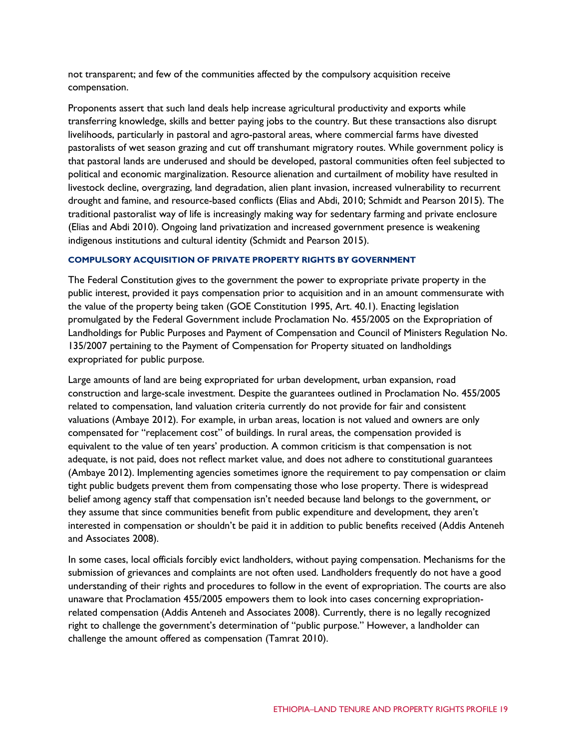not transparent; and few of the communities affected by the compulsory acquisition receive compensation.

Proponents assert that such land deals help increase agricultural productivity and exports while transferring knowledge, skills and better paying jobs to the country. But these transactions also disrupt livelihoods, particularly in pastoral and agro-pastoral areas, where commercial farms have divested pastoralists of wet season grazing and cut off transhumant migratory routes. While government policy is that pastoral lands are underused and should be developed, pastoral communities often feel subjected to political and economic marginalization. Resource alienation and curtailment of mobility have resulted in livestock decline, overgrazing, land degradation, alien plant invasion, increased vulnerability to recurrent drought and famine, and resource-based conflicts (Elias and Abdi, 2010; Schmidt and Pearson 2015). The traditional pastoralist way of life is increasingly making way for sedentary farming and private enclosure (Elias and Abdi 2010). Ongoing land privatization and increased government presence is weakening indigenous institutions and cultural identity (Schmidt and Pearson 2015).

### COMPULSORY ACQUISITION OF PRIVATE PROPERTY RIGHTS BY GOVERNMENT

The Federal Constitution gives to the government the power to expropriate private property in the public interest, provided it pays compensation prior to acquisition and in an amount commensurate with the value of the property being taken (GOE Constitution 1995, Art. 40.1). Enacting legislation promulgated by the Federal Government include Proclamation No. 455/2005 on the Expropriation of Landholdings for Public Purposes and Payment of Compensation and Council of Ministers Regulation No. 135/2007 pertaining to the Payment of Compensation for Property situated on landholdings expropriated for public purpose.

Large amounts of land are being expropriated for urban development, urban expansion, road construction and large-scale investment. Despite the guarantees outlined in Proclamation No. 455/2005 related to compensation, land valuation criteria currently do not provide for fair and consistent valuations (Ambaye 2012). For example, in urban areas, location is not valued and owners are only compensated for "replacement cost" of buildings. In rural areas, the compensation provided is equivalent to the value of ten years' production. A common criticism is that compensation is not adequate, is not paid, does not reflect market value, and does not adhere to constitutional guarantees (Ambaye 2012). Implementing agencies sometimes ignore the requirement to pay compensation or claim tight public budgets prevent them from compensating those who lose property. There is widespread belief among agency staff that compensation isn't needed because land belongs to the government, or they assume that since communities benefit from public expenditure and development, they aren't interested in compensation or shouldn't be paid it in addition to public benefits received (Addis Anteneh and Associates 2008).

In some cases, local officials forcibly evict landholders, without paying compensation. Mechanisms for the submission of grievances and complaints are not often used. Landholders frequently do not have a good understanding of their rights and procedures to follow in the event of expropriation. The courts are also unaware that Proclamation 455/2005 empowers them to look into cases concerning expropriation-related compensation (Addis Anteneh and Associates 2008). Currently, there is no legally recognized right to challenge the government's determination of "public purpose." However, a landholder can challenge the amount offered as compensation (Tamrat 2010).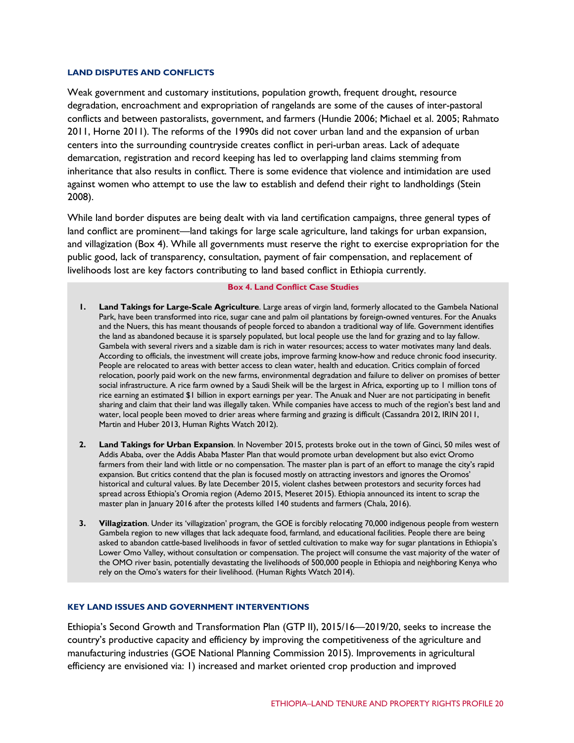### LAND DISPUTES AND CONFLICTS

Weak government and customary institutions, population growth, frequent drought, resource degradation, encroachment and expropriation of rangelands are some of the causes of inter-pastoral conflicts and between pastoralists, government, and farmers (Hundie 2006; Michael et al. 2005; Rahmato 2011, Horne 2011). The reforms of the 1990s did not cover urban land and the expansion of urban centers into the surrounding countryside creates conflict in peri-urban areas. Lack of adequate demarcation, registration and record keeping has led to overlapping land claims stemming from inheritance that also results in conflict. There is some evidence that violence and intimidation are used against women who attempt to use the law to establish and defend their right to landholdings (Stein 2008).

While land border disputes are being dealt with via land certification campaigns, three general types of land conflict are prominent—land takings for large scale agriculture, land takings for urban expansion, and villagization (Box 4). While all governments must reserve the right to exercise expropriation for the public good, lack of transparency, consultation, payment of fair compensation, and replacement of livelihoods lost are key factors contributing to land based conflict in Ethiopia currently.

**Box 4. Land Conflict Case Studies**

1. **Land Takings for Large-Scale Agriculture**. Large areas of virgin land, formerly allocated to the Gambela National Park, have been transformed into rice, sugar cane and palm oil plantations by foreign-owned ventures. For the Anuaks and the Nuers, this has meant thousands of people forced to abandon a traditional way of life. Government identifies the land as abandoned because it is sparsely populated, but local people use the land for grazing and to lay fallow. Gambela with several rivers and a sizable dam is rich in water resources; access to water motivates many land deals. According to officials, the investment will create jobs, improve farming know-how and reduce chronic food insecurity. People are relocated to areas with better access to clean water, health and education. Critics complain of forced relocation, poorly paid work on the new farms, environmental degradation and failure to deliver on promises of better social infrastructure. A rice farm owned by a Saudi Sheik will be the largest in Africa, exporting up to 1 million tons of rice earning an estimated $1 billion in export earnings per year. The Anuak and Nuer are not participating in benefit sharing and claim that their land was illegally taken. While companies have access to much of the region's best land and water, local people been moved to drier areas where farming and grazing is difficult (Cassandra 2012, IRIN 2011, Martin and Huber 2013, Human Rights Watch 2012).

2. **Land Takings for Urban Expansion**. In November 2015, protests broke out in the town of Ginci, 50 miles west of Addis Ababa, over the Addis Ababa Master Plan that would promote urban development but also evict Oromo farmers from their land with little or no compensation. The master plan is part of an effort to manage the city's rapid expansion. But critics contend that the plan is focused mostly on attracting investors and ignores the Oromos' historical and cultural values. By late December 2015, violent clashes between protestors and security forces had spread across Ethiopia's Oromia region (Ademo 2015, Meseret 2015). Ethiopia announced its intent to scrap the master plan in January 2016 after the protests killed 140 students and farmers (Chala, 2016).

3. **Villagization**. Under its 'villagization' program, the GOE is forcibly relocating 70,000 indigenous people from western Gambela region to new villages that lack adequate food, farmland, and educational facilities. People there are being asked to abandon cattle-based livelihoods in favor of settled cultivation to make way for sugar plantations in Ethiopia's Lower Omo Valley, without consultation or compensation. The project will consume the vast majority of the water of the OMO river basin, potentially devastating the livelihoods of 500,000 people in Ethiopia and neighboring Kenya who rely on the Omo's waters for their livelihood. (Human Rights Watch 2014).

### KEY LAND ISSUES AND GOVERNMENT INTERVENTIONS

Ethiopia's Second Growth and Transformation Plan (GTP II), 2015/16—2019/20, seeks to increase the country's productive capacity and efficiency by improving the competitiveness of the agriculture and manufacturing industries (GOE National Planning Commission 2015). Improvements in agricultural efficiency are envisioned via: 1) increased and market oriented crop production and improved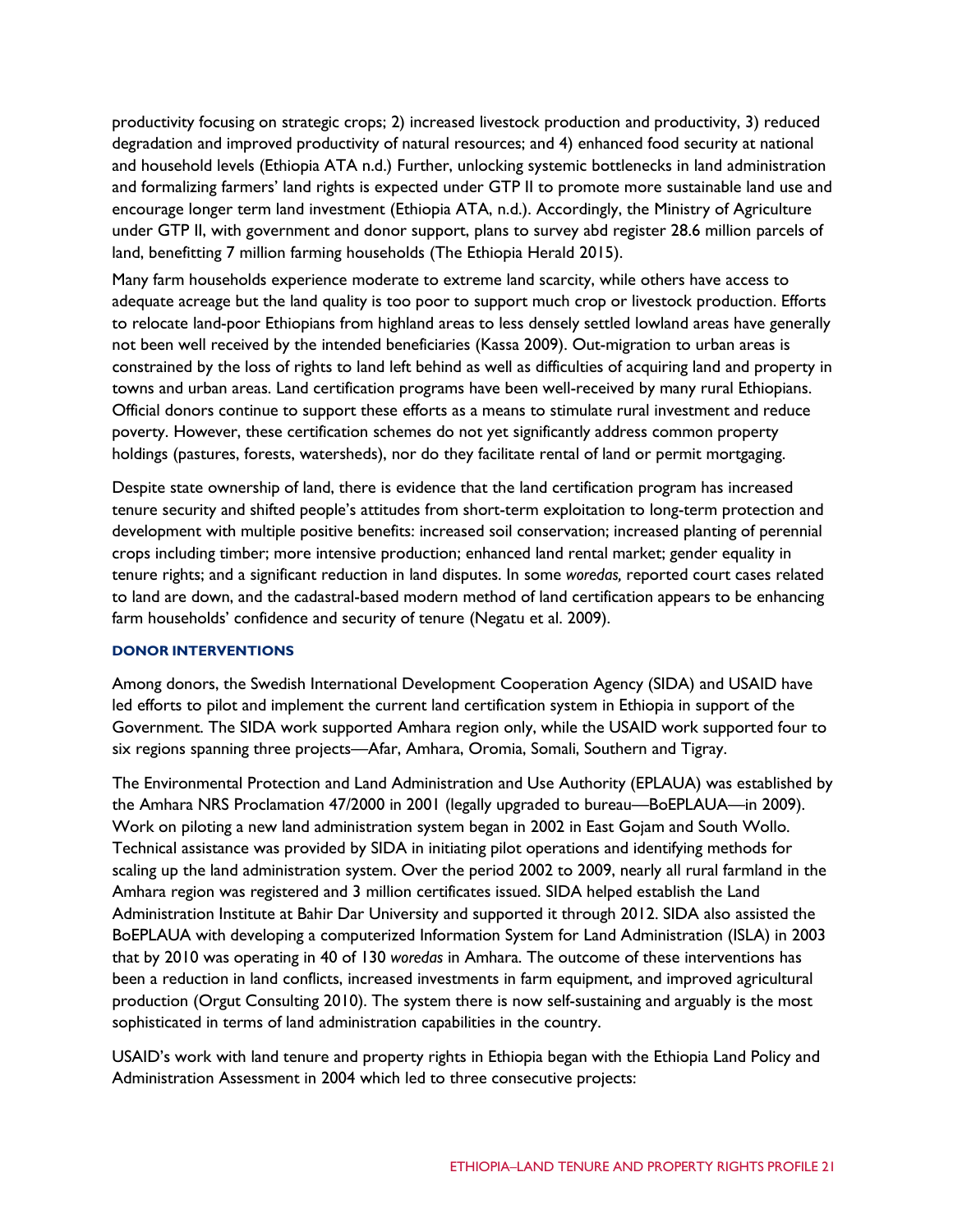productivity focusing on strategic crops; 2) increased livestock production and productivity, 3) reduced degradation and improved productivity of natural resources; and 4) enhanced food security at national and household levels (Ethiopia ATA n.d.) Further, unlocking systemic bottlenecks in land administration and formalizing farmers' land rights is expected under GTP II to promote more sustainable land use and encourage longer term land investment (Ethiopia ATA, n.d.). Accordingly, the Ministry of Agriculture under GTP II, with government and donor support, plans to survey abd register 28.6 million parcels of land, benefitting 7 million farming households (The Ethiopia Herald 2015).

Many farm households experience moderate to extreme land scarcity, while others have access to adequate acreage but the land quality is too poor to support much crop or livestock production. Efforts to relocate land-poor Ethiopians from highland areas to less densely settled lowland areas have generally not been well received by the intended beneficiaries (Kassa 2009). Out-migration to urban areas is constrained by the loss of rights to land left behind as well as difficulties of acquiring land and property in towns and urban areas. Land certification programs have been well-received by many rural Ethiopians. Official donors continue to support these efforts as a means to stimulate rural investment and reduce poverty. However, these certification schemes do not yet significantly address common property holdings (pastures, forests, watersheds), nor do they facilitate rental of land or permit mortgaging.

Despite state ownership of land, there is evidence that the land certification program has increased tenure security and shifted people's attitudes from short-term exploitation to long-term protection and development with multiple positive benefits: increased soil conservation; increased planting of perennial crops including timber; more intensive production; enhanced land rental market; gender equality in tenure rights; and a significant reduction in land disputes. In some *woredas,* reported court cases related to land are down, and the cadastral-based modern method of land certification appears to be enhancing farm households' confidence and security of tenure (Negatu et al. 2009).

### DONOR INTERVENTIONS

Among donors, the Swedish International Development Cooperation Agency (SIDA) and USAID have led efforts to pilot and implement the current land certification system in Ethiopia in support of the Government. The SIDA work supported Amhara region only, while the USAID work supported four to six regions spanning three projects—Afar, Amhara, Oromia, Somali, Southern and Tigray.

The Environmental Protection and Land Administration and Use Authority (EPLAUA) was established by the Amhara NRS Proclamation 47/2000 in 2001 (legally upgraded to bureau—BoEPLAUA—in 2009). Work on piloting a new land administration system began in 2002 in East Gojam and South Wollo. Technical assistance was provided by SIDA in initiating pilot operations and identifying methods for scaling up the land administration system. Over the period 2002 to 2009, nearly all rural farmland in the Amhara region was registered and 3 million certificates issued. SIDA helped establish the Land Administration Institute at Bahir Dar University and supported it through 2012. SIDA also assisted the BoEPLAUA with developing a computerized Information System for Land Administration (ISLA) in 2003 that by 2010 was operating in 40 of 130 *woredas* in Amhara. The outcome of these interventions has been a reduction in land conflicts, increased investments in farm equipment, and improved agricultural production (Orgut Consulting 2010). The system there is now self-sustaining and arguably is the most sophisticated in terms of land administration capabilities in the country.

USAID's work with land tenure and property rights in Ethiopia began with the Ethiopia Land Policy and Administration Assessment in 2004 which led to three consecutive projects: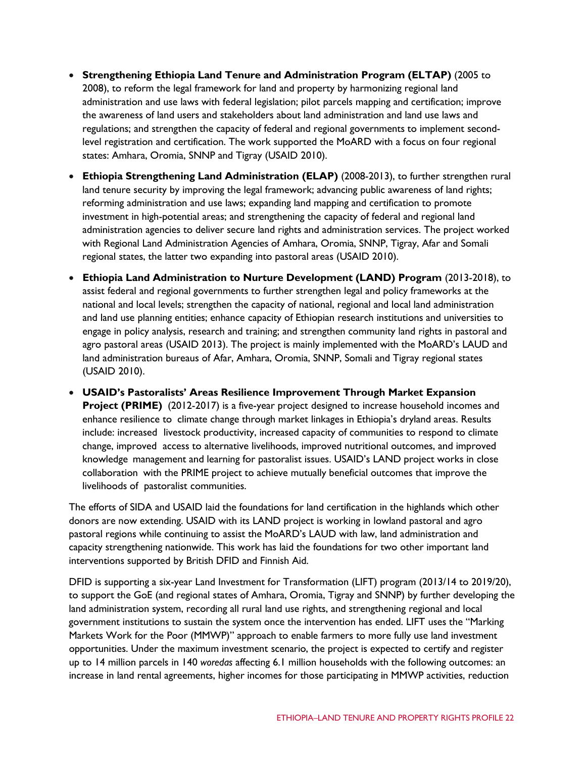- **Strengthening Ethiopia Land Tenure and Administration Program (ELTAP)** (2005 to 2008), to reform the legal framework for land and property by harmonizing regional land administration and use laws with federal legislation; pilot parcels mapping and certification; improve the awareness of land users and stakeholders about land administration and land use laws and regulations; and strengthen the capacity of federal and regional governments to implement second-level registration and certification. The work supported the MoARD with a focus on four regional states: Amhara, Oromia, SNNP and Tigray (USAID 2010).
- **Ethiopia Strengthening Land Administration (ELAP)** (2008-2013), to further strengthen rural land tenure security by improving the legal framework; advancing public awareness of land rights; reforming administration and use laws; expanding land mapping and certification to promote investment in high-potential areas; and strengthening the capacity of federal and regional land administration agencies to deliver secure land rights and administration services. The project worked with Regional Land Administration Agencies of Amhara, Oromia, SNNP, Tigray, Afar and Somali regional states, the latter two expanding into pastoral areas (USAID 2010).
- **Ethiopia Land Administration to Nurture Development (LAND) Program** (2013-2018), to assist federal and regional governments to further strengthen legal and policy frameworks at the national and local levels; strengthen the capacity of national, regional and local land administration and land use planning entities; enhance capacity of Ethiopian research institutions and universities to engage in policy analysis, research and training; and strengthen community land rights in pastoral and agro pastoral areas (USAID 2013). The project is mainly implemented with the MoARD's LAUD and land administration bureaus of Afar, Amhara, Oromia, SNNP, Somali and Tigray regional states (USAID 2010).
- **USAID's Pastoralists' Areas Resilience Improvement Through Market Expansion Project (PRIME)** (2012-2017) is a five-year project designed to increase household incomes and enhance resilience to climate change through market linkages in Ethiopia's dryland areas. Results include: increased livestock productivity, increased capacity of communities to respond to climate change, improved access to alternative livelihoods, improved nutritional outcomes, and improved knowledge management and learning for pastoralist issues. USAID's LAND project works in close collaboration with the PRIME project to achieve mutually beneficial outcomes that improve the livelihoods of pastoralist communities.

The efforts of SIDA and USAID laid the foundations for land certification in the highlands which other donors are now extending. USAID with its LAND project is working in lowland pastoral and agro pastoral regions while continuing to assist the MoARD's LAUD with law, land administration and capacity strengthening nationwide. This work has laid the foundations for two other important land interventions supported by British DFID and Finnish Aid.

DFID is supporting a six-year Land Investment for Transformation (LIFT) program (2013/14 to 2019/20), to support the GoE (and regional states of Amhara, Oromia, Tigray and SNNP) by further developing the land administration system, recording all rural land use rights, and strengthening regional and local government institutions to sustain the system once the intervention has ended. LIFT uses the "Marking Markets Work for the Poor (MMWP)" approach to enable farmers to more fully use land investment opportunities. Under the maximum investment scenario, the project is expected to certify and register up to 14 million parcels in 140 *woredas* affecting 6.1 million households with the following outcomes: an increase in land rental agreements, higher incomes for those participating in MMWP activities, reduction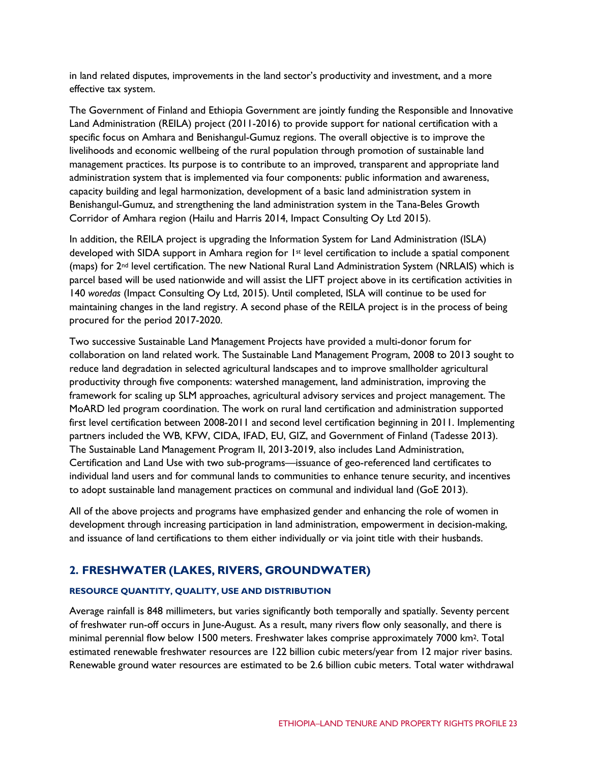in land related disputes, improvements in the land sector's productivity and investment, and a more effective tax system.

The Government of Finland and Ethiopia Government are jointly funding the Responsible and Innovative Land Administration (REILA) project (2011-2016) to provide support for national certification with a specific focus on Amhara and Benishangul-Gumuz regions. The overall objective is to improve the livelihoods and economic wellbeing of the rural population through promotion of sustainable land management practices. Its purpose is to contribute to an improved, transparent and appropriate land administration system that is implemented via four components: public information and awareness, capacity building and legal harmonization, development of a basic land administration system in Benishangul-Gumuz, and strengthening the land administration system in the Tana-Beles Growth Corridor of Amhara region (Hailu and Harris 2014, Impact Consulting Oy Ltd 2015).

In addition, the REILA project is upgrading the Information System for Land Administration (ISLA) developed with SIDA support in Amhara region for 1st level certification to include a spatial component (maps) for 2nd level certification. The new National Rural Land Administration System (NRLAIS) which is parcel based will be used nationwide and will assist the LIFT project above in its certification activities in 140 *woredas* (Impact Consulting Oy Ltd, 2015). Until completed, ISLA will continue to be used for maintaining changes in the land registry. A second phase of the REILA project is in the process of being procured for the period 2017-2020.

Two successive Sustainable Land Management Projects have provided a multi-donor forum for collaboration on land related work. The Sustainable Land Management Program, 2008 to 2013 sought to reduce land degradation in selected agricultural landscapes and to improve smallholder agricultural productivity through five components: watershed management, land administration, improving the framework for scaling up SLM approaches, agricultural advisory services and project management. The MoARD led program coordination. The work on rural land certification and administration supported first level certification between 2008-2011 and second level certification beginning in 2011. Implementing partners included the WB, KFW, CIDA, IFAD, EU, GIZ, and Government of Finland (Tadesse 2013). The Sustainable Land Management Program II, 2013-2019, also includes Land Administration, Certification and Land Use with two sub-programs—issuance of geo-referenced land certificates to individual land users and for communal lands to communities to enhance tenure security, and incentives to adopt sustainable land management practices on communal and individual land (GoE 2013).

All of the above projects and programs have emphasized gender and enhancing the role of women in development through increasing participation in land administration, empowerment in decision-making, and issuance of land certifications to them either individually or via joint title with their husbands.

## 2. FRESHWATER (LAKES, RIVERS, GROUNDWATER)

#### RESOURCE QUANTITY, QUALITY, USE AND DISTRIBUTION

Average rainfall is 848 millimeters, but varies significantly both temporally and spatially. Seventy percent of freshwater run-off occurs in June-August. As a result, many rivers flow only seasonally, and there is minimal perennial flow below 1500 meters. Freshwater lakes comprise approximately 7000 km$^2$. Total estimated renewable freshwater resources are 122 billion cubic meters/year from 12 major river basins. Renewable ground water resources are estimated to be 2.6 billion cubic meters. Total water withdrawal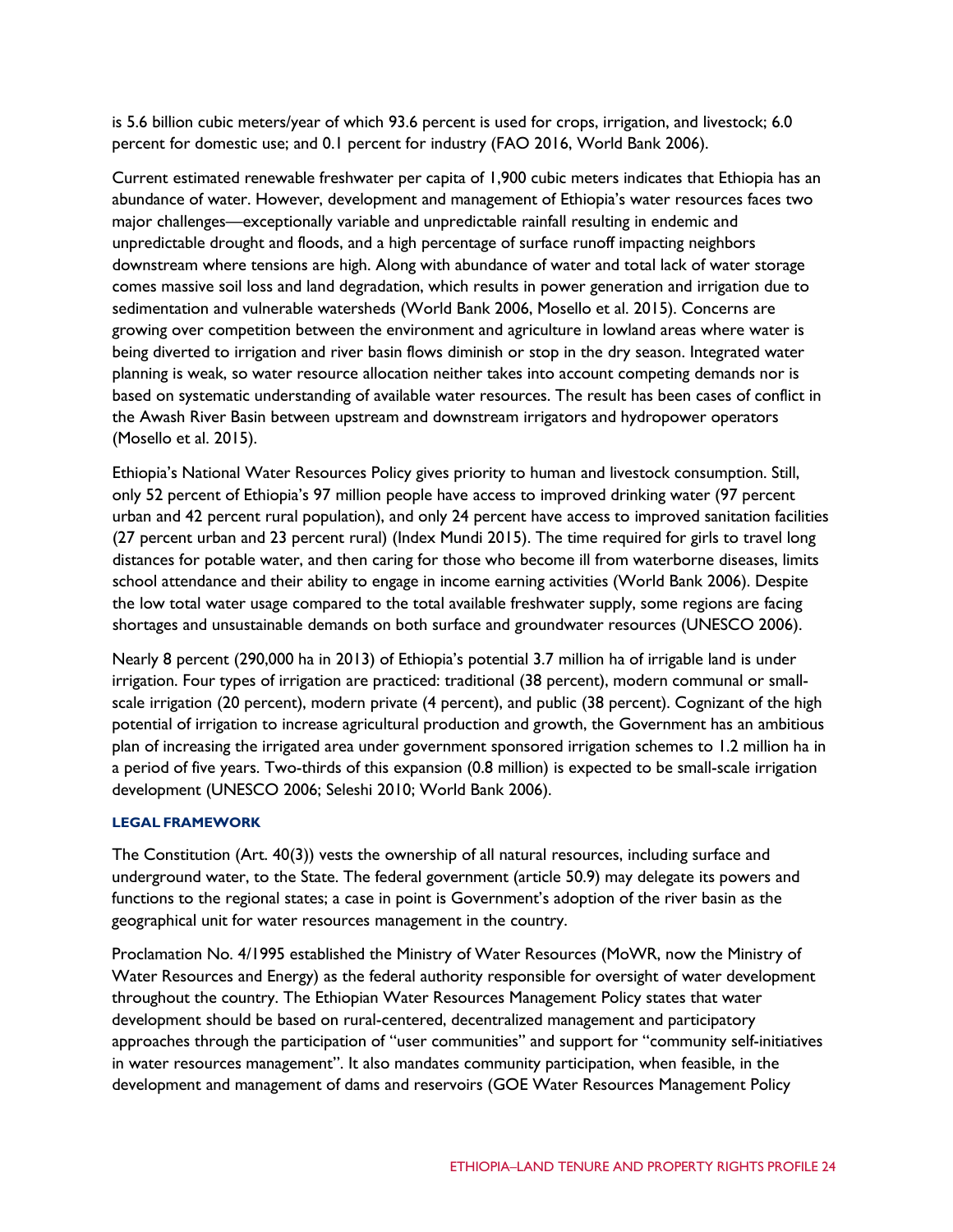is 5.6 billion cubic meters/year of which 93.6 percent is used for crops, irrigation, and livestock; 6.0 percent for domestic use; and 0.1 percent for industry (FAO 2016, World Bank 2006).

Current estimated renewable freshwater per capita of 1,900 cubic meters indicates that Ethiopia has an abundance of water. However, development and management of Ethiopia's water resources faces two major challenges—exceptionally variable and unpredictable rainfall resulting in endemic and unpredictable drought and floods, and a high percentage of surface runoff impacting neighbors downstream where tensions are high. Along with abundance of water and total lack of water storage comes massive soil loss and land degradation, which results in power generation and irrigation due to sedimentation and vulnerable watersheds (World Bank 2006, Mosello et al. 2015). Concerns are growing over competition between the environment and agriculture in lowland areas where water is being diverted to irrigation and river basin flows diminish or stop in the dry season. Integrated water planning is weak, so water resource allocation neither takes into account competing demands nor is based on systematic understanding of available water resources. The result has been cases of conflict in the Awash River Basin between upstream and downstream irrigators and hydropower operators (Mosello et al. 2015).

Ethiopia's National Water Resources Policy gives priority to human and livestock consumption. Still, only 52 percent of Ethiopia's 97 million people have access to improved drinking water (97 percent urban and 42 percent rural population), and only 24 percent have access to improved sanitation facilities (27 percent urban and 23 percent rural) (Index Mundi 2015). The time required for girls to travel long distances for potable water, and then caring for those who become ill from waterborne diseases, limits school attendance and their ability to engage in income earning activities (World Bank 2006). Despite the low total water usage compared to the total available freshwater supply, some regions are facing shortages and unsustainable demands on both surface and groundwater resources (UNESCO 2006).

Nearly 8 percent (290,000 ha in 2013) of Ethiopia's potential 3.7 million ha of irrigable land is under irrigation. Four types of irrigation are practiced: traditional (38 percent), modern communal or small-scale irrigation (20 percent), modern private (4 percent), and public (38 percent). Cognizant of the high potential of irrigation to increase agricultural production and growth, the Government has an ambitious plan of increasing the irrigated area under government sponsored irrigation schemes to 1.2 million ha in a period of five years. Two-thirds of this expansion (0.8 million) is expected to be small-scale irrigation development (UNESCO 2006; Seleshi 2010; World Bank 2006).

#### LEGAL FRAMEWORK

The Constitution (Art. 40(3)) vests the ownership of all natural resources, including surface and underground water, to the State. The federal government (article 50.9) may delegate its powers and functions to the regional states; a case in point is Government's adoption of the river basin as the geographical unit for water resources management in the country.

Proclamation No. 4/1995 established the Ministry of Water Resources (MoWR, now the Ministry of Water Resources and Energy) as the federal authority responsible for oversight of water development throughout the country. The Ethiopian Water Resources Management Policy states that water development should be based on rural-centered, decentralized management and participatory approaches through the participation of "user communities" and support for "community self-initiatives in water resources management". It also mandates community participation, when feasible, in the development and management of dams and reservoirs (GOE Water Resources Management Policy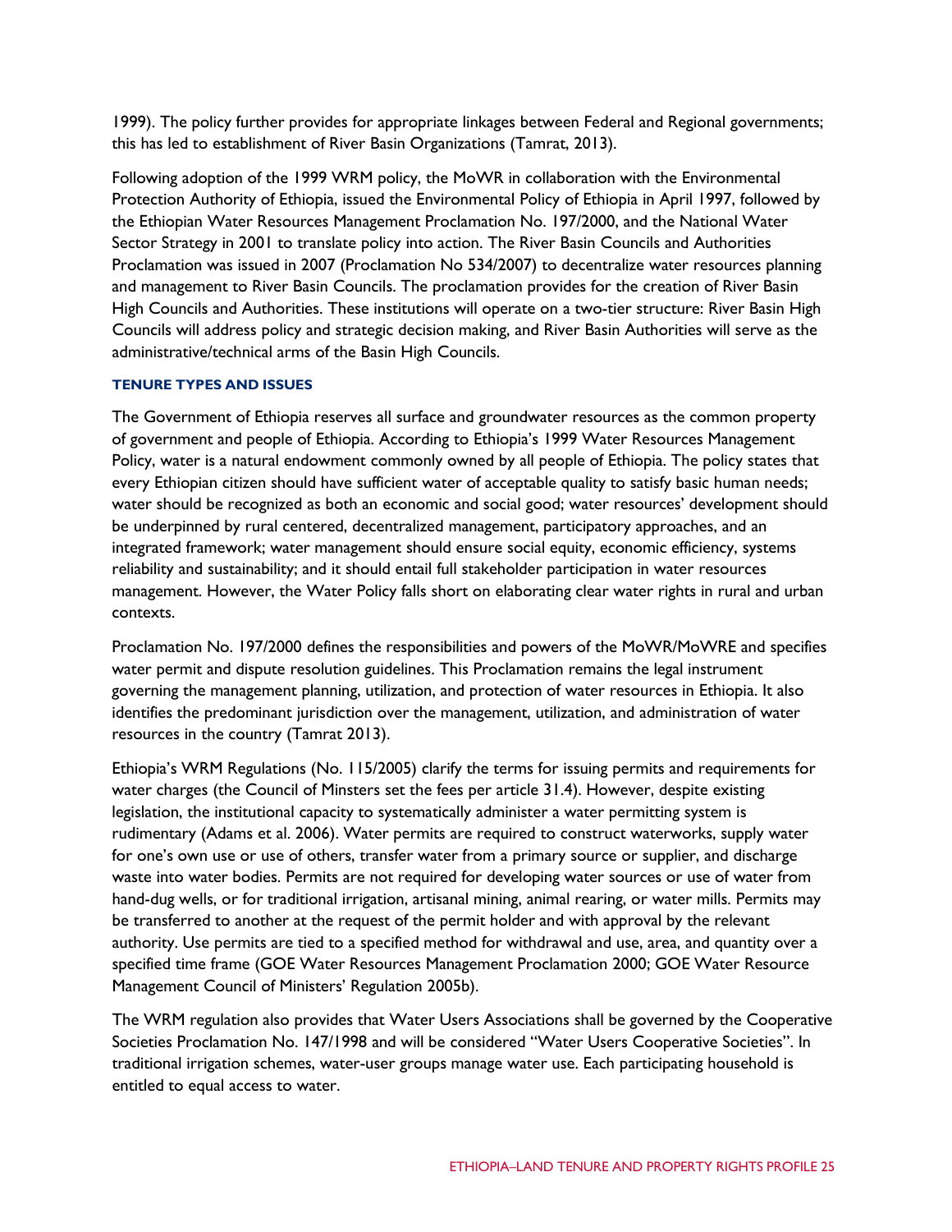1999). The policy further provides for appropriate linkages between Federal and Regional governments; this has led to establishment of River Basin Organizations (Tamrat, 2013).

Following adoption of the 1999 WRM policy, the MoWR in collaboration with the Environmental Protection Authority of Ethiopia, issued the Environmental Policy of Ethiopia in April 1997, followed by the Ethiopian Water Resources Management Proclamation No. 197/2000, and the National Water Sector Strategy in 2001 to translate policy into action. The River Basin Councils and Authorities Proclamation was issued in 2007 (Proclamation No 534/2007) to decentralize water resources planning and management to River Basin Councils. The proclamation provides for the creation of River Basin High Councils and Authorities. These institutions will operate on a two-tier structure: River Basin High Councils will address policy and strategic decision making, and River Basin Authorities will serve as the administrative/technical arms of the Basin High Councils.

### TENURE TYPES AND ISSUES

The Government of Ethiopia reserves all surface and groundwater resources as the common property of government and people of Ethiopia. According to Ethiopia's 1999 Water Resources Management Policy, water is a natural endowment commonly owned by all people of Ethiopia. The policy states that every Ethiopian citizen should have sufficient water of acceptable quality to satisfy basic human needs; water should be recognized as both an economic and social good; water resources' development should be underpinned by rural centered, decentralized management, participatory approaches, and an integrated framework; water management should ensure social equity, economic efficiency, systems reliability and sustainability; and it should entail full stakeholder participation in water resources management. However, the Water Policy falls short on elaborating clear water rights in rural and urban contexts.

Proclamation No. 197/2000 defines the responsibilities and powers of the MoWR/MoWRE and specifies water permit and dispute resolution guidelines. This Proclamation remains the legal instrument governing the management planning, utilization, and protection of water resources in Ethiopia. It also identifies the predominant jurisdiction over the management, utilization, and administration of water resources in the country (Tamrat 2013).

Ethiopia's WRM Regulations (No. 115/2005) clarify the terms for issuing permits and requirements for water charges (the Council of Minsters set the fees per article 31.4). However, despite existing legislation, the institutional capacity to systematically administer a water permitting system is rudimentary (Adams et al. 2006). Water permits are required to construct waterworks, supply water for one's own use or use of others, transfer water from a primary source or supplier, and discharge waste into water bodies. Permits are not required for developing water sources or use of water from hand-dug wells, or for traditional irrigation, artisanal mining, animal rearing, or water mills. Permits may be transferred to another at the request of the permit holder and with approval by the relevant authority. Use permits are tied to a specified method for withdrawal and use, area, and quantity over a specified time frame (GOE Water Resources Management Proclamation 2000; GOE Water Resource Management Council of Ministers' Regulation 2005b).

The WRM regulation also provides that Water Users Associations shall be governed by the Cooperative Societies Proclamation No. 147/1998 and will be considered "Water Users Cooperative Societies". In traditional irrigation schemes, water-user groups manage water use. Each participating household is entitled to equal access to water.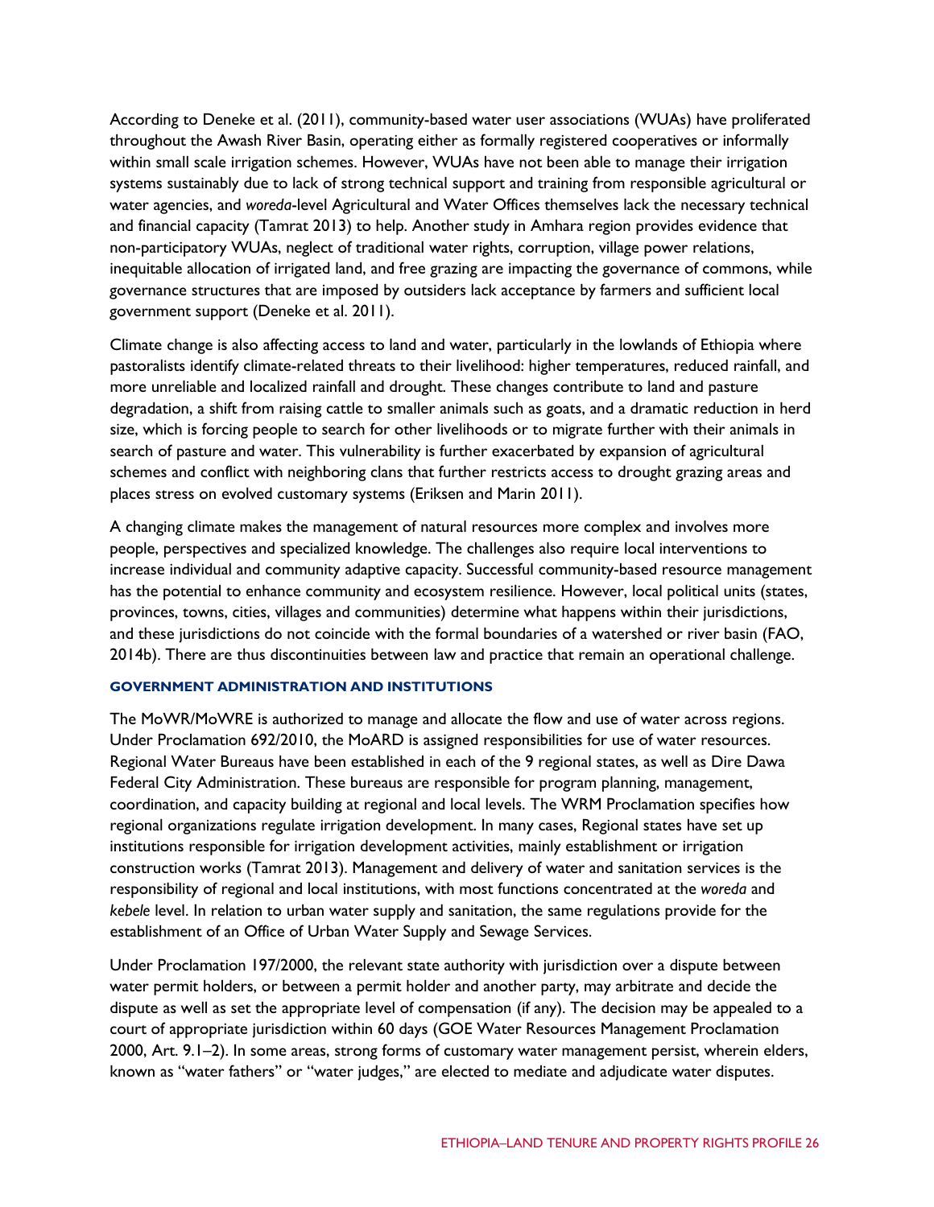According to Deneke et al. (2011), community-based water user associations (WUAs) have proliferated throughout the Awash River Basin, operating either as formally registered cooperatives or informally within small scale irrigation schemes. However, WUAs have not been able to manage their irrigation systems sustainably due to lack of strong technical support and training from responsible agricultural or water agencies, and *woreda*-level Agricultural and Water Offices themselves lack the necessary technical and financial capacity (Tamrat 2013) to help. Another study in Amhara region provides evidence that non-participatory WUAs, neglect of traditional water rights, corruption, village power relations, inequitable allocation of irrigated land, and free grazing are impacting the governance of commons, while governance structures that are imposed by outsiders lack acceptance by farmers and sufficient local government support (Deneke et al. 2011).

Climate change is also affecting access to land and water, particularly in the lowlands of Ethiopia where pastoralists identify climate-related threats to their livelihood: higher temperatures, reduced rainfall, and more unreliable and localized rainfall and drought. These changes contribute to land and pasture degradation, a shift from raising cattle to smaller animals such as goats, and a dramatic reduction in herd size, which is forcing people to search for other livelihoods or to migrate further with their animals in search of pasture and water. This vulnerability is further exacerbated by expansion of agricultural schemes and conflict with neighboring clans that further restricts access to drought grazing areas and places stress on evolved customary systems (Eriksen and Marin 2011).

A changing climate makes the management of natural resources more complex and involves more people, perspectives and specialized knowledge. The challenges also require local interventions to increase individual and community adaptive capacity. Successful community-based resource management has the potential to enhance community and ecosystem resilience. However, local political units (states, provinces, towns, cities, villages and communities) determine what happens within their jurisdictions, and these jurisdictions do not coincide with the formal boundaries of a watershed or river basin (FAO, 2014b). There are thus discontinuities between law and practice that remain an operational challenge.

#### GOVERNMENT ADMINISTRATION AND INSTITUTIONS

The MoWR/MoWRE is authorized to manage and allocate the flow and use of water across regions. Under Proclamation 692/2010, the MoARD is assigned responsibilities for use of water resources. Regional Water Bureaus have been established in each of the 9 regional states, as well as Dire Dawa Federal City Administration. These bureaus are responsible for program planning, management, coordination, and capacity building at regional and local levels. The WRM Proclamation specifies how regional organizations regulate irrigation development. In many cases, Regional states have set up institutions responsible for irrigation development activities, mainly establishment or irrigation construction works (Tamrat 2013). Management and delivery of water and sanitation services is the responsibility of regional and local institutions, with most functions concentrated at the *woreda* and *kebele* level. In relation to urban water supply and sanitation, the same regulations provide for the establishment of an Office of Urban Water Supply and Sewage Services.

Under Proclamation 197/2000, the relevant state authority with jurisdiction over a dispute between water permit holders, or between a permit holder and another party, may arbitrate and decide the dispute as well as set the appropriate level of compensation (if any). The decision may be appealed to a court of appropriate jurisdiction within 60 days (GOE Water Resources Management Proclamation 2000, Art. 9.1–2). In some areas, strong forms of customary water management persist, wherein elders, known as "water fathers" or "water judges," are elected to mediate and adjudicate water disputes.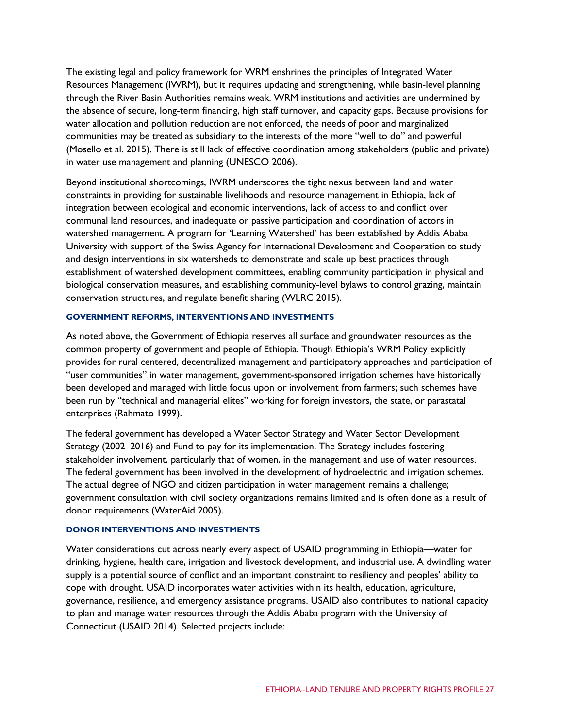The existing legal and policy framework for WRM enshrines the principles of Integrated Water Resources Management (IWRM), but it requires updating and strengthening, while basin-level planning through the River Basin Authorities remains weak. WRM institutions and activities are undermined by the absence of secure, long-term financing, high staff turnover, and capacity gaps. Because provisions for water allocation and pollution reduction are not enforced, the needs of poor and marginalized communities may be treated as subsidiary to the interests of the more "well to do" and powerful (Mosello et al. 2015). There is still lack of effective coordination among stakeholders (public and private) in water use management and planning (UNESCO 2006).

Beyond institutional shortcomings, IWRM underscores the tight nexus between land and water constraints in providing for sustainable livelihoods and resource management in Ethiopia, lack of integration between ecological and economic interventions, lack of access to and conflict over communal land resources, and inadequate or passive participation and coordination of actors in watershed management. A program for 'Learning Watershed' has been established by Addis Ababa University with support of the Swiss Agency for International Development and Cooperation to study and design interventions in six watersheds to demonstrate and scale up best practices through establishment of watershed development committees, enabling community participation in physical and biological conservation measures, and establishing community-level bylaws to control grazing, maintain conservation structures, and regulate benefit sharing (WLRC 2015).

#### GOVERNMENT REFORMS, INTERVENTIONS AND INVESTMENTS

As noted above, the Government of Ethiopia reserves all surface and groundwater resources as the common property of government and people of Ethiopia. Though Ethiopia's WRM Policy explicitly provides for rural centered, decentralized management and participatory approaches and participation of "user communities" in water management, government-sponsored irrigation schemes have historically been developed and managed with little focus upon or involvement from farmers; such schemes have been run by "technical and managerial elites" working for foreign investors, the state, or parastatal enterprises (Rahmato 1999).

The federal government has developed a Water Sector Strategy and Water Sector Development Strategy (2002–2016) and Fund to pay for its implementation. The Strategy includes fostering stakeholder involvement, particularly that of women, in the management and use of water resources. The federal government has been involved in the development of hydroelectric and irrigation schemes. The actual degree of NGO and citizen participation in water management remains a challenge; government consultation with civil society organizations remains limited and is often done as a result of donor requirements (WaterAid 2005).

#### DONOR INTERVENTIONS AND INVESTMENTS

Water considerations cut across nearly every aspect of USAID programming in Ethiopia—water for drinking, hygiene, health care, irrigation and livestock development, and industrial use. A dwindling water supply is a potential source of conflict and an important constraint to resiliency and peoples' ability to cope with drought. USAID incorporates water activities within its health, education, agriculture, governance, resilience, and emergency assistance programs. USAID also contributes to national capacity to plan and manage water resources through the Addis Ababa program with the University of Connecticut (USAID 2014). Selected projects include: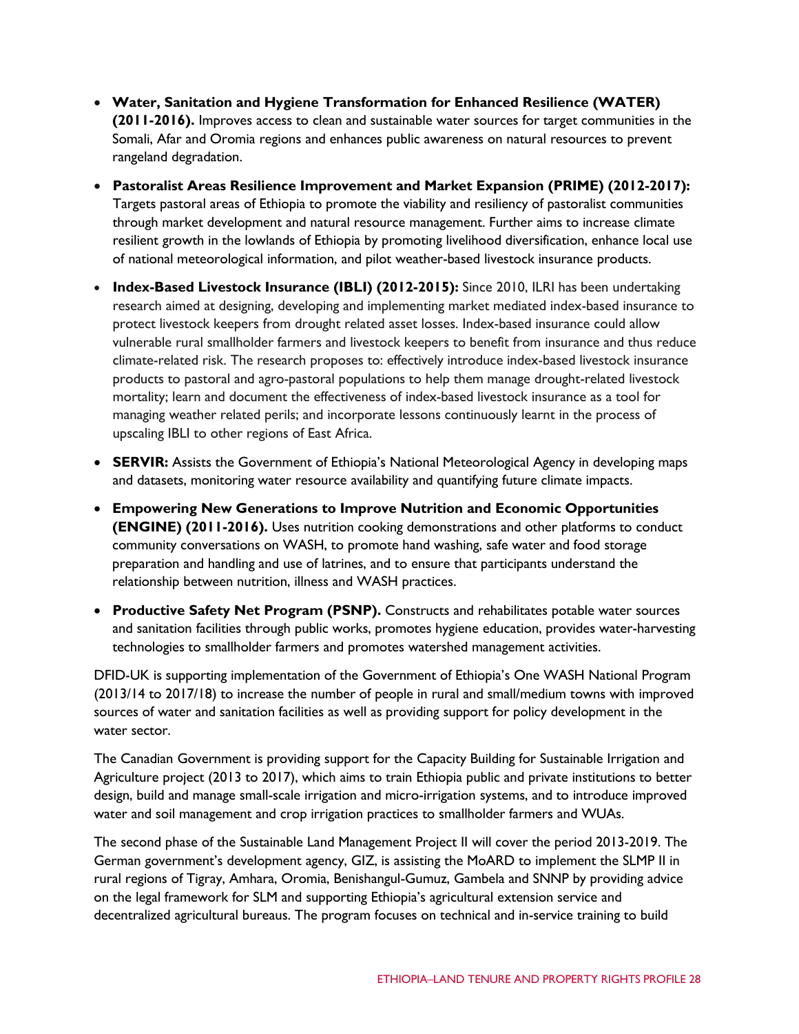- **Water, Sanitation and Hygiene Transformation for Enhanced Resilience (WATER) (2011-2016).** Improves access to clean and sustainable water sources for target communities in the Somali, Afar and Oromia regions and enhances public awareness on natural resources to prevent rangeland degradation.
- **Pastoralist Areas Resilience Improvement and Market Expansion (PRIME) (2012-2017):** Targets pastoral areas of Ethiopia to promote the viability and resiliency of pastoralist communities through market development and natural resource management. Further aims to increase climate resilient growth in the lowlands of Ethiopia by promoting livelihood diversification, enhance local use of national meteorological information, and pilot weather-based livestock insurance products.
- **Index-Based Livestock Insurance (IBLI) (2012-2015):** Since 2010, ILRI has been undertaking research aimed at designing, developing and implementing market mediated index-based insurance to protect livestock keepers from drought related asset losses. Index-based insurance could allow vulnerable rural smallholder farmers and livestock keepers to benefit from insurance and thus reduce climate-related risk. The research proposes to: effectively introduce index-based livestock insurance products to pastoral and agro-pastoral populations to help them manage drought-related livestock mortality; learn and document the effectiveness of index-based livestock insurance as a tool for managing weather related perils; and incorporate lessons continuously learnt in the process of upscaling IBLI to other regions of East Africa.
- **SERVIR:** Assists the Government of Ethiopia's National Meteorological Agency in developing maps and datasets, monitoring water resource availability and quantifying future climate impacts.
- **Empowering New Generations to Improve Nutrition and Economic Opportunities (ENGINE) (2011-2016).** Uses nutrition cooking demonstrations and other platforms to conduct community conversations on WASH, to promote hand washing, safe water and food storage preparation and handling and use of latrines, and to ensure that participants understand the relationship between nutrition, illness and WASH practices.
- **Productive Safety Net Program (PSNP).** Constructs and rehabilitates potable water sources and sanitation facilities through public works, promotes hygiene education, provides water-harvesting technologies to smallholder farmers and promotes watershed management activities.

DFID-UK is supporting implementation of the Government of Ethiopia's One WASH National Program (2013/14 to 2017/18) to increase the number of people in rural and small/medium towns with improved sources of water and sanitation facilities as well as providing support for policy development in the water sector.

The Canadian Government is providing support for the Capacity Building for Sustainable Irrigation and Agriculture project (2013 to 2017), which aims to train Ethiopia public and private institutions to better design, build and manage small-scale irrigation and micro-irrigation systems, and to introduce improved water and soil management and crop irrigation practices to smallholder farmers and WUAs.

The second phase of the Sustainable Land Management Project II will cover the period 2013-2019. The German government's development agency, GIZ, is assisting the MoARD to implement the SLMP II in rural regions of Tigray, Amhara, Oromia, Benishangul-Gumuz, Gambela and SNNP by providing advice on the legal framework for SLM and supporting Ethiopia's agricultural extension service and decentralized agricultural bureaus. The program focuses on technical and in-service training to build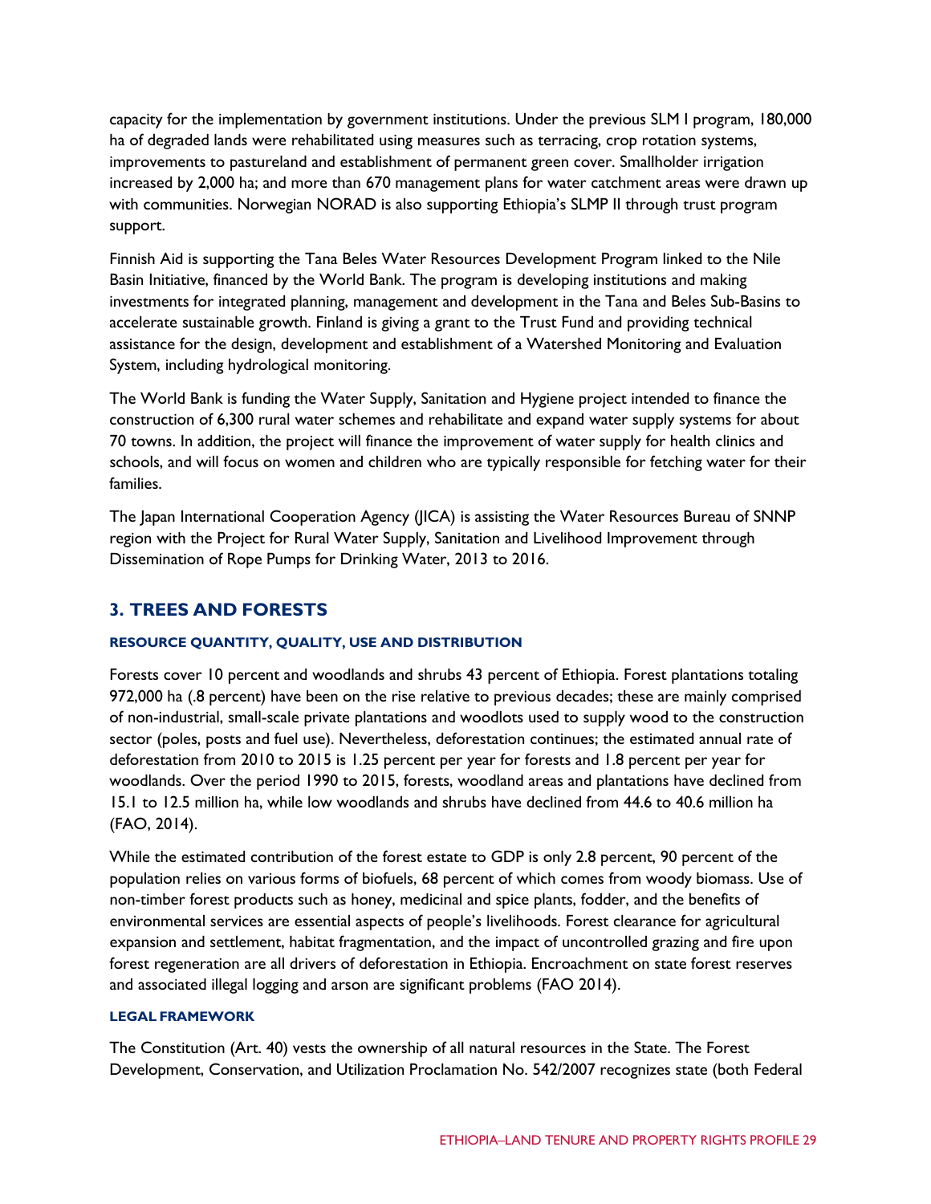capacity for the implementation by government institutions. Under the previous SLM I program, 180,000 ha of degraded lands were rehabilitated using measures such as terracing, crop rotation systems, improvements to pastureland and establishment of permanent green cover. Smallholder irrigation increased by 2,000 ha; and more than 670 management plans for water catchment areas were drawn up with communities. Norwegian NORAD is also supporting Ethiopia's SLMP II through trust program support.

Finnish Aid is supporting the Tana Beles Water Resources Development Program linked to the Nile Basin Initiative, financed by the World Bank. The program is developing institutions and making investments for integrated planning, management and development in the Tana and Beles Sub-Basins to accelerate sustainable growth. Finland is giving a grant to the Trust Fund and providing technical assistance for the design, development and establishment of a Watershed Monitoring and Evaluation System, including hydrological monitoring.

The World Bank is funding the Water Supply, Sanitation and Hygiene project intended to finance the construction of 6,300 rural water schemes and rehabilitate and expand water supply systems for about 70 towns. In addition, the project will finance the improvement of water supply for health clinics and schools, and will focus on women and children who are typically responsible for fetching water for their families.

The Japan International Cooperation Agency (JICA) is assisting the Water Resources Bureau of SNNP region with the Project for Rural Water Supply, Sanitation and Livelihood Improvement through Dissemination of Rope Pumps for Drinking Water, 2013 to 2016.

## 3. TREES AND FORESTS

#### RESOURCE QUANTITY, QUALITY, USE AND DISTRIBUTION

Forests cover 10 percent and woodlands and shrubs 43 percent of Ethiopia. Forest plantations totaling 972,000 ha (.8 percent) have been on the rise relative to previous decades; these are mainly comprised of non-industrial, small-scale private plantations and woodlots used to supply wood to the construction sector (poles, posts and fuel use). Nevertheless, deforestation continues; the estimated annual rate of deforestation from 2010 to 2015 is 1.25 percent per year for forests and 1.8 percent per year for woodlands. Over the period 1990 to 2015, forests, woodland areas and plantations have declined from 15.1 to 12.5 million ha, while low woodlands and shrubs have declined from 44.6 to 40.6 million ha (FAO, 2014).

While the estimated contribution of the forest estate to GDP is only 2.8 percent, 90 percent of the population relies on various forms of biofuels, 68 percent of which comes from woody biomass. Use of non-timber forest products such as honey, medicinal and spice plants, fodder, and the benefits of environmental services are essential aspects of people's livelihoods. Forest clearance for agricultural expansion and settlement, habitat fragmentation, and the impact of uncontrolled grazing and fire upon forest regeneration are all drivers of deforestation in Ethiopia. Encroachment on state forest reserves and associated illegal logging and arson are significant problems (FAO 2014).

#### LEGAL FRAMEWORK

The Constitution (Art. 40) vests the ownership of all natural resources in the State. The Forest Development, Conservation, and Utilization Proclamation No. 542/2007 recognizes state (both Federal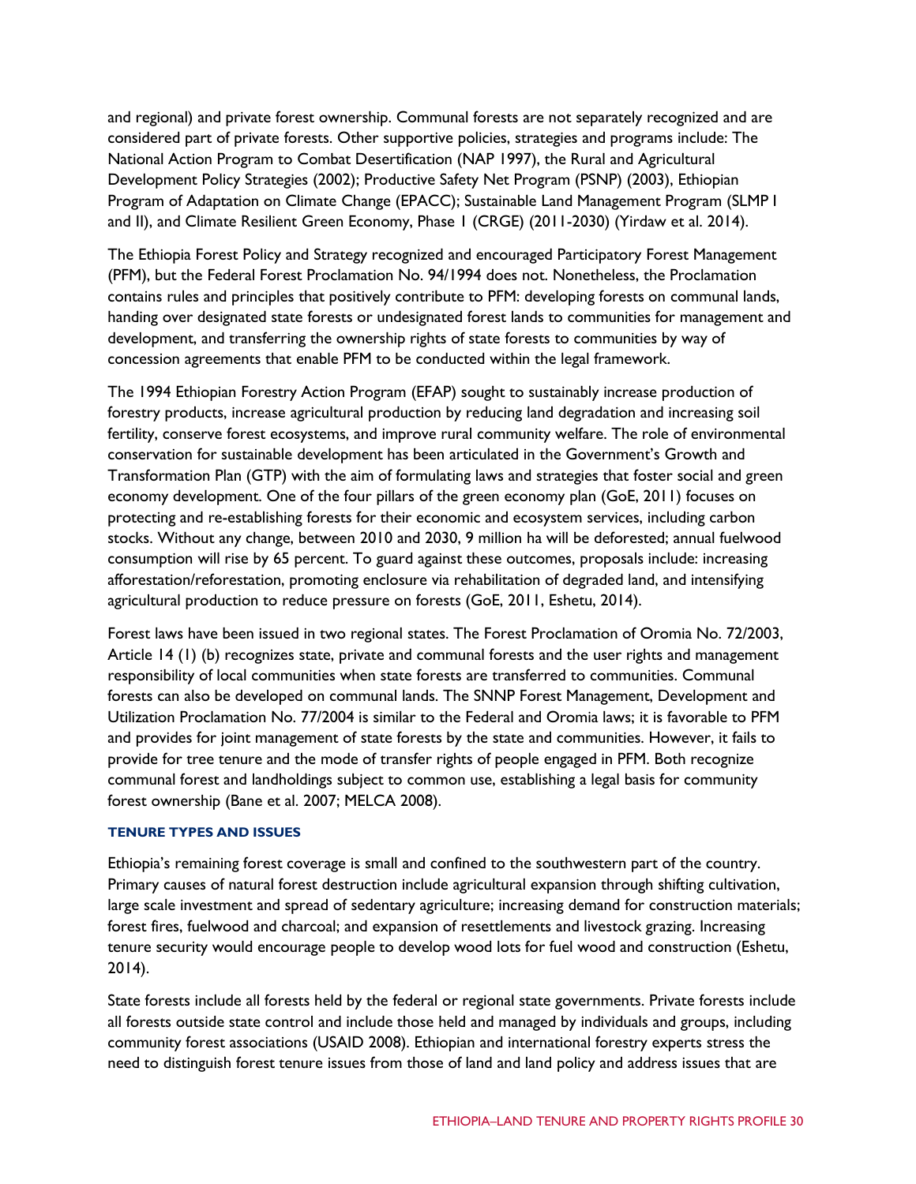and regional) and private forest ownership. Communal forests are not separately recognized and are considered part of private forests. Other supportive policies, strategies and programs include: The National Action Program to Combat Desertification (NAP 1997), the Rural and Agricultural Development Policy Strategies (2002); Productive Safety Net Program (PSNP) (2003), Ethiopian Program of Adaptation on Climate Change (EPACC); Sustainable Land Management Program (SLMP I and II), and Climate Resilient Green Economy, Phase 1 (CRGE) (2011-2030) (Yirdaw et al. 2014).

The Ethiopia Forest Policy and Strategy recognized and encouraged Participatory Forest Management (PFM), but the Federal Forest Proclamation No. 94/1994 does not. Nonetheless, the Proclamation contains rules and principles that positively contribute to PFM: developing forests on communal lands, handing over designated state forests or undesignated forest lands to communities for management and development, and transferring the ownership rights of state forests to communities by way of concession agreements that enable PFM to be conducted within the legal framework.

The 1994 Ethiopian Forestry Action Program (EFAP) sought to sustainably increase production of forestry products, increase agricultural production by reducing land degradation and increasing soil fertility, conserve forest ecosystems, and improve rural community welfare. The role of environmental conservation for sustainable development has been articulated in the Government's Growth and Transformation Plan (GTP) with the aim of formulating laws and strategies that foster social and green economy development. One of the four pillars of the green economy plan (GoE, 2011) focuses on protecting and re-establishing forests for their economic and ecosystem services, including carbon stocks. Without any change, between 2010 and 2030, 9 million ha will be deforested; annual fuelwood consumption will rise by 65 percent. To guard against these outcomes, proposals include: increasing afforestation/reforestation, promoting enclosure via rehabilitation of degraded land, and intensifying agricultural production to reduce pressure on forests (GoE, 2011, Eshetu, 2014).

Forest laws have been issued in two regional states. The Forest Proclamation of Oromia No. 72/2003, Article 14 (1) (b) recognizes state, private and communal forests and the user rights and management responsibility of local communities when state forests are transferred to communities. Communal forests can also be developed on communal lands. The SNNP Forest Management, Development and Utilization Proclamation No. 77/2004 is similar to the Federal and Oromia laws; it is favorable to PFM and provides for joint management of state forests by the state and communities. However, it fails to provide for tree tenure and the mode of transfer rights of people engaged in PFM. Both recognize communal forest and landholdings subject to common use, establishing a legal basis for community forest ownership (Bane et al. 2007; MELCA 2008).

### TENURE TYPES AND ISSUES

Ethiopia's remaining forest coverage is small and confined to the southwestern part of the country. Primary causes of natural forest destruction include agricultural expansion through shifting cultivation, large scale investment and spread of sedentary agriculture; increasing demand for construction materials; forest fires, fuelwood and charcoal; and expansion of resettlements and livestock grazing. Increasing tenure security would encourage people to develop wood lots for fuel wood and construction (Eshetu, 2014).

State forests include all forests held by the federal or regional state governments. Private forests include all forests outside state control and include those held and managed by individuals and groups, including community forest associations (USAID 2008). Ethiopian and international forestry experts stress the need to distinguish forest tenure issues from those of land and land policy and address issues that are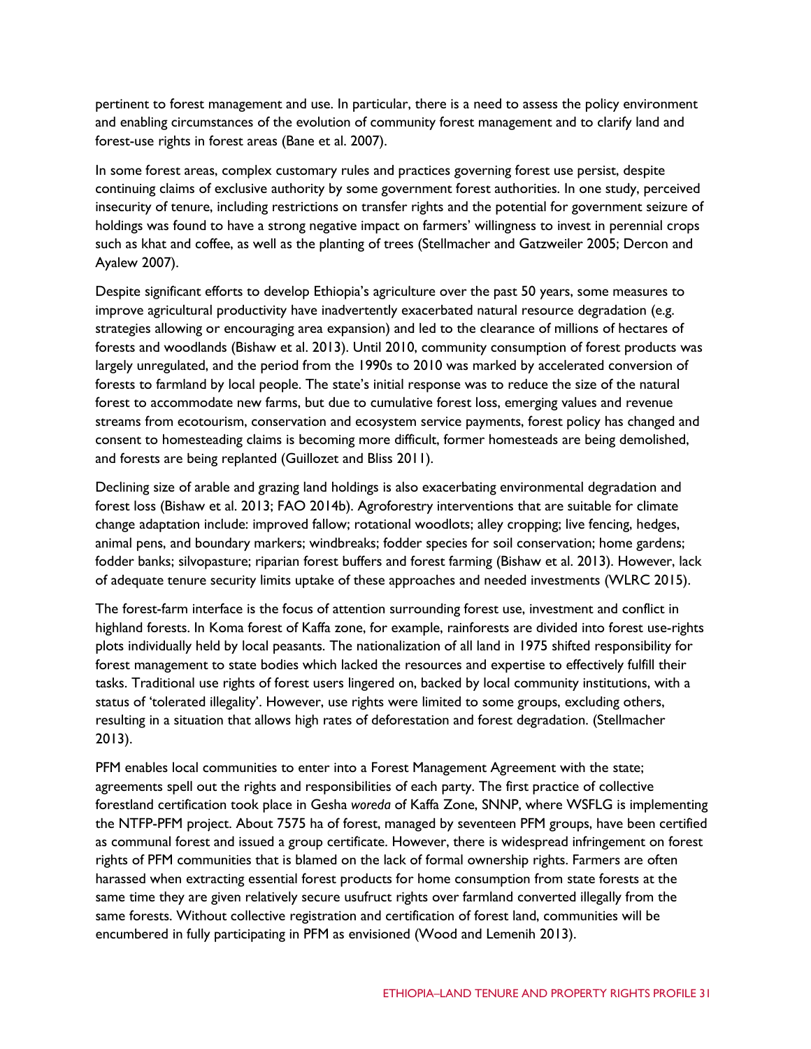pertinent to forest management and use. In particular, there is a need to assess the policy environment and enabling circumstances of the evolution of community forest management and to clarify land and forest-use rights in forest areas (Bane et al. 2007).

In some forest areas, complex customary rules and practices governing forest use persist, despite continuing claims of exclusive authority by some government forest authorities. In one study, perceived insecurity of tenure, including restrictions on transfer rights and the potential for government seizure of holdings was found to have a strong negative impact on farmers' willingness to invest in perennial crops such as khat and coffee, as well as the planting of trees (Stellmacher and Gatzweiler 2005; Dercon and Ayalew 2007).

Despite significant efforts to develop Ethiopia's agriculture over the past 50 years, some measures to improve agricultural productivity have inadvertently exacerbated natural resource degradation (e.g. strategies allowing or encouraging area expansion) and led to the clearance of millions of hectares of forests and woodlands (Bishaw et al. 2013). Until 2010, community consumption of forest products was largely unregulated, and the period from the 1990s to 2010 was marked by accelerated conversion of forests to farmland by local people. The state's initial response was to reduce the size of the natural forest to accommodate new farms, but due to cumulative forest loss, emerging values and revenue streams from ecotourism, conservation and ecosystem service payments, forest policy has changed and consent to homesteading claims is becoming more difficult, former homesteads are being demolished, and forests are being replanted (Guillozet and Bliss 2011).

Declining size of arable and grazing land holdings is also exacerbating environmental degradation and forest loss (Bishaw et al. 2013; FAO 2014b). Agroforestry interventions that are suitable for climate change adaptation include: improved fallow; rotational woodlots; alley cropping; live fencing, hedges, animal pens, and boundary markers; windbreaks; fodder species for soil conservation; home gardens; fodder banks; silvopasture; riparian forest buffers and forest farming (Bishaw et al. 2013). However, lack of adequate tenure security limits uptake of these approaches and needed investments (WLRC 2015).

The forest-farm interface is the focus of attention surrounding forest use, investment and conflict in highland forests. In Koma forest of Kaffa zone, for example, rainforests are divided into forest use-rights plots individually held by local peasants. The nationalization of all land in 1975 shifted responsibility for forest management to state bodies which lacked the resources and expertise to effectively fulfill their tasks. Traditional use rights of forest users lingered on, backed by local community institutions, with a status of 'tolerated illegality'. However, use rights were limited to some groups, excluding others, resulting in a situation that allows high rates of deforestation and forest degradation. (Stellmacher 2013).

PFM enables local communities to enter into a Forest Management Agreement with the state; agreements spell out the rights and responsibilities of each party. The first practice of collective forestland certification took place in Gesha *woreda* of Kaffa Zone, SNNP, where WSFLG is implementing the NTFP-PFM project. About 7575 ha of forest, managed by seventeen PFM groups, have been certified as communal forest and issued a group certificate. However, there is widespread infringement on forest rights of PFM communities that is blamed on the lack of formal ownership rights. Farmers are often harassed when extracting essential forest products for home consumption from state forests at the same time they are given relatively secure usufruct rights over farmland converted illegally from the same forests. Without collective registration and certification of forest land, communities will be encumbered in fully participating in PFM as envisioned (Wood and Lemenih 2013).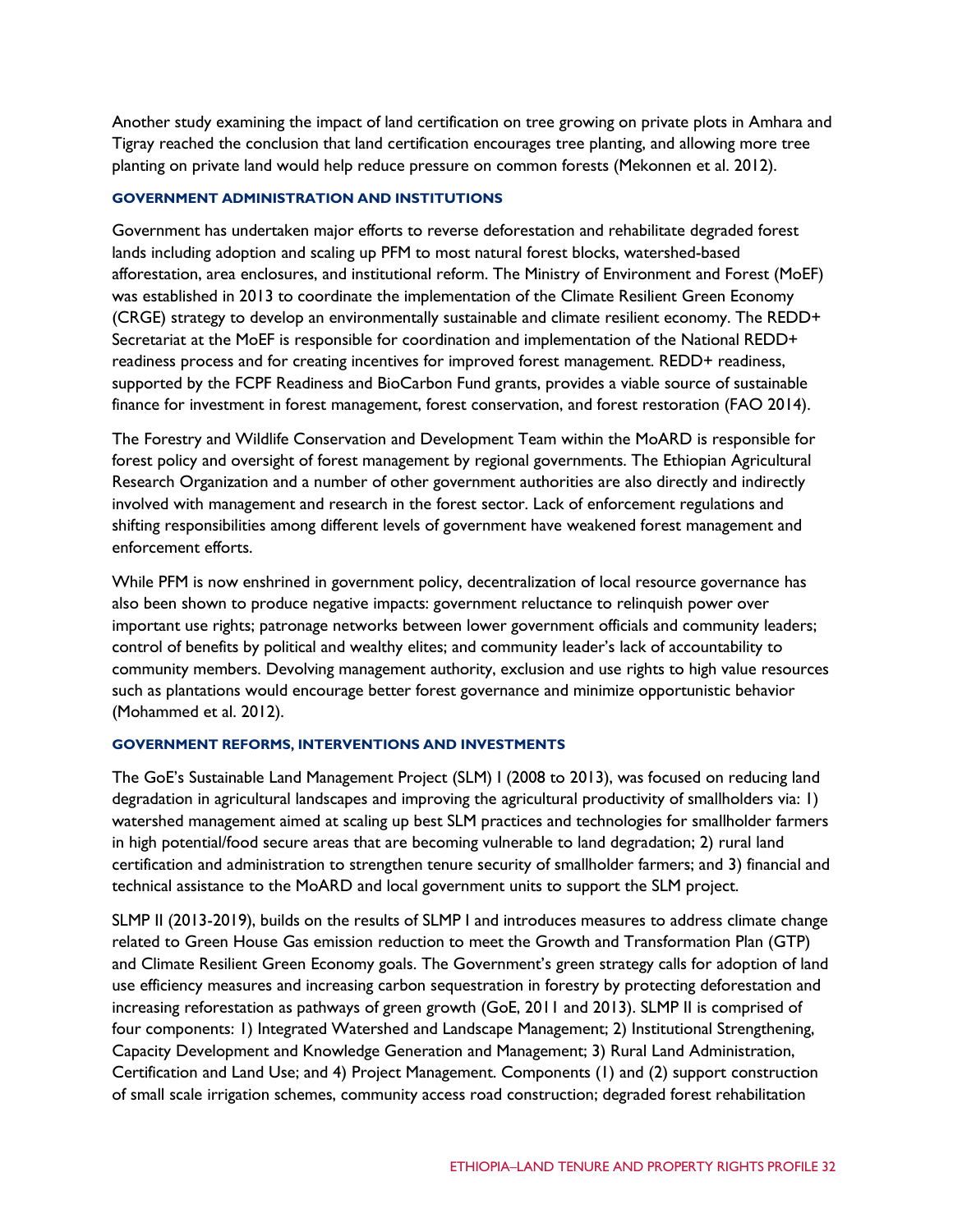Another study examining the impact of land certification on tree growing on private plots in Amhara and Tigray reached the conclusion that land certification encourages tree planting, and allowing more tree planting on private land would help reduce pressure on common forests (Mekonnen et al. 2012).

#### GOVERNMENT ADMINISTRATION AND INSTITUTIONS

Government has undertaken major efforts to reverse deforestation and rehabilitate degraded forest lands including adoption and scaling up PFM to most natural forest blocks, watershed-based afforestation, area enclosures, and institutional reform. The Ministry of Environment and Forest (MoEF) was established in 2013 to coordinate the implementation of the Climate Resilient Green Economy (CRGE) strategy to develop an environmentally sustainable and climate resilient economy. The REDD+ Secretariat at the MoEF is responsible for coordination and implementation of the National REDD+ readiness process and for creating incentives for improved forest management. REDD+ readiness, supported by the FCPF Readiness and BioCarbon Fund grants, provides a viable source of sustainable finance for investment in forest management, forest conservation, and forest restoration (FAO 2014).

The Forestry and Wildlife Conservation and Development Team within the MoARD is responsible for forest policy and oversight of forest management by regional governments. The Ethiopian Agricultural Research Organization and a number of other government authorities are also directly and indirectly involved with management and research in the forest sector. Lack of enforcement regulations and shifting responsibilities among different levels of government have weakened forest management and enforcement efforts.

While PFM is now enshrined in government policy, decentralization of local resource governance has also been shown to produce negative impacts: government reluctance to relinquish power over important use rights; patronage networks between lower government officials and community leaders; control of benefits by political and wealthy elites; and community leader's lack of accountability to community members. Devolving management authority, exclusion and use rights to high value resources such as plantations would encourage better forest governance and minimize opportunistic behavior (Mohammed et al. 2012).

#### GOVERNMENT REFORMS, INTERVENTIONS AND INVESTMENTS

The GoE's Sustainable Land Management Project (SLM) I (2008 to 2013), was focused on reducing land degradation in agricultural landscapes and improving the agricultural productivity of smallholders via: 1) watershed management aimed at scaling up best SLM practices and technologies for smallholder farmers in high potential/food secure areas that are becoming vulnerable to land degradation; 2) rural land certification and administration to strengthen tenure security of smallholder farmers; and 3) financial and technical assistance to the MoARD and local government units to support the SLM project.

SLMP II (2013-2019), builds on the results of SLMP I and introduces measures to address climate change related to Green House Gas emission reduction to meet the Growth and Transformation Plan (GTP) and Climate Resilient Green Economy goals. The Government's green strategy calls for adoption of land use efficiency measures and increasing carbon sequestration in forestry by protecting deforestation and increasing reforestation as pathways of green growth (GoE, 2011 and 2013). SLMP II is comprised of four components: 1) Integrated Watershed and Landscape Management; 2) Institutional Strengthening, Capacity Development and Knowledge Generation and Management; 3) Rural Land Administration, Certification and Land Use; and 4) Project Management. Components (1) and (2) support construction of small scale irrigation schemes, community access road construction; degraded forest rehabilitation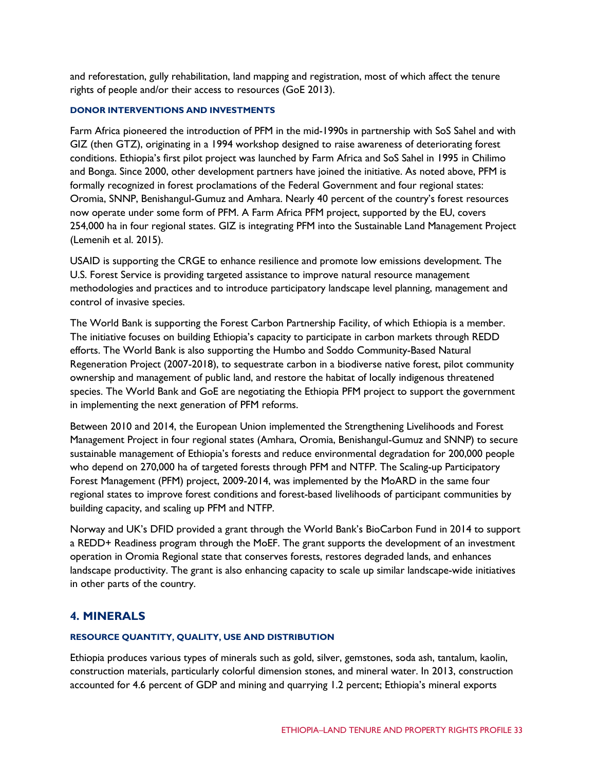and reforestation, gully rehabilitation, land mapping and registration, most of which affect the tenure rights of people and/or their access to resources (GoE 2013).

#### DONOR INTERVENTIONS AND INVESTMENTS

Farm Africa pioneered the introduction of PFM in the mid-1990s in partnership with SoS Sahel and with GIZ (then GTZ), originating in a 1994 workshop designed to raise awareness of deteriorating forest conditions. Ethiopia's first pilot project was launched by Farm Africa and SoS Sahel in 1995 in Chilimo and Bonga. Since 2000, other development partners have joined the initiative. As noted above, PFM is formally recognized in forest proclamations of the Federal Government and four regional states: Oromia, SNNP, Benishangul-Gumuz and Amhara. Nearly 40 percent of the country's forest resources now operate under some form of PFM. A Farm Africa PFM project, supported by the EU, covers 254,000 ha in four regional states. GIZ is integrating PFM into the Sustainable Land Management Project (Lemenih et al. 2015).

USAID is supporting the CRGE to enhance resilience and promote low emissions development. The U.S. Forest Service is providing targeted assistance to improve natural resource management methodologies and practices and to introduce participatory landscape level planning, management and control of invasive species.

The World Bank is supporting the Forest Carbon Partnership Facility, of which Ethiopia is a member. The initiative focuses on building Ethiopia's capacity to participate in carbon markets through REDD efforts. The World Bank is also supporting the Humbo and Soddo Community-Based Natural Regeneration Project (2007-2018), to sequestrate carbon in a biodiverse native forest, pilot community ownership and management of public land, and restore the habitat of locally indigenous threatened species. The World Bank and GoE are negotiating the Ethiopia PFM project to support the government in implementing the next generation of PFM reforms.

Between 2010 and 2014, the European Union implemented the Strengthening Livelihoods and Forest Management Project in four regional states (Amhara, Oromia, Benishangul-Gumuz and SNNP) to secure sustainable management of Ethiopia's forests and reduce environmental degradation for 200,000 people who depend on 270,000 ha of targeted forests through PFM and NTFP. The Scaling-up Participatory Forest Management (PFM) project, 2009-2014, was implemented by the MoARD in the same four regional states to improve forest conditions and forest-based livelihoods of participant communities by building capacity, and scaling up PFM and NTFP.

Norway and UK's DFID provided a grant through the World Bank's BioCarbon Fund in 2014 to support a REDD+ Readiness program through the MoEF. The grant supports the development of an investment operation in Oromia Regional state that conserves forests, restores degraded lands, and enhances landscape productivity. The grant is also enhancing capacity to scale up similar landscape-wide initiatives in other parts of the country.

## 4. MINERALS

#### RESOURCE QUANTITY, QUALITY, USE AND DISTRIBUTION

Ethiopia produces various types of minerals such as gold, silver, gemstones, soda ash, tantalum, kaolin, construction materials, particularly colorful dimension stones, and mineral water. In 2013, construction accounted for 4.6 percent of GDP and mining and quarrying 1.2 percent; Ethiopia's mineral exports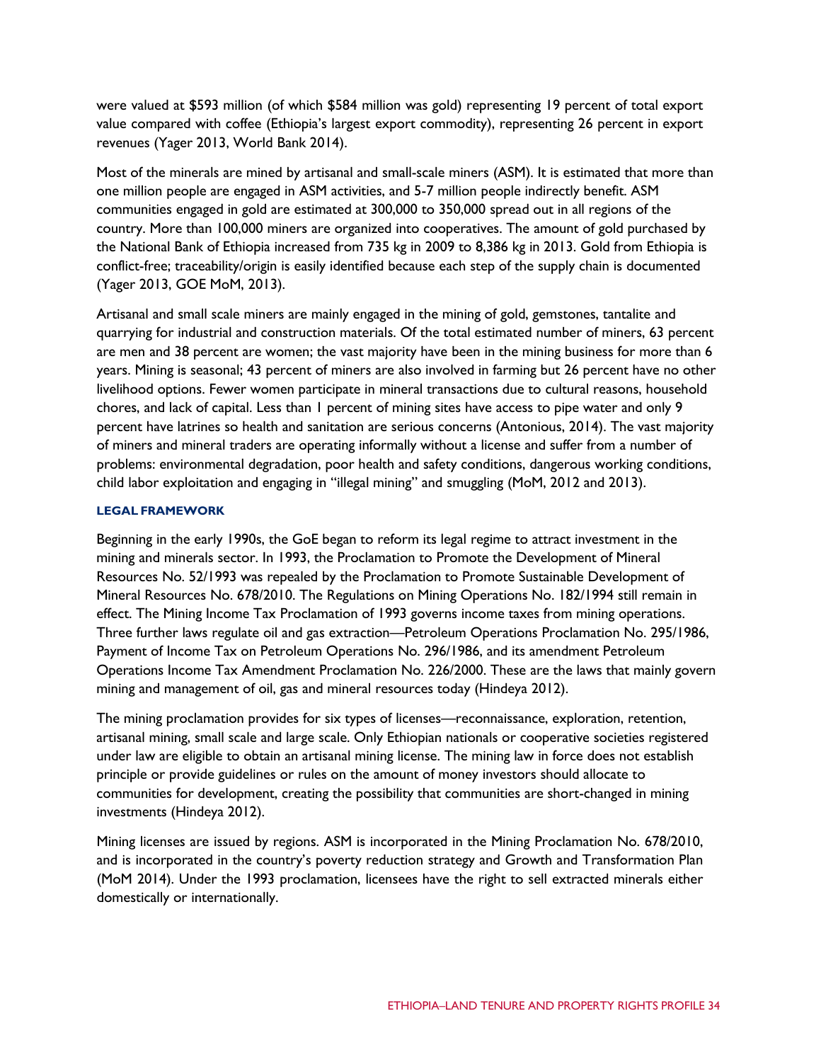were valued at $593 million (of which $584 million was gold) representing 19 percent of total export value compared with coffee (Ethiopia's largest export commodity), representing 26 percent in export revenues (Yager 2013, World Bank 2014).

Most of the minerals are mined by artisanal and small-scale miners (ASM). It is estimated that more than one million people are engaged in ASM activities, and 5-7 million people indirectly benefit. ASM communities engaged in gold are estimated at 300,000 to 350,000 spread out in all regions of the country. More than 100,000 miners are organized into cooperatives. The amount of gold purchased by the National Bank of Ethiopia increased from 735 kg in 2009 to 8,386 kg in 2013. Gold from Ethiopia is conflict-free; traceability/origin is easily identified because each step of the supply chain is documented (Yager 2013, GOE MoM, 2013).

Artisanal and small scale miners are mainly engaged in the mining of gold, gemstones, tantalite and quarrying for industrial and construction materials. Of the total estimated number of miners, 63 percent are men and 38 percent are women; the vast majority have been in the mining business for more than 6 years. Mining is seasonal; 43 percent of miners are also involved in farming but 26 percent have no other livelihood options. Fewer women participate in mineral transactions due to cultural reasons, household chores, and lack of capital. Less than 1 percent of mining sites have access to pipe water and only 9 percent have latrines so health and sanitation are serious concerns (Antonious, 2014). The vast majority of miners and mineral traders are operating informally without a license and suffer from a number of problems: environmental degradation, poor health and safety conditions, dangerous working conditions, child labor exploitation and engaging in "illegal mining" and smuggling (MoM, 2012 and 2013).

#### LEGAL FRAMEWORK

Beginning in the early 1990s, the GoE began to reform its legal regime to attract investment in the mining and minerals sector. In 1993, the Proclamation to Promote the Development of Mineral Resources No. 52/1993 was repealed by the Proclamation to Promote Sustainable Development of Mineral Resources No. 678/2010. The Regulations on Mining Operations No. 182/1994 still remain in effect. The Mining Income Tax Proclamation of 1993 governs income taxes from mining operations. Three further laws regulate oil and gas extraction—Petroleum Operations Proclamation No. 295/1986, Payment of Income Tax on Petroleum Operations No. 296/1986, and its amendment Petroleum Operations Income Tax Amendment Proclamation No. 226/2000. These are the laws that mainly govern mining and management of oil, gas and mineral resources today (Hindeya 2012).

The mining proclamation provides for six types of licenses—reconnaissance, exploration, retention, artisanal mining, small scale and large scale. Only Ethiopian nationals or cooperative societies registered under law are eligible to obtain an artisanal mining license. The mining law in force does not establish principle or provide guidelines or rules on the amount of money investors should allocate to communities for development, creating the possibility that communities are short-changed in mining investments (Hindeya 2012).

Mining licenses are issued by regions. ASM is incorporated in the Mining Proclamation No. 678/2010, and is incorporated in the country's poverty reduction strategy and Growth and Transformation Plan (MoM 2014). Under the 1993 proclamation, licensees have the right to sell extracted minerals either domestically or internationally.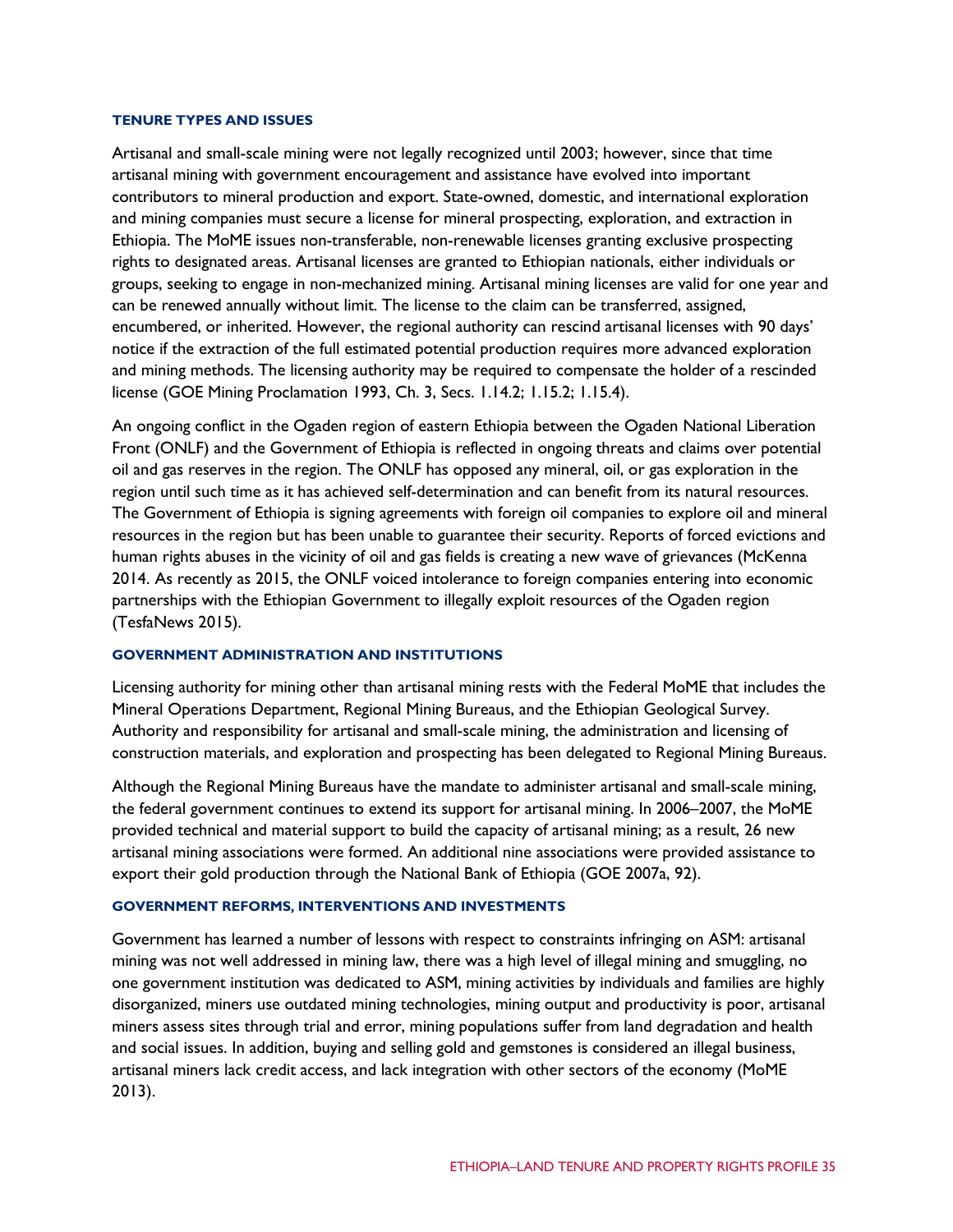### TENURE TYPES AND ISSUES

Artisanal and small-scale mining were not legally recognized until 2003; however, since that time artisanal mining with government encouragement and assistance have evolved into important contributors to mineral production and export. State-owned, domestic, and international exploration and mining companies must secure a license for mineral prospecting, exploration, and extraction in Ethiopia. The MoME issues non-transferable, non-renewable licenses granting exclusive prospecting rights to designated areas. Artisanal licenses are granted to Ethiopian nationals, either individuals or groups, seeking to engage in non-mechanized mining. Artisanal mining licenses are valid for one year and can be renewed annually without limit. The license to the claim can be transferred, assigned, encumbered, or inherited. However, the regional authority can rescind artisanal licenses with 90 days' notice if the extraction of the full estimated potential production requires more advanced exploration and mining methods. The licensing authority may be required to compensate the holder of a rescinded license (GOE Mining Proclamation 1993, Ch. 3, Secs. 1.14.2; 1.15.2; 1.15.4).

An ongoing conflict in the Ogaden region of eastern Ethiopia between the Ogaden National Liberation Front (ONLF) and the Government of Ethiopia is reflected in ongoing threats and claims over potential oil and gas reserves in the region. The ONLF has opposed any mineral, oil, or gas exploration in the region until such time as it has achieved self-determination and can benefit from its natural resources. The Government of Ethiopia is signing agreements with foreign oil companies to explore oil and mineral resources in the region but has been unable to guarantee their security. Reports of forced evictions and human rights abuses in the vicinity of oil and gas fields is creating a new wave of grievances (McKenna 2014. As recently as 2015, the ONLF voiced intolerance to foreign companies entering into economic partnerships with the Ethiopian Government to illegally exploit resources of the Ogaden region (TesfaNews 2015).

### GOVERNMENT ADMINISTRATION AND INSTITUTIONS

Licensing authority for mining other than artisanal mining rests with the Federal MoME that includes the Mineral Operations Department, Regional Mining Bureaus, and the Ethiopian Geological Survey. Authority and responsibility for artisanal and small-scale mining, the administration and licensing of construction materials, and exploration and prospecting has been delegated to Regional Mining Bureaus.

Although the Regional Mining Bureaus have the mandate to administer artisanal and small-scale mining, the federal government continues to extend its support for artisanal mining. In 2006–2007, the MoME provided technical and material support to build the capacity of artisanal mining; as a result, 26 new artisanal mining associations were formed. An additional nine associations were provided assistance to export their gold production through the National Bank of Ethiopia (GOE 2007a, 92).

### GOVERNMENT REFORMS, INTERVENTIONS AND INVESTMENTS

Government has learned a number of lessons with respect to constraints infringing on ASM: artisanal mining was not well addressed in mining law, there was a high level of illegal mining and smuggling, no one government institution was dedicated to ASM, mining activities by individuals and families are highly disorganized, miners use outdated mining technologies, mining output and productivity is poor, artisanal miners assess sites through trial and error, mining populations suffer from land degradation and health and social issues. In addition, buying and selling gold and gemstones is considered an illegal business, artisanal miners lack credit access, and lack integration with other sectors of the economy (MoME 2013).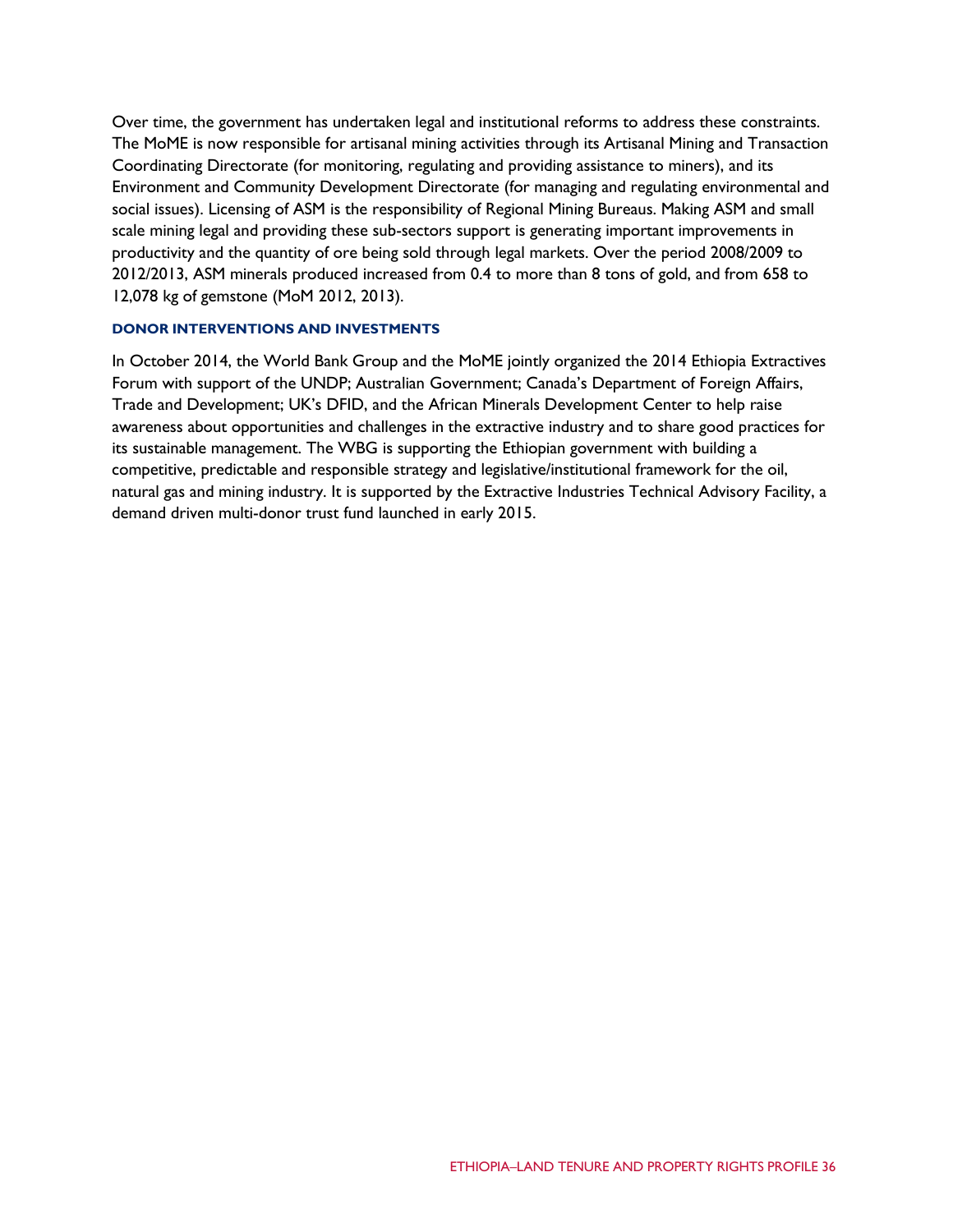Over time, the government has undertaken legal and institutional reforms to address these constraints. The MoME is now responsible for artisanal mining activities through its Artisanal Mining and Transaction Coordinating Directorate (for monitoring, regulating and providing assistance to miners), and its Environment and Community Development Directorate (for managing and regulating environmental and social issues). Licensing of ASM is the responsibility of Regional Mining Bureaus. Making ASM and small scale mining legal and providing these sub-sectors support is generating important improvements in productivity and the quantity of ore being sold through legal markets. Over the period 2008/2009 to 2012/2013, ASM minerals produced increased from 0.4 to more than 8 tons of gold, and from 658 to 12,078 kg of gemstone (MoM 2012, 2013).

### DONOR INTERVENTIONS AND INVESTMENTS

In October 2014, the World Bank Group and the MoME jointly organized the 2014 Ethiopia Extractives Forum with support of the UNDP; Australian Government; Canada's Department of Foreign Affairs, Trade and Development; UK's DFID, and the African Minerals Development Center to help raise awareness about opportunities and challenges in the extractive industry and to share good practices for its sustainable management. The WBG is supporting the Ethiopian government with building a competitive, predictable and responsible strategy and legislative/institutional framework for the oil, natural gas and mining industry. It is supported by the Extractive Industries Technical Advisory Facility, a demand driven multi-donor trust fund launched in early 2015.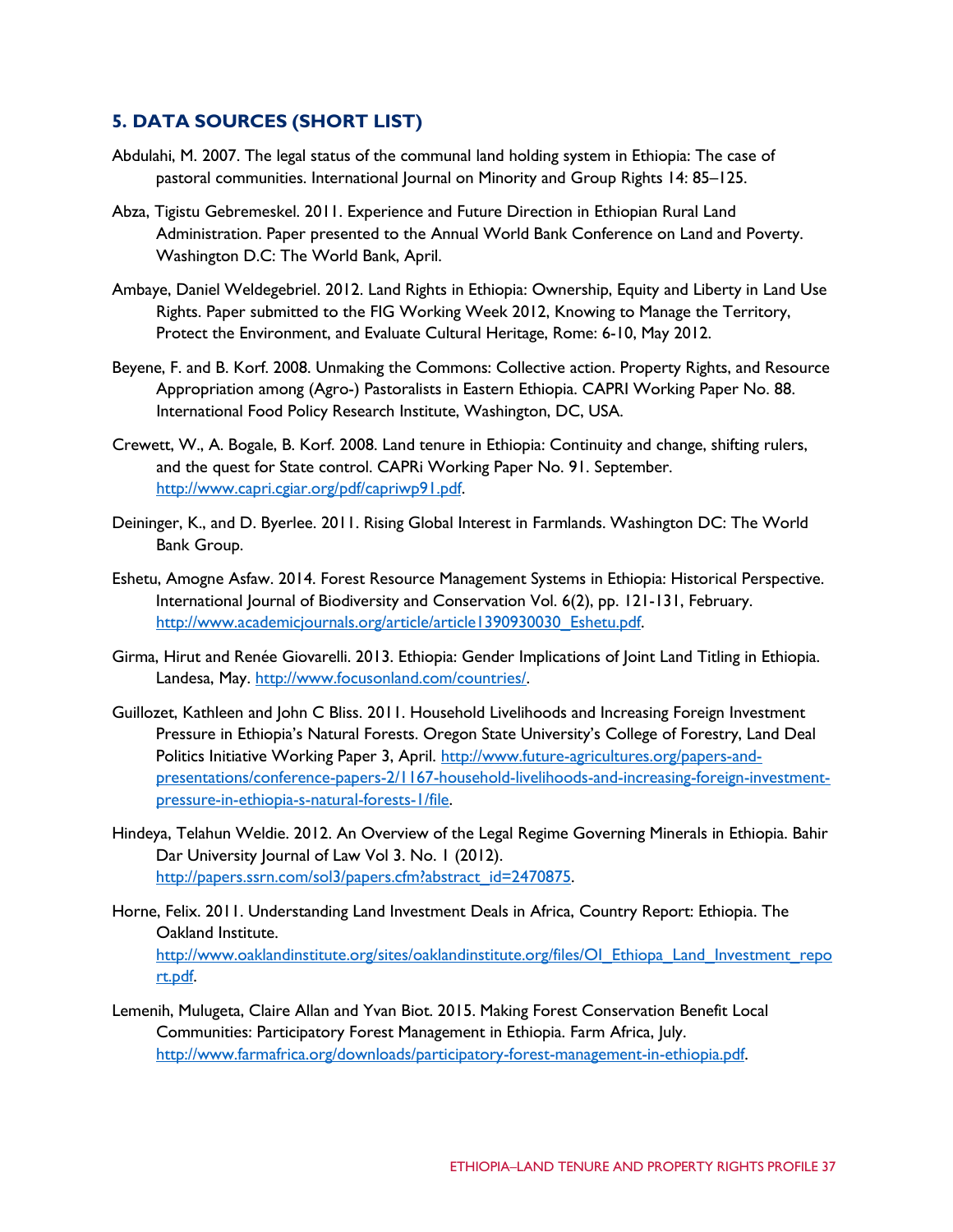## 5. DATA SOURCES (SHORT LIST)

Abdulahi, M. 2007. The legal status of the communal land holding system in Ethiopia: The case of pastoral communities. International Journal on Minority and Group Rights 14: 85–125.

Abza, Tigistu Gebremeskel. 2011. Experience and Future Direction in Ethiopian Rural Land Administration. Paper presented to the Annual World Bank Conference on Land and Poverty. Washington D.C: The World Bank, April.

Ambaye, Daniel Weldegebriel. 2012. Land Rights in Ethiopia: Ownership, Equity and Liberty in Land Use Rights. Paper submitted to the FIG Working Week 2012, Knowing to Manage the Territory, Protect the Environment, and Evaluate Cultural Heritage, Rome: 6-10, May 2012.

Beyene, F. and B. Korf. 2008. Unmaking the Commons: Collective action. Property Rights, and Resource Appropriation among (Agro-) Pastoralists in Eastern Ethiopia. CAPRI Working Paper No. 88. International Food Policy Research Institute, Washington, DC, USA.

Crewett, W., A. Bogale, B. Korf. 2008. Land tenure in Ethiopia: Continuity and change, shifting rulers, and the quest for State control. CAPRi Working Paper No. 91. September. http://www.capri.cgiar.org/pdf/capriwp91.pdf.

Deininger, K., and D. Byerlee. 2011. Rising Global Interest in Farmlands. Washington DC: The World Bank Group.

Eshetu, Amogne Asfaw. 2014. Forest Resource Management Systems in Ethiopia: Historical Perspective. International Journal of Biodiversity and Conservation Vol. 6(2), pp. 121-131, February. http://www.academicjournals.org/article/article1390930030_Eshetu.pdf.

Girma, Hirut and Renée Giovarelli. 2013. Ethiopia: Gender Implications of Joint Land Titling in Ethiopia. Landesa, May. http://www.focusonland.com/countries/.

Guillozet, Kathleen and John C Bliss. 2011. Household Livelihoods and Increasing Foreign Investment Pressure in Ethiopia's Natural Forests. Oregon State University's College of Forestry, Land Deal Politics Initiative Working Paper 3, April. http://www.future-agricultures.org/papers-and-presentations/conference-papers-2/1167-household-livelihoods-and-increasing-foreign-investment-pressure-in-ethiopia-s-natural-forests-1/file.

Hindeya, Telahun Weldie. 2012. An Overview of the Legal Regime Governing Minerals in Ethiopia. Bahir Dar University Journal of Law Vol 3. No. 1 (2012). http://papers.ssrn.com/sol3/papers.cfm?abstract_id=2470875.

Horne, Felix. 2011. Understanding Land Investment Deals in Africa, Country Report: Ethiopia. The Oakland Institute. http://www.oaklandinstitute.org/sites/oaklandinstitute.org/files/OI_Ethiopa_Land_Investment_report.pdf.

Lemenih, Mulugeta, Claire Allan and Yvan Biot. 2015. Making Forest Conservation Benefit Local Communities: Participatory Forest Management in Ethiopia. Farm Africa, July. http://www.farmafrica.org/downloads/participatory-forest-management-in-ethiopia.pdf.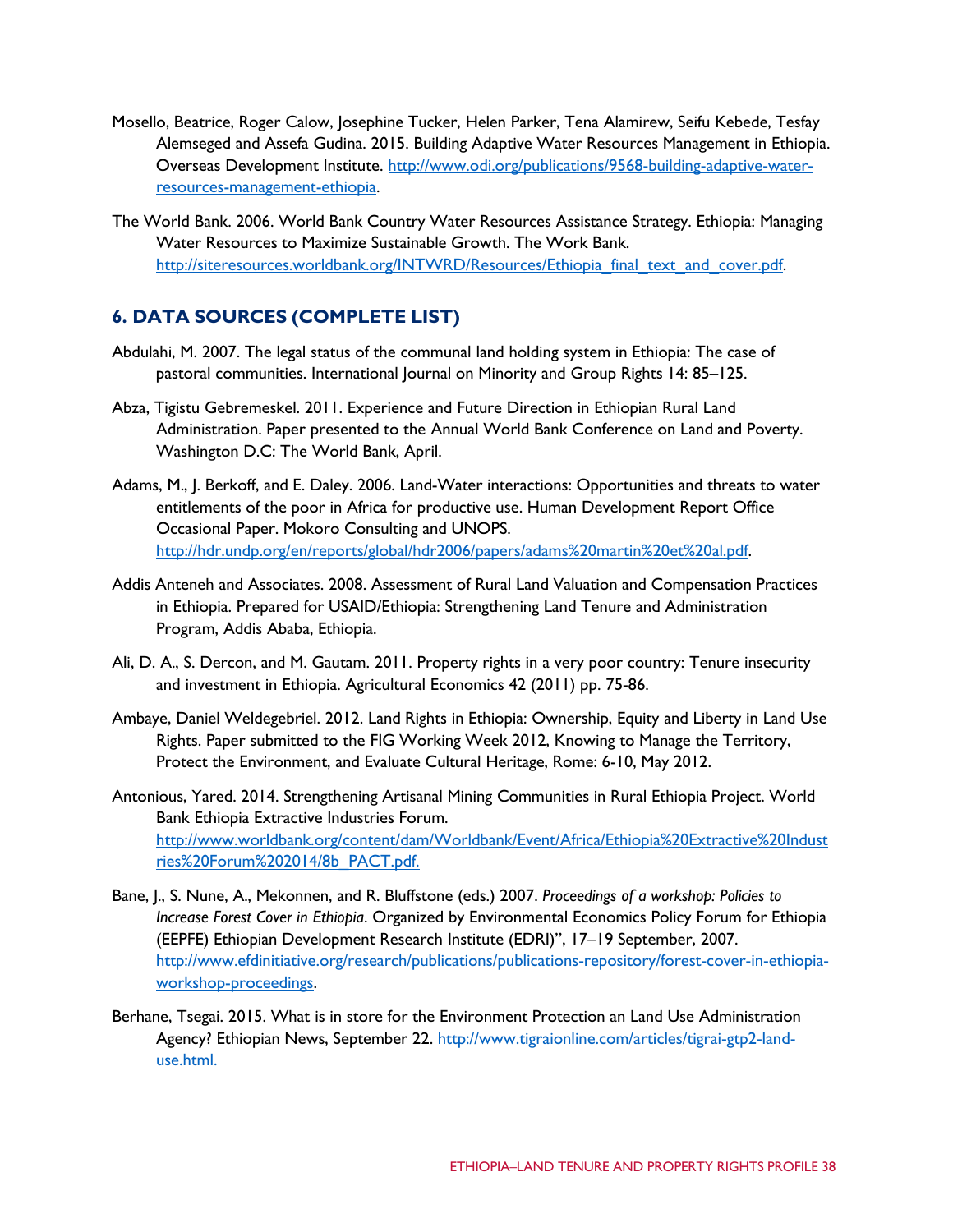Mosello, Beatrice, Roger Calow, Josephine Tucker, Helen Parker, Tena Alamirew, Seifu Kebede, Tesfay Alemseged and Assefa Gudina. 2015. Building Adaptive Water Resources Management in Ethiopia. Overseas Development Institute. http://www.odi.org/publications/9568-building-adaptive-water-resources-management-ethiopia.

The World Bank. 2006. World Bank Country Water Resources Assistance Strategy. Ethiopia: Managing Water Resources to Maximize Sustainable Growth. The Work Bank. http://siteresources.worldbank.org/INTWRD/Resources/Ethiopia_final_text_and_cover.pdf.

## 6. DATA SOURCES (COMPLETE LIST)

Abdulahi, M. 2007. The legal status of the communal land holding system in Ethiopia: The case of pastoral communities. International Journal on Minority and Group Rights 14: 85–125.

Abza, Tigistu Gebremeskel. 2011. Experience and Future Direction in Ethiopian Rural Land Administration. Paper presented to the Annual World Bank Conference on Land and Poverty. Washington D.C: The World Bank, April.

Adams, M., J. Berkoff, and E. Daley. 2006. Land-Water interactions: Opportunities and threats to water entitlements of the poor in Africa for productive use. Human Development Report Office Occasional Paper. Mokoro Consulting and UNOPS. http://hdr.undp.org/en/reports/global/hdr2006/papers/adams%20martin%20et%20al.pdf.

Addis Anteneh and Associates. 2008. Assessment of Rural Land Valuation and Compensation Practices in Ethiopia. Prepared for USAID/Ethiopia: Strengthening Land Tenure and Administration Program, Addis Ababa, Ethiopia.

Ali, D. A., S. Dercon, and M. Gautam. 2011. Property rights in a very poor country: Tenure insecurity and investment in Ethiopia. Agricultural Economics 42 (2011) pp. 75-86.

Ambaye, Daniel Weldegebriel. 2012. Land Rights in Ethiopia: Ownership, Equity and Liberty in Land Use Rights. Paper submitted to the FIG Working Week 2012, Knowing to Manage the Territory, Protect the Environment, and Evaluate Cultural Heritage, Rome: 6-10, May 2012.

Antonious, Yared. 2014. Strengthening Artisanal Mining Communities in Rural Ethiopia Project. World Bank Ethiopia Extractive Industries Forum. http://www.worldbank.org/content/dam/Worldbank/Event/Africa/Ethiopia%20Extractive%20Industries%20Forum%202014/8b_PACT.pdf.

Bane, J., S. Nune, A., Mekonnen, and R. Bluffstone (eds.) 2007. *Proceedings of a workshop: Policies to Increase Forest Cover in Ethiopia*. Organized by Environmental Economics Policy Forum for Ethiopia (EEPFE) Ethiopian Development Research Institute (EDRI)", 17–19 September, 2007. http://www.efdinitiative.org/research/publications/publications-repository/forest-cover-in-ethiopia-workshop-proceedings.

Berhane, Tsegai. 2015. What is in store for the Environment Protection an Land Use Administration Agency? Ethiopian News, September 22. http://www.tigraionline.com/articles/tigrai-gtp2-land-use.html.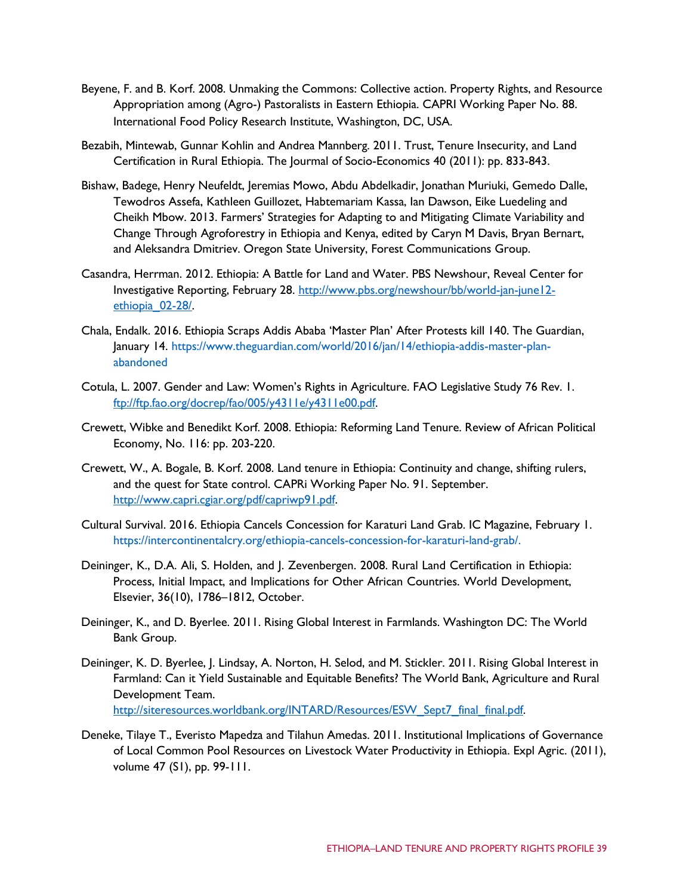Beyene, F. and B. Korf. 2008. Unmaking the Commons: Collective action. Property Rights, and Resource Appropriation among (Agro-) Pastoralists in Eastern Ethiopia. CAPRI Working Paper No. 88. International Food Policy Research Institute, Washington, DC, USA.

Bezabih, Mintewab, Gunnar Kohlin and Andrea Mannberg. 2011. Trust, Tenure Insecurity, and Land Certification in Rural Ethiopia. The Journal of Socio-Economics 40 (2011): pp. 833-843.

Bishaw, Badege, Henry Neufeldt, Jeremias Mowo, Abdu Abdelkadir, Jonathan Muriuki, Gemedo Dalle, Tewodros Assefa, Kathleen Guillozet, Habtemariam Kassa, Ian Dawson, Eike Luedeling and Cheikh Mbow. 2013. Farmers' Strategies for Adapting to and Mitigating Climate Variability and Change Through Agroforestry in Ethiopia and Kenya, edited by Caryn M Davis, Bryan Bernart, and Aleksandra Dmitriev. Oregon State University, Forest Communications Group.

Casandra, Herrman. 2012. Ethiopia: A Battle for Land and Water. PBS Newshour, Reveal Center for Investigative Reporting, February 28. http://www.pbs.org/newshour/bb/world-jan-june12-ethiopia_02-28/.

Chala, Endalk. 2016. Ethiopia Scraps Addis Ababa 'Master Plan' After Protests kill 140. The Guardian, January 14. https://www.theguardian.com/world/2016/jan/14/ethiopia-addis-master-plan-abandoned

Cotula, L. 2007. Gender and Law: Women's Rights in Agriculture. FAO Legislative Study 76 Rev. 1. ftp://ftp.fao.org/docrep/fao/005/y4311e/y4311e00.pdf.

Crewett, Wibke and Benedikt Korf. 2008. Ethiopia: Reforming Land Tenure. Review of African Political Economy, No. 116: pp. 203-220.

Crewett, W., A. Bogale, B. Korf. 2008. Land tenure in Ethiopia: Continuity and change, shifting rulers, and the quest for State control. CAPRi Working Paper No. 91. September. http://www.capri.cgiar.org/pdf/capriwp91.pdf.

Cultural Survival. 2016. Ethiopia Cancels Concession for Karaturi Land Grab. IC Magazine, February 1. https://intercontinentalcry.org/ethiopia-cancels-concession-for-karaturi-land-grab/.

Deininger, K., D.A. Ali, S. Holden, and J. Zevenbergen. 2008. Rural Land Certification in Ethiopia: Process, Initial Impact, and Implications for Other African Countries. World Development, Elsevier, 36(10), 1786–1812, October.

Deininger, K., and D. Byerlee. 2011. Rising Global Interest in Farmlands. Washington DC: The World Bank Group.

Deininger, K. D. Byerlee, J. Lindsay, A. Norton, H. Selod, and M. Stickler. 2011. Rising Global Interest in Farmland: Can it Yield Sustainable and Equitable Benefits? The World Bank, Agriculture and Rural Development Team. http://siteresources.worldbank.org/INTARD/Resources/ESW_Sept7_final_final.pdf.

Deneke, Tilaye T., Everisto Mapedza and Tilahun Amedas. 2011. Institutional Implications of Governance of Local Common Pool Resources on Livestock Water Productivity in Ethiopia. Expl Agric. (2011), volume 47 (S1), pp. 99-111.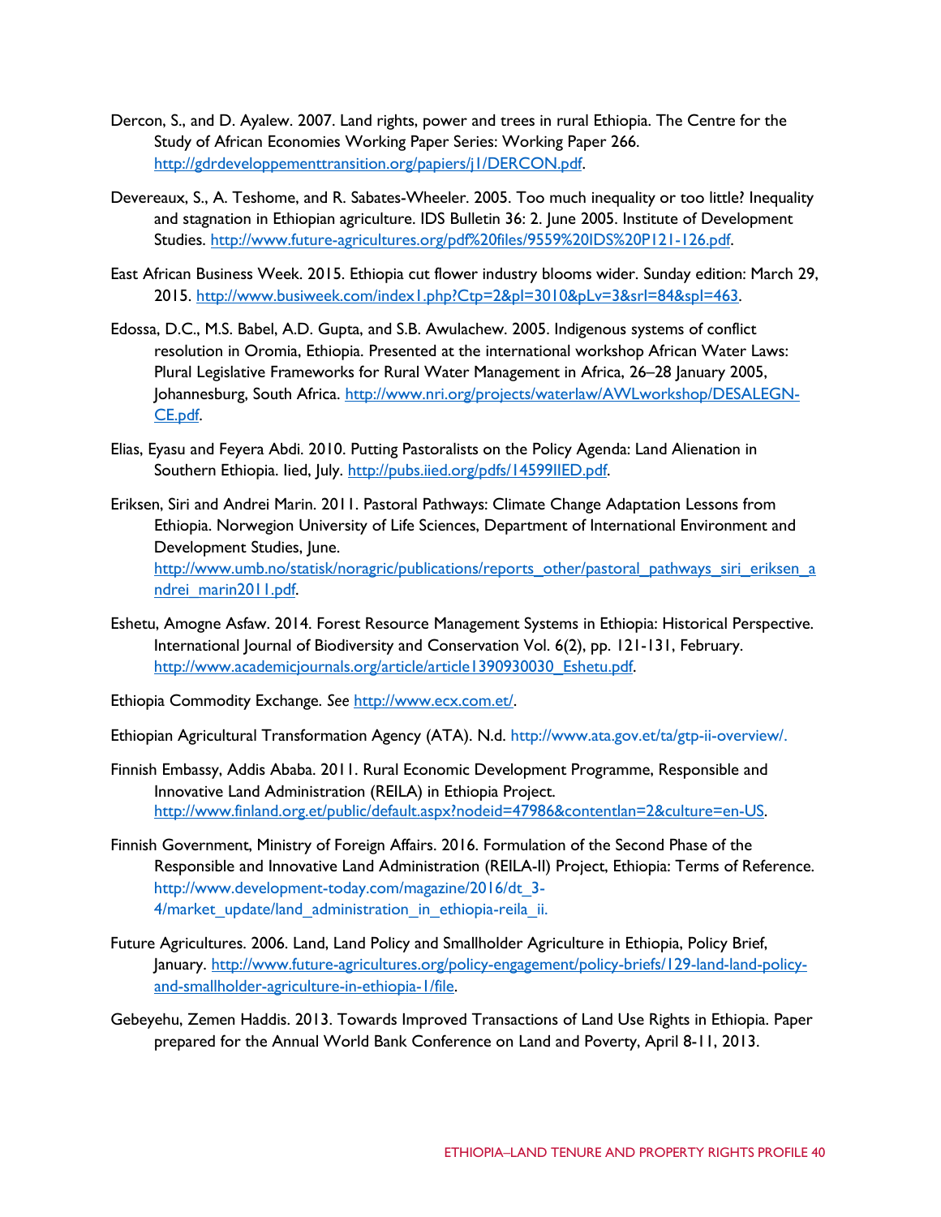Dercon, S., and D. Ayalew. 2007. Land rights, power and trees in rural Ethiopia. The Centre for the Study of African Economies Working Paper Series: Working Paper 266. http://gdrdeveloppementtransition.org/papiers/j1/DERCON.pdf.

Devereaux, S., A. Teshome, and R. Sabates-Wheeler. 2005. Too much inequality or too little? Inequality and stagnation in Ethiopian agriculture. IDS Bulletin 36: 2. June 2005. Institute of Development Studies. http://www.future-agricultures.org/pdf%20files/9559%20IDS%20P121-126.pdf.

East African Business Week. 2015. Ethiopia cut flower industry blooms wider. Sunday edition: March 29, 2015. http://www.busiweek.com/index1.php?Ctp=2&pI=3010&pLv=3&srI=84&spI=463.

Edossa, D.C., M.S. Babel, A.D. Gupta, and S.B. Awulachew. 2005. Indigenous systems of conflict resolution in Oromia, Ethiopia. Presented at the international workshop African Water Laws: Plural Legislative Frameworks for Rural Water Management in Africa, 26–28 January 2005, Johannesburg, South Africa. http://www.nri.org/projects/waterlaw/AWLworkshop/DESALEGN-CE.pdf.

Elias, Eyasu and Feyera Abdi. 2010. Putting Pastoralists on the Policy Agenda: Land Alienation in Southern Ethiopia. Iied, July. http://pubs.iied.org/pdfs/14599IIED.pdf.

Eriksen, Siri and Andrei Marin. 2011. Pastoral Pathways: Climate Change Adaptation Lessons from Ethiopia. Norwegion University of Life Sciences, Department of International Environment and Development Studies, June. http://www.umb.no/statisk/noragric/publications/reports_other/pastoral_pathways_siri_eriksen_andrei_marin2011.pdf.

Eshetu, Amogne Asfaw. 2014. Forest Resource Management Systems in Ethiopia: Historical Perspective. International Journal of Biodiversity and Conservation Vol. 6(2), pp. 121-131, February. http://www.academicjournals.org/article/article1390930030_Eshetu.pdf.

Ethiopia Commodity Exchange. *See* http://www.ecx.com.et/.

Ethiopian Agricultural Transformation Agency (ATA). N.d. http://www.ata.gov.et/ta/gtp-ii-overview/.

Finnish Embassy, Addis Ababa. 2011. Rural Economic Development Programme, Responsible and Innovative Land Administration (REILA) in Ethiopia Project. http://www.finland.org.et/public/default.aspx?nodeid=47986&contentlan=2&culture=en-US.

Finnish Government, Ministry of Foreign Affairs. 2016. Formulation of the Second Phase of the Responsible and Innovative Land Administration (REILA-II) Project, Ethiopia: Terms of Reference. http://www.development-today.com/magazine/2016/dt_3-4/market_update/land_administration_in_ethiopia-reila_ii.

Future Agricultures. 2006. Land, Land Policy and Smallholder Agriculture in Ethiopia, Policy Brief, January. http://www.future-agricultures.org/policy-engagement/policy-briefs/129-land-land-policy-and-smallholder-agriculture-in-ethiopia-1/file.

Gebeyehu, Zemen Haddis. 2013. Towards Improved Transactions of Land Use Rights in Ethiopia. Paper prepared for the Annual World Bank Conference on Land and Poverty, April 8-11, 2013.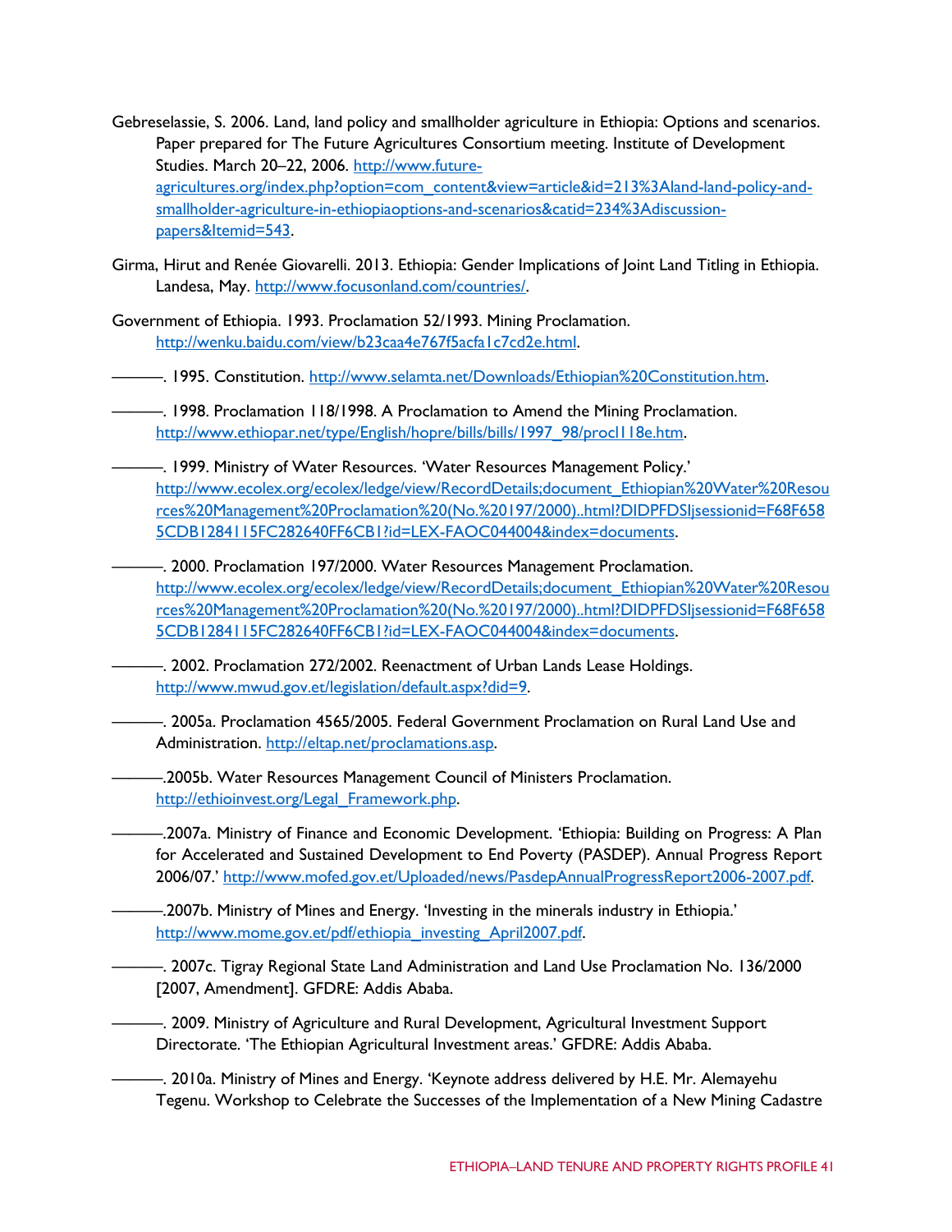Gebreselassie, S. 2006. Land, land policy and smallholder agriculture in Ethiopia: Options and scenarios. Paper prepared for The Future Agricultures Consortium meeting. Institute of Development Studies. March 20–22, 2006. http://www.future-agricultures.org/index.php?option=com_content&view=article&id=213%3Aland-land-policy-and-smallholder-agriculture-in-ethiopiaoptions-and-scenarios&catid=234%3Adiscussion-papers&Itemid=543.

Girma, Hirut and Renée Giovarelli. 2013. Ethiopia: Gender Implications of Joint Land Titling in Ethiopia. Landesa, May. http://www.focusonland.com/countries/.

Government of Ethiopia. 1993. Proclamation 52/1993. Mining Proclamation. http://wenku.baidu.com/view/b23caa4e767f5acfa1c7cd2e.html.

———. 1995. Constitution. http://www.selamta.net/Downloads/Ethiopian%20Constitution.htm.

———. 1998. Proclamation 118/1998. A Proclamation to Amend the Mining Proclamation. http://www.ethiopar.net/type/English/hopre/bills/bills/1997_98/procl118e.htm.

———. 1999. Ministry of Water Resources. 'Water Resources Management Policy.' http://www.ecolex.org/ecolex/ledge/view/RecordDetails;document_Ethiopian%20Water%20Resources%20Management%20Proclamation%20(No.%20197/2000)..html?DIDPFDSIjsessionid=F68F6585CDB1284115FC282640FF6CB1?id=LEX-FAOC044004&index=documents.

———. 2000. Proclamation 197/2000. Water Resources Management Proclamation. http://www.ecolex.org/ecolex/ledge/view/RecordDetails;document_Ethiopian%20Water%20Resources%20Management%20Proclamation%20(No.%20197/2000)..html?DIDPFDSIjsessionid=F68F6585CDB1284115FC282640FF6CB1?id=LEX-FAOC044004&index=documents.

———. 2002. Proclamation 272/2002. Reenactment of Urban Lands Lease Holdings. http://www.mwud.gov.et/legislation/default.aspx?did=9.

———. 2005a. Proclamation 4565/2005. Federal Government Proclamation on Rural Land Use and Administration. http://eltap.net/proclamations.asp.

———.2005b. Water Resources Management Council of Ministers Proclamation. http://ethioinvest.org/Legal_Framework.php.

———.2007a. Ministry of Finance and Economic Development. 'Ethiopia: Building on Progress: A Plan for Accelerated and Sustained Development to End Poverty (PASDEP). Annual Progress Report 2006/07.' http://www.mofed.gov.et/Uploaded/news/PasdepAnnualProgressReport2006-2007.pdf.

———.2007b. Ministry of Mines and Energy. 'Investing in the minerals industry in Ethiopia.' http://www.mome.gov.et/pdf/ethiopia_investing_April2007.pdf.

———. 2007c. Tigray Regional State Land Administration and Land Use Proclamation No. 136/2000 [2007, Amendment]. GFDRE: Addis Ababa.

———. 2009. Ministry of Agriculture and Rural Development, Agricultural Investment Support Directorate. 'The Ethiopian Agricultural Investment areas.' GFDRE: Addis Ababa.

———. 2010a. Ministry of Mines and Energy. 'Keynote address delivered by H.E. Mr. Alemayehu Tegenu. Workshop to Celebrate the Successes of the Implementation of a New Mining Cadastre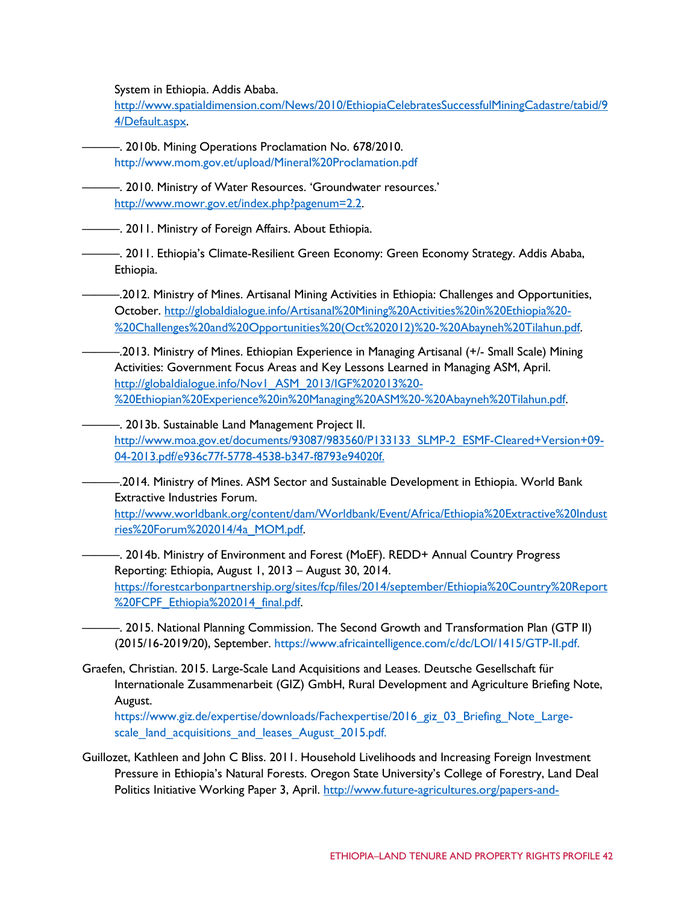System in Ethiopia. Addis Ababa. http://www.spatialdimension.com/News/2010/EthiopiaCelebratesSuccessfulMiningCadastre/tabid/94/Default.aspx.

———. 2010b. Mining Operations Proclamation No. 678/2010. http://www.mom.gov.et/upload/Mineral%20Proclamation.pdf

———. 2010. Ministry of Water Resources. 'Groundwater resources.' http://www.mowr.gov.et/index.php?pagenum=2.2.

———. 2011. Ministry of Foreign Affairs. About Ethiopia.

———. 2011. Ethiopia's Climate-Resilient Green Economy: Green Economy Strategy. Addis Ababa, Ethiopia.

———.2012. Ministry of Mines. Artisanal Mining Activities in Ethiopia: Challenges and Opportunities, October. http://globaldialogue.info/Artisanal%20Mining%20Activities%20in%20Ethiopia%20-%20Challenges%20and%20Opportunities%20(Oct%202012)%20-%20Abayneh%20Tilahun.pdf.

———.2013. Ministry of Mines. Ethiopian Experience in Managing Artisanal (+/- Small Scale) Mining Activities: Government Focus Areas and Key Lessons Learned in Managing ASM, April. http://globaldialogue.info/Nov1_ASM_2013/IGF%202013%20-%20Ethiopian%20Experience%20in%20Managing%20ASM%20-%20Abayneh%20Tilahun.pdf.

———. 2013b. Sustainable Land Management Project II. http://www.moa.gov.et/documents/93087/983560/P133133_SLMP-2_ESMF-Cleared+Version+09-04-2013.pdf/e936c77f-5778-4538-b347-f8793e94020f.

———.2014. Ministry of Mines. ASM Sector and Sustainable Development in Ethiopia. World Bank Extractive Industries Forum. http://www.worldbank.org/content/dam/Worldbank/Event/Africa/Ethiopia%20Extractive%20Industries%20Forum%202014/4a_MOM.pdf.

———. 2014b. Ministry of Environment and Forest (MoEF). REDD+ Annual Country Progress Reporting: Ethiopia, August 1, 2013 – August 30, 2014. https://forestcarbonpartnership.org/sites/fcp/files/2014/september/Ethiopia%20Country%20Report%20FCPF_Ethiopia%202014_final.pdf.

———. 2015. National Planning Commission. The Second Growth and Transformation Plan (GTP II) (2015/16-2019/20), September. https://www.africaintelligence.com/c/dc/LOI/1415/GTP-II.pdf.

Graefen, Christian. 2015. Large-Scale Land Acquisitions and Leases. Deutsche Gesellschaft für Internationale Zusammenarbeit (GIZ) GmbH, Rural Development and Agriculture Briefing Note, August. https://www.giz.de/expertise/downloads/Fachexpertise/2016_giz_03_Briefing_Note_Large-scale_land_acquisitions_and_leases_August_2015.pdf.

Guillozet, Kathleen and John C Bliss. 2011. Household Livelihoods and Increasing Foreign Investment Pressure in Ethiopia's Natural Forests. Oregon State University's College of Forestry, Land Deal Politics Initiative Working Paper 3, April. http://www.future-agricultures.org/papers-and-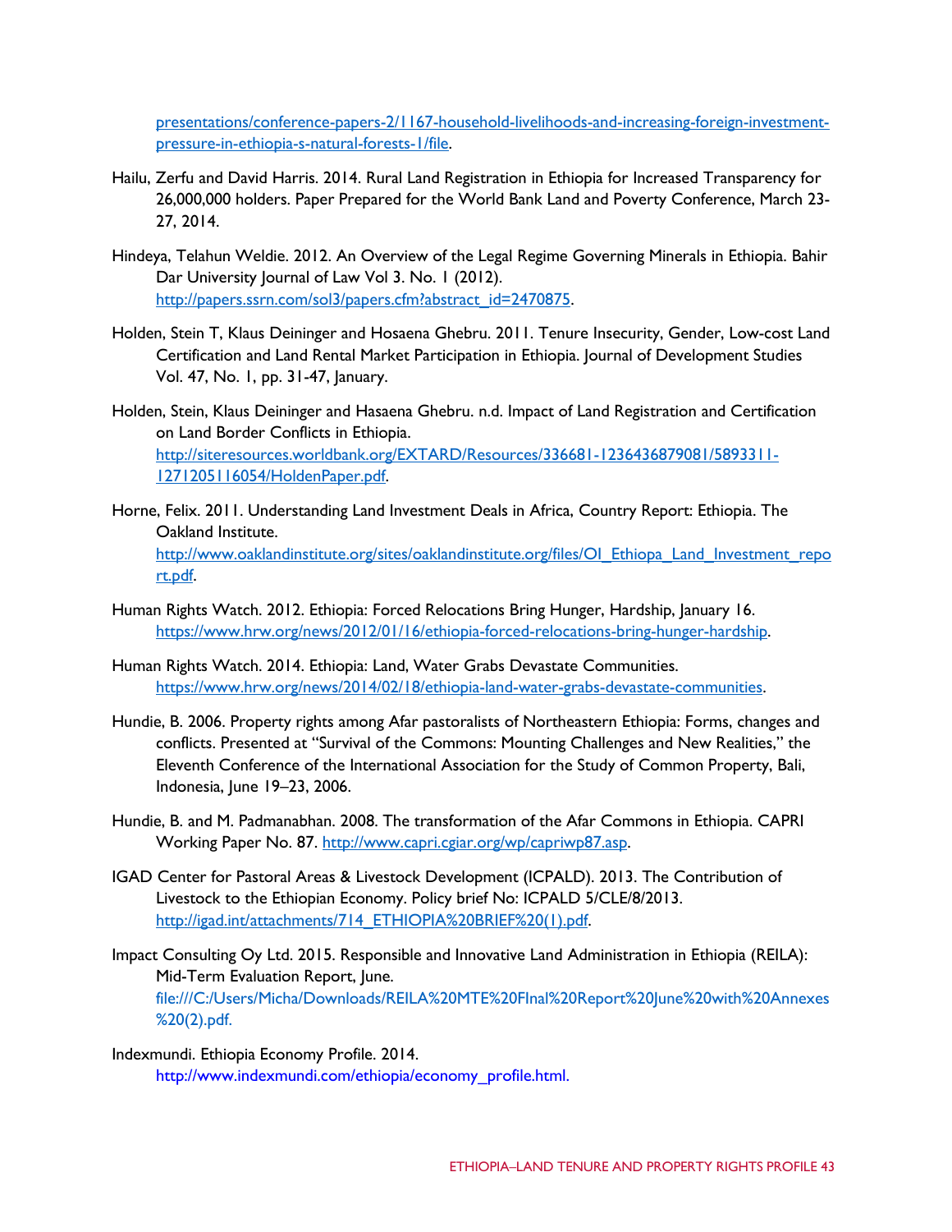presentations/conference-papers-2/1167-household-livelihoods-and-increasing-foreign-investment-pressure-in-ethiopia-s-natural-forests-1/file.

Hailu, Zerfu and David Harris. 2014. Rural Land Registration in Ethiopia for Increased Transparency for 26,000,000 holders. Paper Prepared for the World Bank Land and Poverty Conference, March 23-27, 2014.

Hindeya, Telahun Weldie. 2012. An Overview of the Legal Regime Governing Minerals in Ethiopia. Bahir Dar University Journal of Law Vol 3. No. 1 (2012). http://papers.ssrn.com/sol3/papers.cfm?abstract_id=2470875.

Holden, Stein T, Klaus Deininger and Hosaena Ghebru. 2011. Tenure Insecurity, Gender, Low-cost Land Certification and Land Rental Market Participation in Ethiopia. Journal of Development Studies Vol. 47, No. 1, pp. 31-47, January.

Holden, Stein, Klaus Deininger and Hasaena Ghebru. n.d. Impact of Land Registration and Certification on Land Border Conflicts in Ethiopia. http://siteresources.worldbank.org/EXTARD/Resources/336681-1236436879081/5893311-1271205116054/HoldenPaper.pdf.

Horne, Felix. 2011. Understanding Land Investment Deals in Africa, Country Report: Ethiopia. The Oakland Institute. http://www.oaklandinstitute.org/sites/oaklandinstitute.org/files/OI_Ethiopa_Land_Investment_report.pdf.

Human Rights Watch. 2012. Ethiopia: Forced Relocations Bring Hunger, Hardship, January 16. https://www.hrw.org/news/2012/01/16/ethiopia-forced-relocations-bring-hunger-hardship.

Human Rights Watch. 2014. Ethiopia: Land, Water Grabs Devastate Communities. https://www.hrw.org/news/2014/02/18/ethiopia-land-water-grabs-devastate-communities.

Hundie, B. 2006. Property rights among Afar pastoralists of Northeastern Ethiopia: Forms, changes and conflicts. Presented at "Survival of the Commons: Mounting Challenges and New Realities," the Eleventh Conference of the International Association for the Study of Common Property, Bali, Indonesia, June 19–23, 2006.

Hundie, B. and M. Padmanabhan. 2008. The transformation of the Afar Commons in Ethiopia. CAPRI Working Paper No. 87. http://www.capri.cgiar.org/wp/capriwp87.asp.

IGAD Center for Pastoral Areas & Livestock Development (ICPALD). 2013. The Contribution of Livestock to the Ethiopian Economy. Policy brief No: ICPALD 5/CLE/8/2013. http://igad.int/attachments/714_ETHIOPIA%20BRIEF%20(1).pdf.

Impact Consulting Oy Ltd. 2015. Responsible and Innovative Land Administration in Ethiopia (REILA): Mid-Term Evaluation Report, June. file:///C:/Users/Micha/Downloads/REILA%20MTE%20FInal%20Report%20June%20with%20Annexes%20(2).pdf.

Indexmundi. Ethiopia Economy Profile. 2014. http://www.indexmundi.com/ethiopia/economy_profile.html.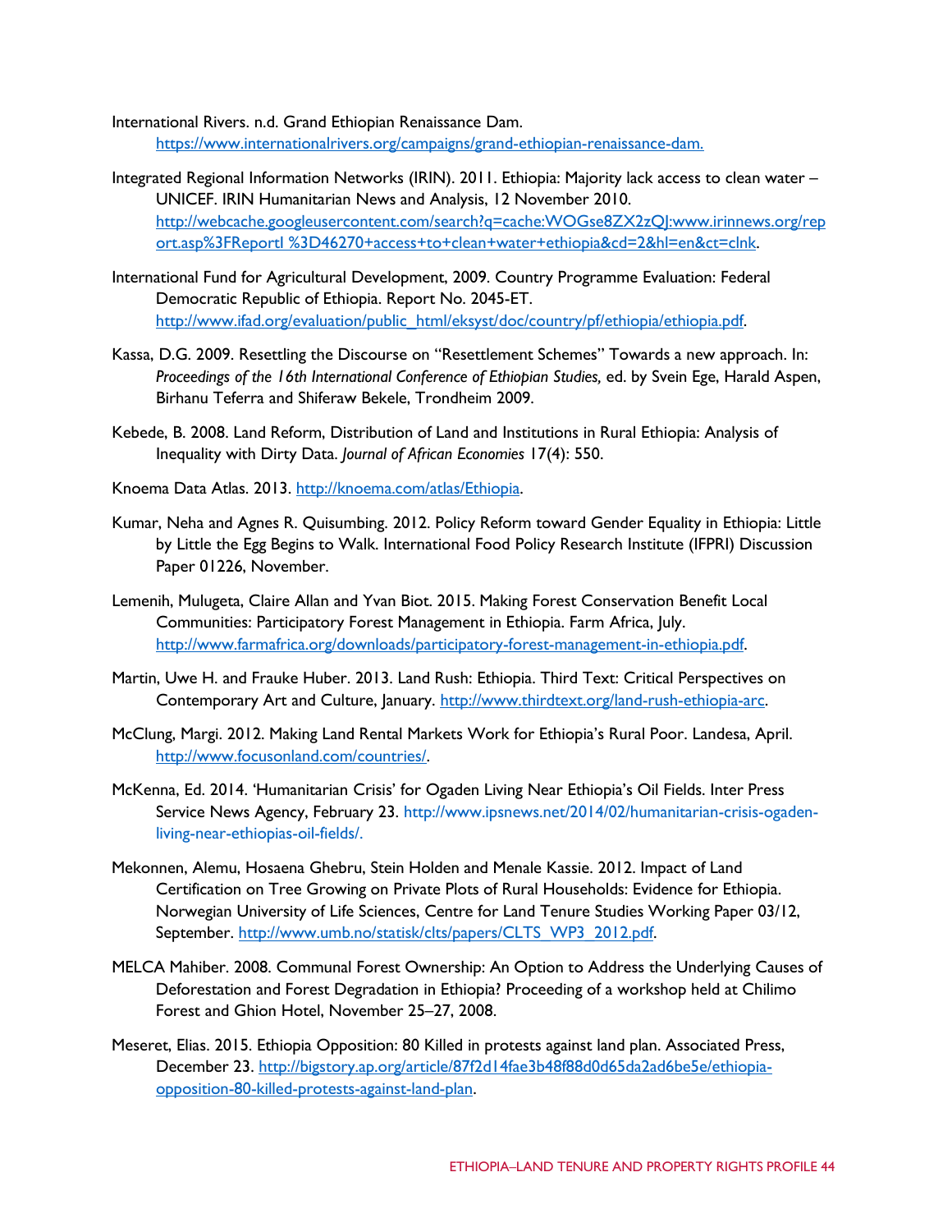International Rivers. n.d. Grand Ethiopian Renaissance Dam. https://www.internationalrivers.org/campaigns/grand-ethiopian-renaissance-dam.

Integrated Regional Information Networks (IRIN). 2011. Ethiopia: Majority lack access to clean water – UNICEF. IRIN Humanitarian News and Analysis, 12 November 2010. http://webcache.googleusercontent.com/search?q=cache:WOGse8ZX2zQJ:www.irinnews.org/report.asp%3FReportI %3D46270+access+to+clean+water+ethiopia&cd=2&hl=en&ct=clnk.

International Fund for Agricultural Development, 2009. Country Programme Evaluation: Federal Democratic Republic of Ethiopia. Report No. 2045-ET. http://www.ifad.org/evaluation/public_html/eksyst/doc/country/pf/ethiopia/ethiopia.pdf.

Kassa, D.G. 2009. Resettling the Discourse on "Resettlement Schemes" Towards a new approach. In: *Proceedings of the 16th International Conference of Ethiopian Studies,* ed. by Svein Ege, Harald Aspen, Birhanu Teferra and Shiferaw Bekele, Trondheim 2009.

Kebede, B. 2008. Land Reform, Distribution of Land and Institutions in Rural Ethiopia: Analysis of Inequality with Dirty Data. *Journal of African Economies* 17(4): 550.

Knoema Data Atlas. 2013. http://knoema.com/atlas/Ethiopia.

Kumar, Neha and Agnes R. Quisumbing. 2012. Policy Reform toward Gender Equality in Ethiopia: Little by Little the Egg Begins to Walk. International Food Policy Research Institute (IFPRI) Discussion Paper 01226, November.

Lemenih, Mulugeta, Claire Allan and Yvan Biot. 2015. Making Forest Conservation Benefit Local Communities: Participatory Forest Management in Ethiopia. Farm Africa, July. http://www.farmafrica.org/downloads/participatory-forest-management-in-ethiopia.pdf.

Martin, Uwe H. and Frauke Huber. 2013. Land Rush: Ethiopia. Third Text: Critical Perspectives on Contemporary Art and Culture, January. http://www.thirdtext.org/land-rush-ethiopia-arc.

McClung, Margi. 2012. Making Land Rental Markets Work for Ethiopia's Rural Poor. Landesa, April. http://www.focusonland.com/countries/.

McKenna, Ed. 2014. 'Humanitarian Crisis' for Ogaden Living Near Ethiopia's Oil Fields. Inter Press Service News Agency, February 23. http://www.ipsnews.net/2014/02/humanitarian-crisis-ogaden-living-near-ethiopias-oil-fields/.

Mekonnen, Alemu, Hosaena Ghebru, Stein Holden and Menale Kassie. 2012. Impact of Land Certification on Tree Growing on Private Plots of Rural Households: Evidence for Ethiopia. Norwegian University of Life Sciences, Centre for Land Tenure Studies Working Paper 03/12, September. http://www.umb.no/statisk/clts/papers/CLTS_WP3_2012.pdf.

MELCA Mahiber. 2008. Communal Forest Ownership: An Option to Address the Underlying Causes of Deforestation and Forest Degradation in Ethiopia? Proceeding of a workshop held at Chilimo Forest and Ghion Hotel, November 25–27, 2008.

Meseret, Elias. 2015. Ethiopia Opposition: 80 Killed in protests against land plan. Associated Press, December 23. http://bigstory.ap.org/article/87f2d14fae3b48f88d0d65da2ad6be5e/ethiopia-opposition-80-killed-protests-against-land-plan.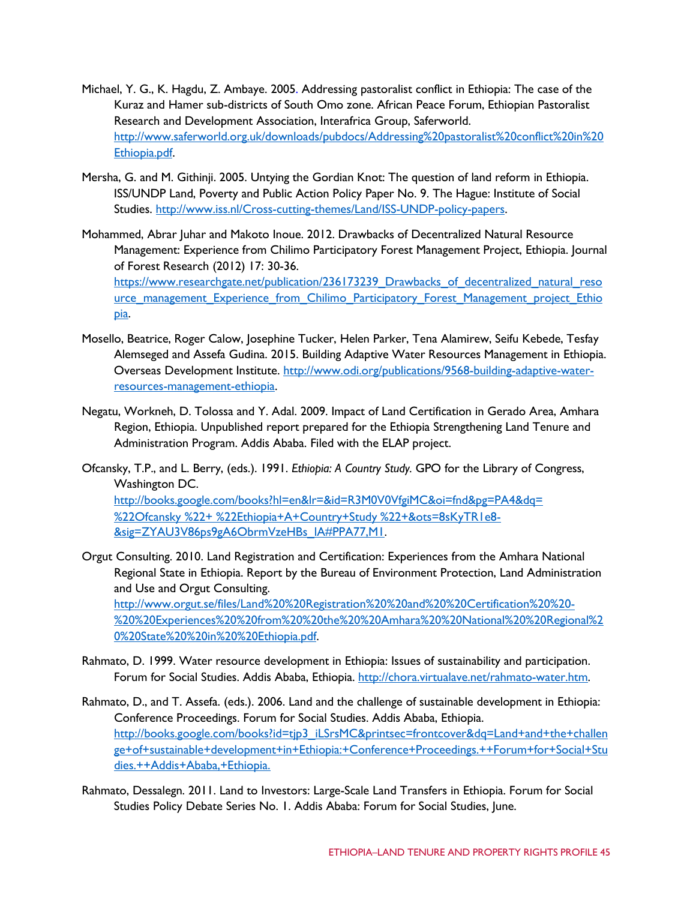Michael, Y. G., K. Hagdu, Z. Ambaye. 2005. Addressing pastoralist conflict in Ethiopia: The case of the Kuraz and Hamer sub-districts of South Omo zone. African Peace Forum, Ethiopian Pastoralist Research and Development Association, Interafrica Group, Saferworld. http://www.saferworld.org.uk/downloads/pubdocs/Addressing%20pastoralist%20conflict%20in%20Ethiopia.pdf.

Mersha, G. and M. Githinji. 2005. Untying the Gordian Knot: The question of land reform in Ethiopia. ISS/UNDP Land, Poverty and Public Action Policy Paper No. 9. The Hague: Institute of Social Studies. http://www.iss.nl/Cross-cutting-themes/Land/ISS-UNDP-policy-papers.

Mohammed, Abrar Juhar and Makoto Inoue. 2012. Drawbacks of Decentralized Natural Resource Management: Experience from Chilimo Participatory Forest Management Project, Ethiopia. Journal of Forest Research (2012) 17: 30-36. https://www.researchgate.net/publication/236173239_Drawbacks_of_decentralized_natural_resource_management_Experience_from_Chilimo_Participatory_Forest_Management_project_Ethiopia.

Mosello, Beatrice, Roger Calow, Josephine Tucker, Helen Parker, Tena Alamirew, Seifu Kebede, Tesfay Alemseged and Assefa Gudina. 2015. Building Adaptive Water Resources Management in Ethiopia. Overseas Development Institute. http://www.odi.org/publications/9568-building-adaptive-water-resources-management-ethiopia.

Negatu, Workneh, D. Tolossa and Y. Adal. 2009. Impact of Land Certification in Gerado Area, Amhara Region, Ethiopia. Unpublished report prepared for the Ethiopia Strengthening Land Tenure and Administration Program. Addis Ababa. Filed with the ELAP project.

Ofcansky, T.P., and L. Berry, (eds.). 1991. *Ethiopia: A Country Study.* GPO for the Library of Congress, Washington DC. http://books.google.com/books?hl=en&lr=&id=R3M0V0VfgiMC&oi=fnd&pg=PA4&dq=%22Ofcansky %22+ %22Ethiopia+A+Country+Study %22+&ots=8sKyTR1e8-&sig=ZYAU3V86ps9gA6ObrmVzeHBs_lA#PPA77,M1.

Orgut Consulting. 2010. Land Registration and Certification: Experiences from the Amhara National Regional State in Ethiopia. Report by the Bureau of Environment Protection, Land Administration and Use and Orgut Consulting. http://www.orgut.se/files/Land%20%20Registration%20%20and%20%20Certification%20%20-%20%20Experiences%20%20from%20%20the%20%20Amhara%20%20National%20%20Regional%20%20State%20%20in%20%20Ethiopia.pdf.

Rahmato, D. 1999. Water resource development in Ethiopia: Issues of sustainability and participation. Forum for Social Studies. Addis Ababa, Ethiopia. http://chora.virtualave.net/rahmato-water.htm.

Rahmato, D., and T. Assefa. (eds.). 2006. Land and the challenge of sustainable development in Ethiopia: Conference Proceedings. Forum for Social Studies. Addis Ababa, Ethiopia. http://books.google.com/books?id=tjp3_iLSrsMC&printsec=frontcover&dq=Land+and+the+challenge+of+sustainable+development+in+Ethiopia:+Conference+Proceedings.++Forum+for+Social+Studies.++Addis+Ababa,+Ethiopia.

Rahmato, Dessalegn. 2011. Land to Investors: Large-Scale Land Transfers in Ethiopia. Forum for Social Studies Policy Debate Series No. 1. Addis Ababa: Forum for Social Studies, June.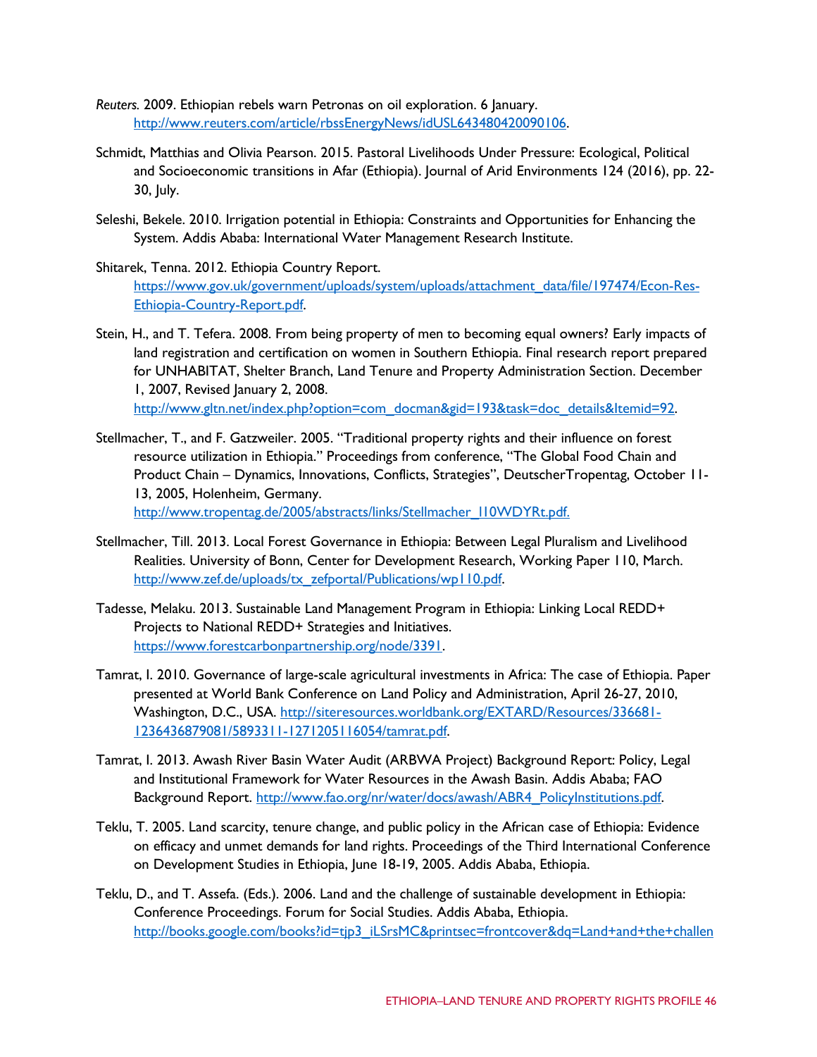*Reuters.* 2009. Ethiopian rebels warn Petronas on oil exploration. 6 January. http://www.reuters.com/article/rbssEnergyNews/idUSL643480420090106.

Schmidt, Matthias and Olivia Pearson. 2015. Pastoral Livelihoods Under Pressure: Ecological, Political and Socioeconomic transitions in Afar (Ethiopia). Journal of Arid Environments 124 (2016), pp. 22-30, July.

Seleshi, Bekele. 2010. Irrigation potential in Ethiopia: Constraints and Opportunities for Enhancing the System. Addis Ababa: International Water Management Research Institute.

Shitarek, Tenna. 2012. Ethiopia Country Report. https://www.gov.uk/government/uploads/system/uploads/attachment_data/file/197474/Econ-Res-Ethiopia-Country-Report.pdf.

Stein, H., and T. Tefera. 2008. From being property of men to becoming equal owners? Early impacts of land registration and certification on women in Southern Ethiopia. Final research report prepared for UNHABITAT, Shelter Branch, Land Tenure and Property Administration Section. December 1, 2007, Revised January 2, 2008. http://www.gltn.net/index.php?option=com_docman&gid=193&task=doc_details&Itemid=92.

Stellmacher, T., and F. Gatzweiler. 2005. "Traditional property rights and their influence on forest resource utilization in Ethiopia." Proceedings from conference, "The Global Food Chain and Product Chain – Dynamics, Innovations, Conflicts, Strategies", DeutscherTropentag, October 11-13, 2005, Holenheim, Germany. http://www.tropentag.de/2005/abstracts/links/Stellmacher_I10WDYRt.pdf.

Stellmacher, Till. 2013. Local Forest Governance in Ethiopia: Between Legal Pluralism and Livelihood Realities. University of Bonn, Center for Development Research, Working Paper 110, March. http://www.zef.de/uploads/tx_zefportal/Publications/wp110.pdf.

Tadesse, Melaku. 2013. Sustainable Land Management Program in Ethiopia: Linking Local REDD+ Projects to National REDD+ Strategies and Initiatives. https://www.forestcarbonpartnership.org/node/3391.

Tamrat, I. 2010. Governance of large-scale agricultural investments in Africa: The case of Ethiopia. Paper presented at World Bank Conference on Land Policy and Administration, April 26-27, 2010, Washington, D.C., USA. http://siteresources.worldbank.org/EXTARD/Resources/336681-1236436879081/5893311-1271205116054/tamrat.pdf.

Tamrat, I. 2013. Awash River Basin Water Audit (ARBWA Project) Background Report: Policy, Legal and Institutional Framework for Water Resources in the Awash Basin. Addis Ababa; FAO Background Report. http://www.fao.org/nr/water/docs/awash/ABR4_PolicyInstitutions.pdf.

Teklu, T. 2005. Land scarcity, tenure change, and public policy in the African case of Ethiopia: Evidence on efficacy and unmet demands for land rights. Proceedings of the Third International Conference on Development Studies in Ethiopia, June 18-19, 2005. Addis Ababa, Ethiopia.

Teklu, D., and T. Assefa. (Eds.). 2006. Land and the challenge of sustainable development in Ethiopia: Conference Proceedings. Forum for Social Studies. Addis Ababa, Ethiopia. http://books.google.com/books?id=tjp3_iLSrsMC&printsec=frontcover&dq=Land+and+the+challen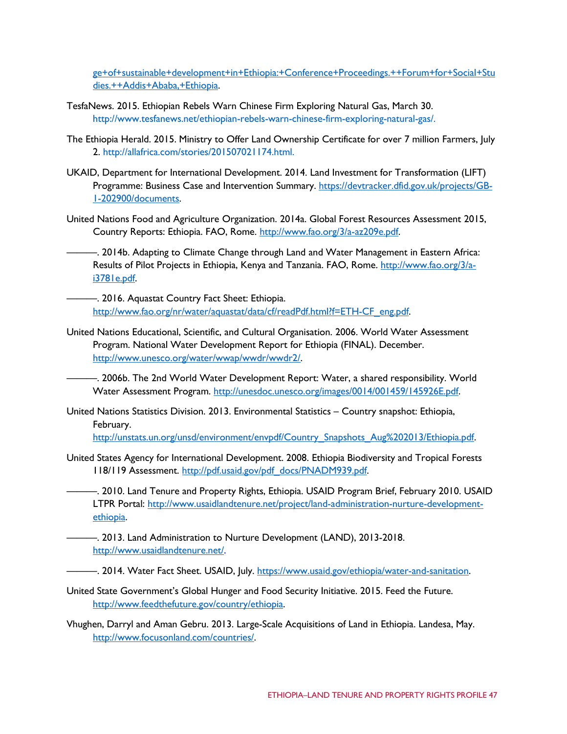ge+of+sustainable+development+in+Ethiopia:+Conference+Proceedings.++Forum+for+Social+Studies.++Addis+Ababa,+Ethiopia.

TesfaNews. 2015. Ethiopian Rebels Warn Chinese Firm Exploring Natural Gas, March 30. http://www.tesfanews.net/ethiopian-rebels-warn-chinese-firm-exploring-natural-gas/.

The Ethiopia Herald. 2015. Ministry to Offer Land Ownership Certificate for over 7 million Farmers, July 2. http://allafrica.com/stories/201507021174.html.

UKAID, Department for International Development. 2014. Land Investment for Transformation (LIFT) Programme: Business Case and Intervention Summary. https://devtracker.dfid.gov.uk/projects/GB-1-202900/documents.

United Nations Food and Agriculture Organization. 2014a. Global Forest Resources Assessment 2015, Country Reports: Ethiopia. FAO, Rome. http://www.fao.org/3/a-az209e.pdf.

———. 2014b. Adapting to Climate Change through Land and Water Management in Eastern Africa: Results of Pilot Projects in Ethiopia, Kenya and Tanzania. FAO, Rome. http://www.fao.org/3/a-i3781e.pdf.

———. 2016. Aquastat Country Fact Sheet: Ethiopia. http://www.fao.org/nr/water/aquastat/data/cf/readPdf.html?f=ETH-CF_eng.pdf.

United Nations Educational, Scientific, and Cultural Organisation. 2006. World Water Assessment Program. National Water Development Report for Ethiopia (FINAL). December. http://www.unesco.org/water/wwap/wwdr/wwdr2/.

———. 2006b. The 2nd World Water Development Report: Water, a shared responsibility. World Water Assessment Program. http://unesdoc.unesco.org/images/0014/001459/145926E.pdf.

United Nations Statistics Division. 2013. Environmental Statistics – Country snapshot: Ethiopia, February. http://unstats.un.org/unsd/environment/envpdf/Country_Snapshots_Aug%202013/Ethiopia.pdf.

United States Agency for International Development. 2008. Ethiopia Biodiversity and Tropical Forests 118/119 Assessment. http://pdf.usaid.gov/pdf_docs/PNADM939.pdf.

———. 2010. Land Tenure and Property Rights, Ethiopia. USAID Program Brief, February 2010. USAID LTPR Portal: http://www.usaidlandtenure.net/project/land-administration-nurture-development-ethiopia.

———. 2013. Land Administration to Nurture Development (LAND), 2013-2018. http://www.usaidlandtenure.net/.

———. 2014. Water Fact Sheet. USAID, July. https://www.usaid.gov/ethiopia/water-and-sanitation.

United State Government's Global Hunger and Food Security Initiative. 2015. Feed the Future. http://www.feedthefuture.gov/country/ethiopia.

Vhughen, Darryl and Aman Gebru. 2013. Large-Scale Acquisitions of Land in Ethiopia. Landesa, May. http://www.focusonland.com/countries/.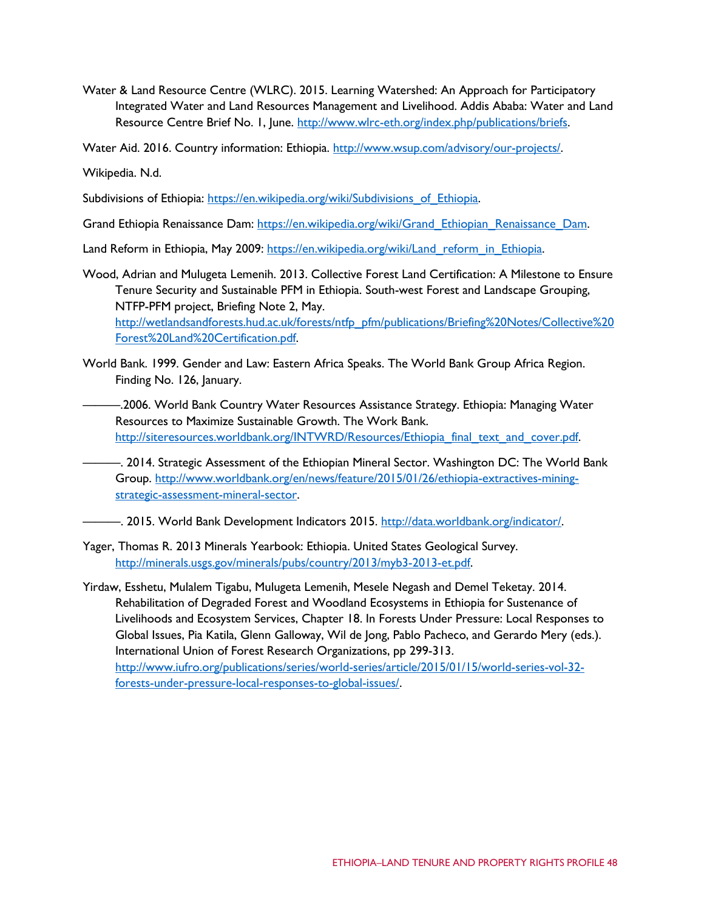Water & Land Resource Centre (WLRC). 2015. Learning Watershed: An Approach for Participatory Integrated Water and Land Resources Management and Livelihood. Addis Ababa: Water and Land Resource Centre Brief No. 1, June. http://www.wlrc-eth.org/index.php/publications/briefs.

Water Aid. 2016. Country information: Ethiopia. http://www.wsup.com/advisory/our-projects/.

Wikipedia. N.d.

Subdivisions of Ethiopia: https://en.wikipedia.org/wiki/Subdivisions_of_Ethiopia.

Grand Ethiopia Renaissance Dam: https://en.wikipedia.org/wiki/Grand_Ethiopian_Renaissance_Dam.

Land Reform in Ethiopia, May 2009: https://en.wikipedia.org/wiki/Land_reform_in_Ethiopia.

Wood, Adrian and Mulugeta Lemenih. 2013. Collective Forest Land Certification: A Milestone to Ensure Tenure Security and Sustainable PFM in Ethiopia. South-west Forest and Landscape Grouping, NTFP-PFM project, Briefing Note 2, May. http://wetlandsandforests.hud.ac.uk/forests/ntfp_pfm/publications/Briefing%20Notes/Collective%20Forest%20Land%20Certification.pdf.

World Bank. 1999. Gender and Law: Eastern Africa Speaks. The World Bank Group Africa Region. Finding No. 126, January.

———.2006. World Bank Country Water Resources Assistance Strategy. Ethiopia: Managing Water Resources to Maximize Sustainable Growth. The Work Bank. http://siteresources.worldbank.org/INTWRD/Resources/Ethiopia_final_text_and_cover.pdf.

———. 2014. Strategic Assessment of the Ethiopian Mineral Sector. Washington DC: The World Bank Group. http://www.worldbank.org/en/news/feature/2015/01/26/ethiopia-extractives-mining-strategic-assessment-mineral-sector.

———. 2015. World Bank Development Indicators 2015. http://data.worldbank.org/indicator/.

Yager, Thomas R. 2013 Minerals Yearbook: Ethiopia. United States Geological Survey. http://minerals.usgs.gov/minerals/pubs/country/2013/myb3-2013-et.pdf.

Yirdaw, Esshetu, Mulalem Tigabu, Mulugeta Lemenih, Mesele Negash and Demel Teketay. 2014. Rehabilitation of Degraded Forest and Woodland Ecosystems in Ethiopia for Sustenance of Livelihoods and Ecosystem Services, Chapter 18. In Forests Under Pressure: Local Responses to Global Issues, Pia Katila, Glenn Galloway, Wil de Jong, Pablo Pacheco, and Gerardo Mery (eds.). International Union of Forest Research Organizations, pp 299-313. http://www.iufro.org/publications/series/world-series/article/2015/01/15/world-series-vol-32-forests-under-pressure-local-responses-to-global-issues/.